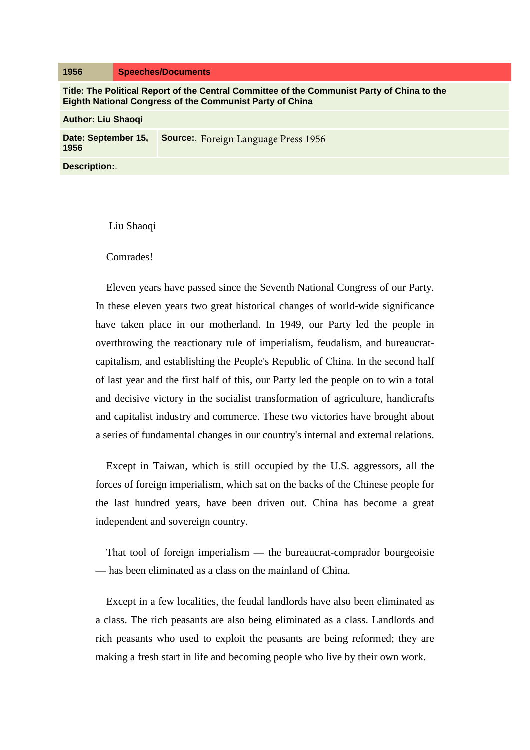| 1956 | Speeches/Documents |
| --- | --- |
| **Title: The Political Report of the Central Committee of the Communist Party of China to the Eighth National Congress of the Communist Party of China** | |
| **Author: Liu Shaoqi** | |
| **Date: September 15, 1956** | **Source:**. Foreign Language Press 1956 |
| **Description:**. | |

Liu Shaoqi

Comrades!

Eleven years have passed since the Seventh National Congress of our Party. In these eleven years two great historical changes of world-wide significance have taken place in our motherland. In 1949, our Party led the people in overthrowing the reactionary rule of imperialism, feudalism, and bureaucrat-capitalism, and establishing the People's Republic of China. In the second half of last year and the first half of this, our Party led the people on to win a total and decisive victory in the socialist transformation of agriculture, handicrafts and capitalist industry and commerce. These two victories have brought about a series of fundamental changes in our country's internal and external relations.

Except in Taiwan, which is still occupied by the U.S. aggressors, all the forces of foreign imperialism, which sat on the backs of the Chinese people for the last hundred years, have been driven out. China has become a great independent and sovereign country.

That tool of foreign imperialism — the bureaucrat-comprador bourgeoisie — has been eliminated as a class on the mainland of China.

Except in a few localities, the feudal landlords have also been eliminated as a class. The rich peasants are also being eliminated as a class. Landlords and rich peasants who used to exploit the peasants are being reformed; they are making a fresh start in life and becoming people who live by their own work.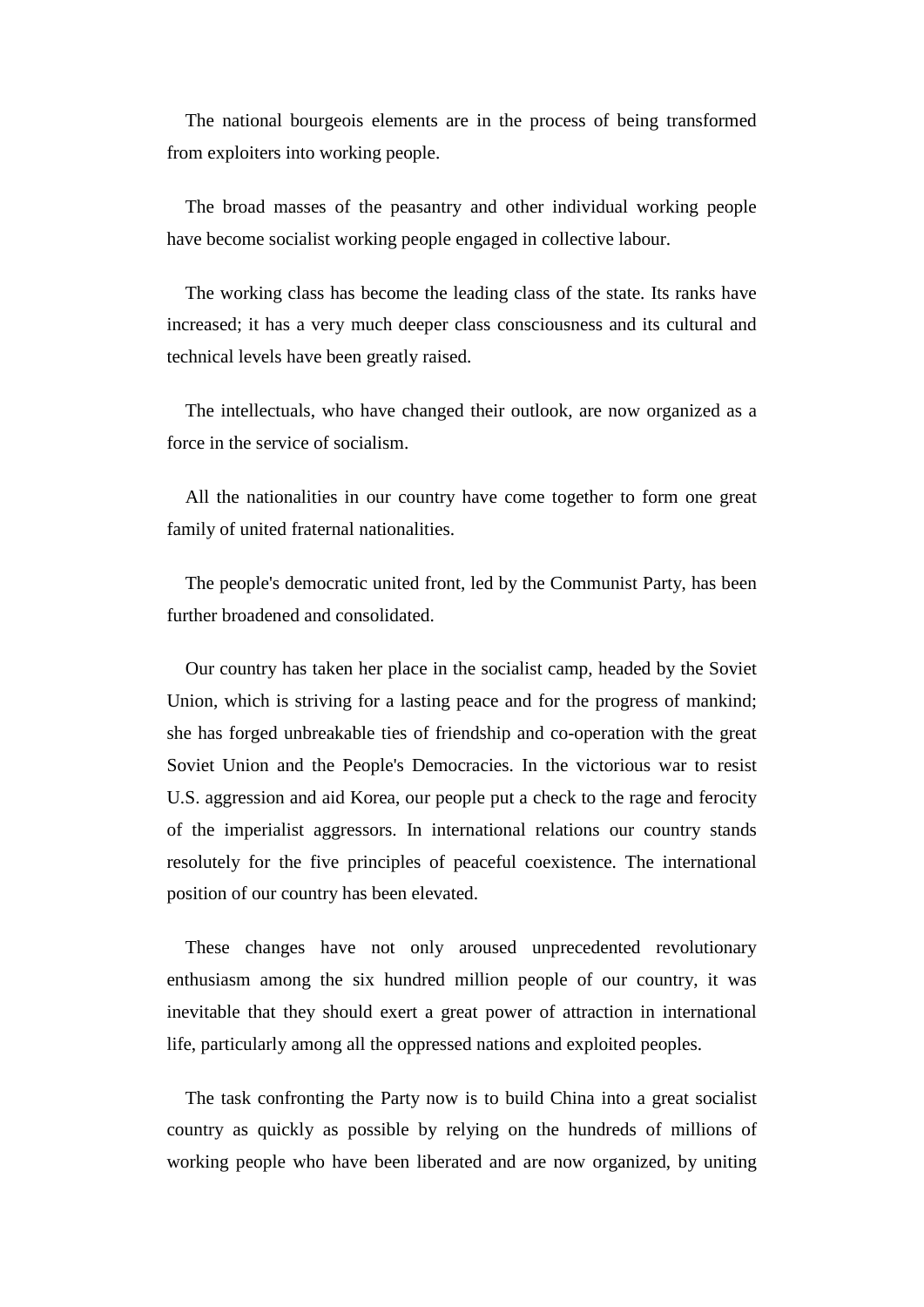The national bourgeois elements are in the process of being transformed from exploiters into working people.

The broad masses of the peasantry and other individual working people have become socialist working people engaged in collective labour.

The working class has become the leading class of the state. Its ranks have increased; it has a very much deeper class consciousness and its cultural and technical levels have been greatly raised.

The intellectuals, who have changed their outlook, are now organized as a force in the service of socialism.

All the nationalities in our country have come together to form one great family of united fraternal nationalities.

The people's democratic united front, led by the Communist Party, has been further broadened and consolidated.

Our country has taken her place in the socialist camp, headed by the Soviet Union, which is striving for a lasting peace and for the progress of mankind; she has forged unbreakable ties of friendship and co-operation with the great Soviet Union and the People's Democracies. In the victorious war to resist U.S. aggression and aid Korea, our people put a check to the rage and ferocity of the imperialist aggressors. In international relations our country stands resolutely for the five principles of peaceful coexistence. The international position of our country has been elevated.

These changes have not only aroused unprecedented revolutionary enthusiasm among the six hundred million people of our country, it was inevitable that they should exert a great power of attraction in international life, particularly among all the oppressed nations and exploited peoples.

The task confronting the Party now is to build China into a great socialist country as quickly as possible by relying on the hundreds of millions of working people who have been liberated and are now organized, by uniting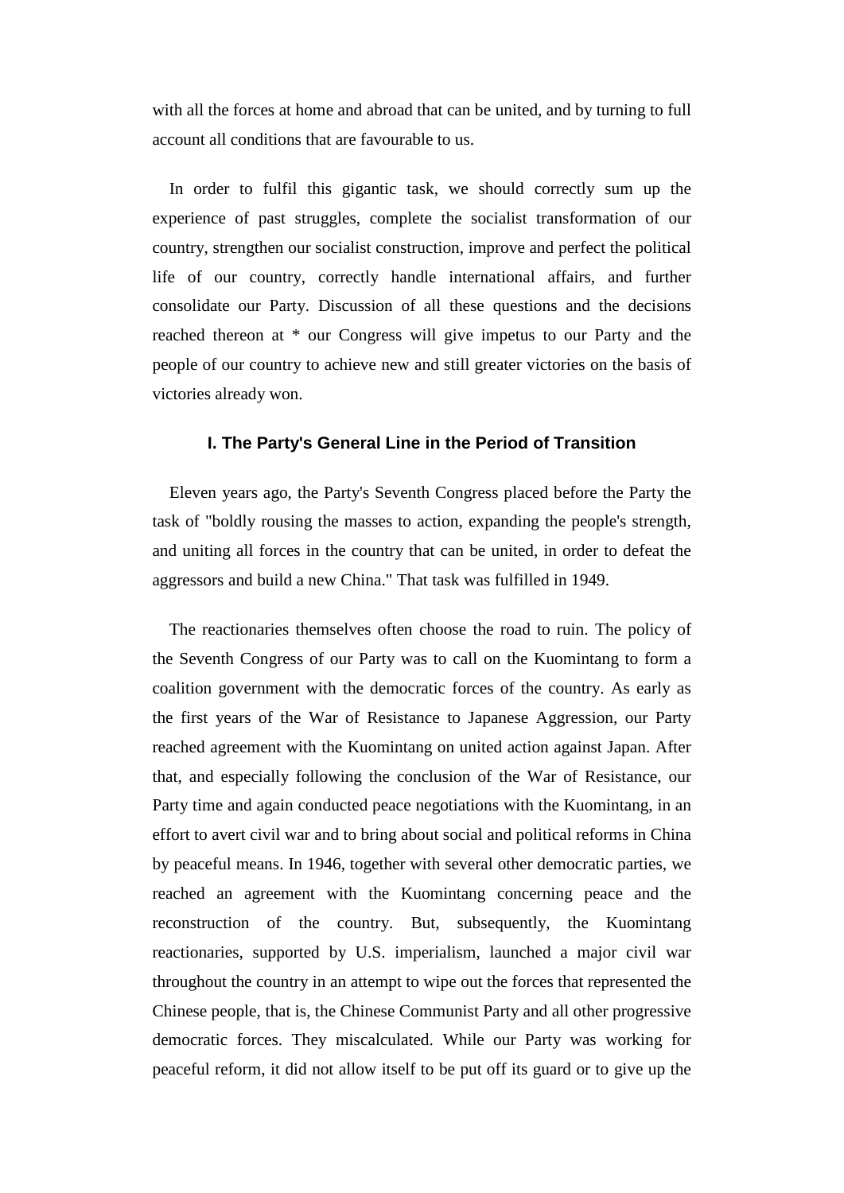with all the forces at home and abroad that can be united, and by turning to full account all conditions that are favourable to us.

In order to fulfil this gigantic task, we should correctly sum up the experience of past struggles, complete the socialist transformation of our country, strengthen our socialist construction, improve and perfect the political life of our country, correctly handle international affairs, and further consolidate our Party. Discussion of all these questions and the decisions reached thereon at * our Congress will give impetus to our Party and the people of our country to achieve new and still greater victories on the basis of victories already won.

## I. The Party's General Line in the Period of Transition

Eleven years ago, the Party's Seventh Congress placed before the Party the task of "boldly rousing the masses to action, expanding the people's strength, and uniting all forces in the country that can be united, in order to defeat the aggressors and build a new China." That task was fulfilled in 1949.

The reactionaries themselves often choose the road to ruin. The policy of the Seventh Congress of our Party was to call on the Kuomintang to form a coalition government with the democratic forces of the country. As early as the first years of the War of Resistance to Japanese Aggression, our Party reached agreement with the Kuomintang on united action against Japan. After that, and especially following the conclusion of the War of Resistance, our Party time and again conducted peace negotiations with the Kuomintang, in an effort to avert civil war and to bring about social and political reforms in China by peaceful means. In 1946, together with several other democratic parties, we reached an agreement with the Kuomintang concerning peace and the reconstruction of the country. But, subsequently, the Kuomintang reactionaries, supported by U.S. imperialism, launched a major civil war throughout the country in an attempt to wipe out the forces that represented the Chinese people, that is, the Chinese Communist Party and all other progressive democratic forces. They miscalculated. While our Party was working for peaceful reform, it did not allow itself to be put off its guard or to give up the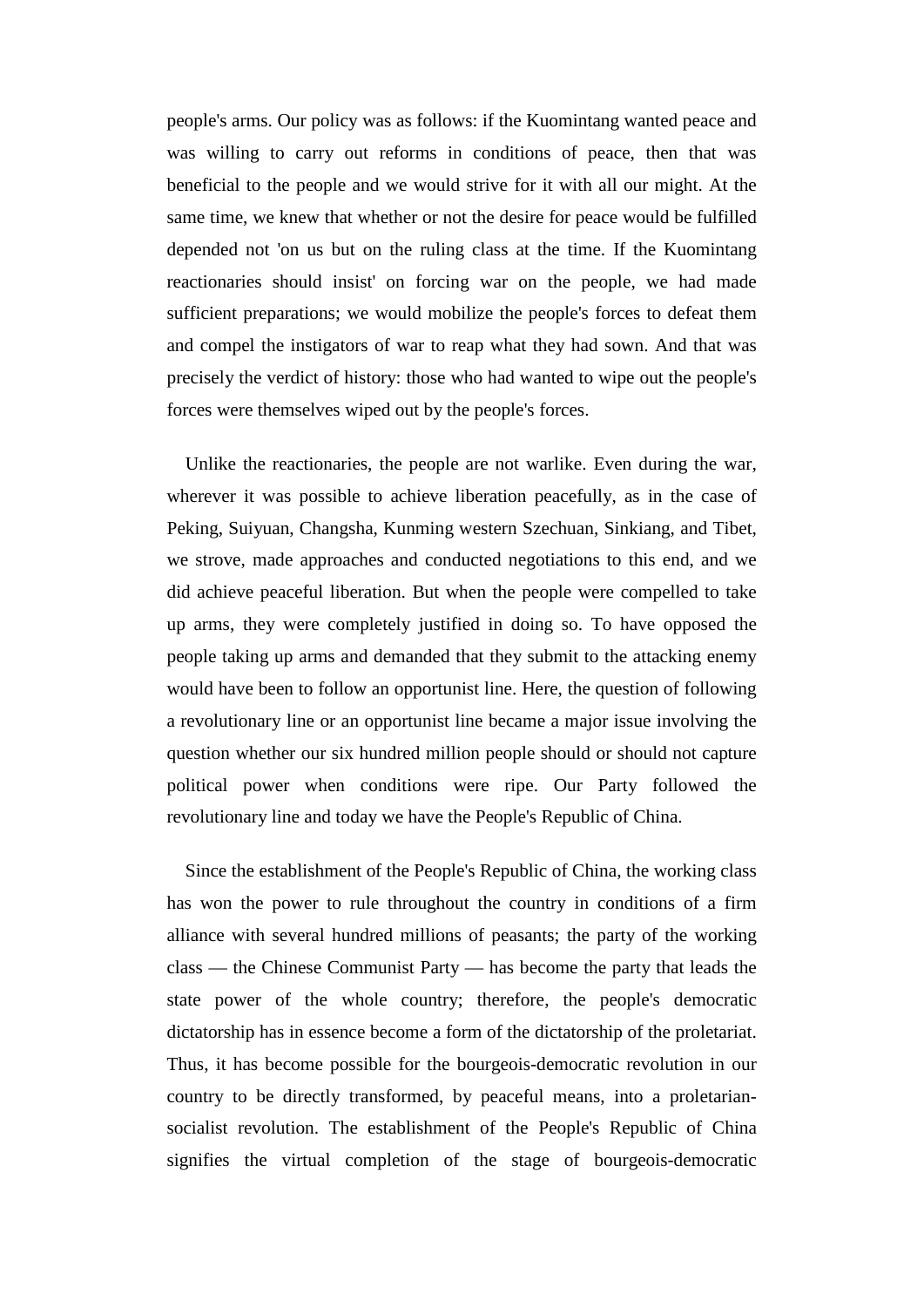people's arms. Our policy was as follows: if the Kuomintang wanted peace and was willing to carry out reforms in conditions of peace, then that was beneficial to the people and we would strive for it with all our might. At the same time, we knew that whether or not the desire for peace would be fulfilled depended not 'on us but on the ruling class at the time. If the Kuomintang reactionaries should insist' on forcing war on the people, we had made sufficient preparations; we would mobilize the people's forces to defeat them and compel the instigators of war to reap what they had sown. And that was precisely the verdict of history: those who had wanted to wipe out the people's forces were themselves wiped out by the people's forces.

Unlike the reactionaries, the people are not warlike. Even during the war, wherever it was possible to achieve liberation peacefully, as in the case of Peking, Suiyuan, Changsha, Kunming western Szechuan, Sinkiang, and Tibet, we strove, made approaches and conducted negotiations to this end, and we did achieve peaceful liberation. But when the people were compelled to take up arms, they were completely justified in doing so. To have opposed the people taking up arms and demanded that they submit to the attacking enemy would have been to follow an opportunist line. Here, the question of following a revolutionary line or an opportunist line became a major issue involving the question whether our six hundred million people should or should not capture political power when conditions were ripe. Our Party followed the revolutionary line and today we have the People's Republic of China.

Since the establishment of the People's Republic of China, the working class has won the power to rule throughout the country in conditions of a firm alliance with several hundred millions of peasants; the party of the working class — the Chinese Communist Party — has become the party that leads the state power of the whole country; therefore, the people's democratic dictatorship has in essence become a form of the dictatorship of the proletariat. Thus, it has become possible for the bourgeois-democratic revolution in our country to be directly transformed, by peaceful means, into a proletarian-socialist revolution. The establishment of the People's Republic of China signifies the virtual completion of the stage of bourgeois-democratic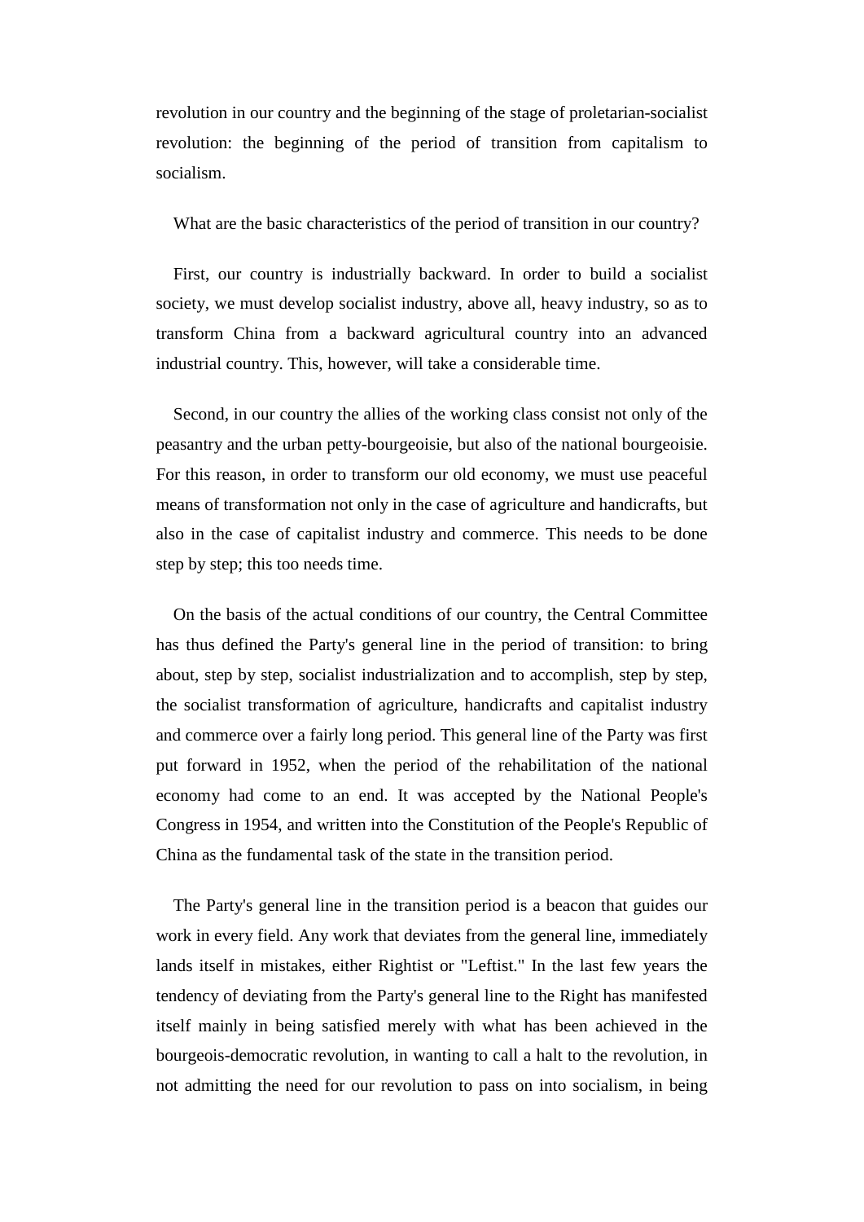revolution in our country and the beginning of the stage of proletarian-socialist revolution: the beginning of the period of transition from capitalism to socialism.

What are the basic characteristics of the period of transition in our country?

First, our country is industrially backward. In order to build a socialist society, we must develop socialist industry, above all, heavy industry, so as to transform China from a backward agricultural country into an advanced industrial country. This, however, will take a considerable time.

Second, in our country the allies of the working class consist not only of the peasantry and the urban petty-bourgeoisie, but also of the national bourgeoisie. For this reason, in order to transform our old economy, we must use peaceful means of transformation not only in the case of agriculture and handicrafts, but also in the case of capitalist industry and commerce. This needs to be done step by step; this too needs time.

On the basis of the actual conditions of our country, the Central Committee has thus defined the Party's general line in the period of transition: to bring about, step by step, socialist industrialization and to accomplish, step by step, the socialist transformation of agriculture, handicrafts and capitalist industry and commerce over a fairly long period. This general line of the Party was first put forward in 1952, when the period of the rehabilitation of the national economy had come to an end. It was accepted by the National People's Congress in 1954, and written into the Constitution of the People's Republic of China as the fundamental task of the state in the transition period.

The Party's general line in the transition period is a beacon that guides our work in every field. Any work that deviates from the general line, immediately lands itself in mistakes, either Rightist or "Leftist." In the last few years the tendency of deviating from the Party's general line to the Right has manifested itself mainly in being satisfied merely with what has been achieved in the bourgeois-democratic revolution, in wanting to call a halt to the revolution, in not admitting the need for our revolution to pass on into socialism, in being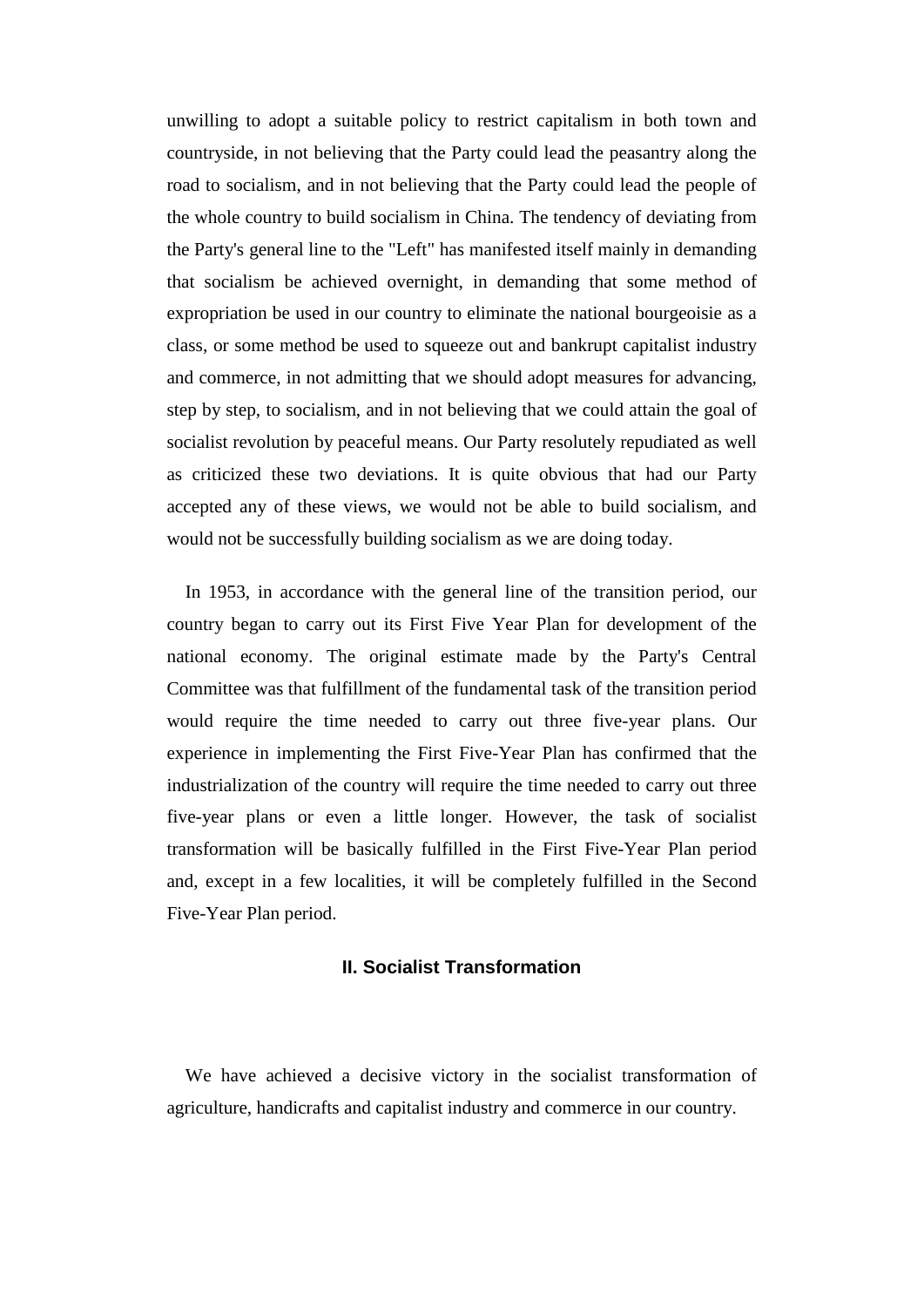unwilling to adopt a suitable policy to restrict capitalism in both town and countryside, in not believing that the Party could lead the peasantry along the road to socialism, and in not believing that the Party could lead the people of the whole country to build socialism in China. The tendency of deviating from the Party's general line to the "Left" has manifested itself mainly in demanding that socialism be achieved overnight, in demanding that some method of expropriation be used in our country to eliminate the national bourgeoisie as a class, or some method be used to squeeze out and bankrupt capitalist industry and commerce, in not admitting that we should adopt measures for advancing, step by step, to socialism, and in not believing that we could attain the goal of socialist revolution by peaceful means. Our Party resolutely repudiated as well as criticized these two deviations. It is quite obvious that had our Party accepted any of these views, we would not be able to build socialism, and would not be successfully building socialism as we are doing today.

In 1953, in accordance with the general line of the transition period, our country began to carry out its First Five Year Plan for development of the national economy. The original estimate made by the Party's Central Committee was that fulfillment of the fundamental task of the transition period would require the time needed to carry out three five-year plans. Our experience in implementing the First Five-Year Plan has confirmed that the industrialization of the country will require the time needed to carry out three five-year plans or even a little longer. However, the task of socialist transformation will be basically fulfilled in the First Five-Year Plan period and, except in a few localities, it will be completely fulfilled in the Second Five-Year Plan period.

## II. Socialist Transformation

We have achieved a decisive victory in the socialist transformation of agriculture, handicrafts and capitalist industry and commerce in our country.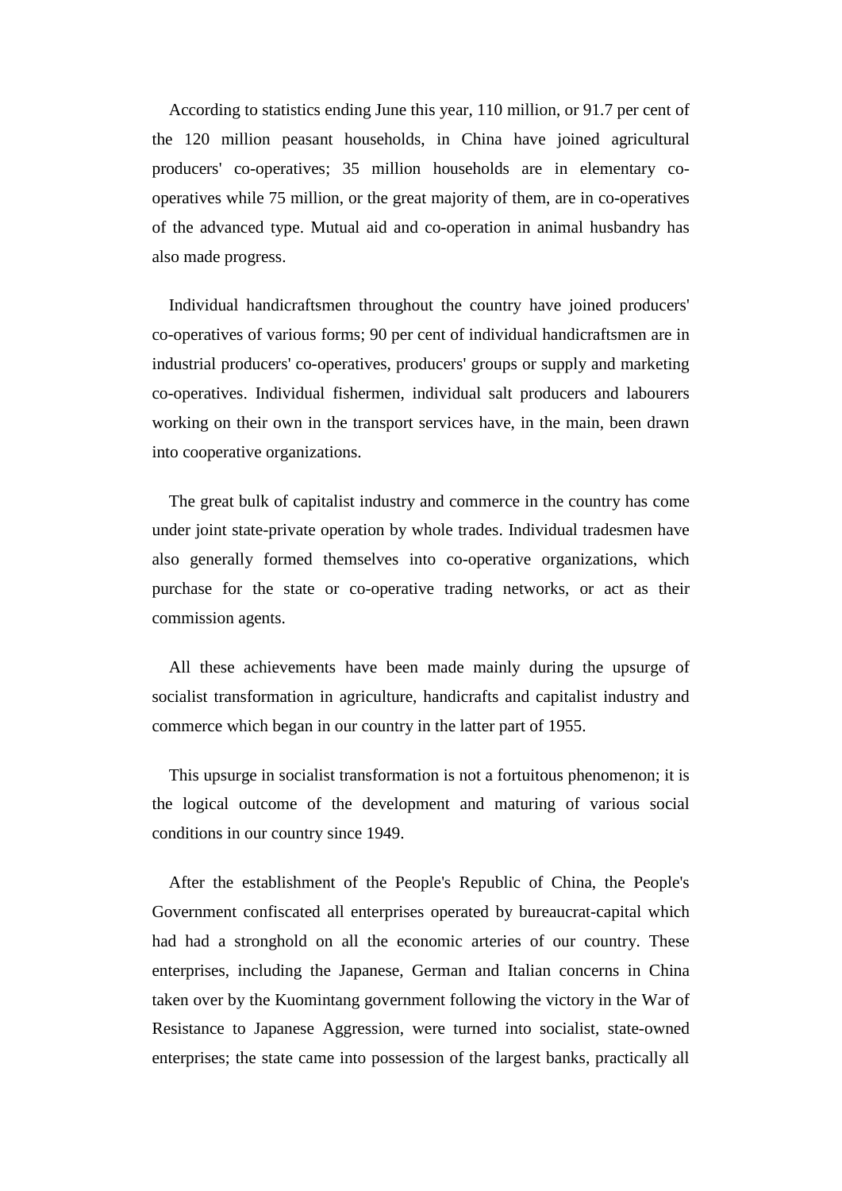According to statistics ending June this year, 110 million, or 91.7 per cent of the 120 million peasant households, in China have joined agricultural producers' co-operatives; 35 million households are in elementary co-operatives while 75 million, or the great majority of them, are in co-operatives of the advanced type. Mutual aid and co-operation in animal husbandry has also made progress.

Individual handicraftsmen throughout the country have joined producers' co-operatives of various forms; 90 per cent of individual handicraftsmen are in industrial producers' co-operatives, producers' groups or supply and marketing co-operatives. Individual fishermen, individual salt producers and labourers working on their own in the transport services have, in the main, been drawn into cooperative organizations.

The great bulk of capitalist industry and commerce in the country has come under joint state-private operation by whole trades. Individual tradesmen have also generally formed themselves into co-operative organizations, which purchase for the state or co-operative trading networks, or act as their commission agents.

All these achievements have been made mainly during the upsurge of socialist transformation in agriculture, handicrafts and capitalist industry and commerce which began in our country in the latter part of 1955.

This upsurge in socialist transformation is not a fortuitous phenomenon; it is the logical outcome of the development and maturing of various social conditions in our country since 1949.

After the establishment of the People's Republic of China, the People's Government confiscated all enterprises operated by bureaucrat-capital which had had a stronghold on all the economic arteries of our country. These enterprises, including the Japanese, German and Italian concerns in China taken over by the Kuomintang government following the victory in the War of Resistance to Japanese Aggression, were turned into socialist, state-owned enterprises; the state came into possession of the largest banks, practically all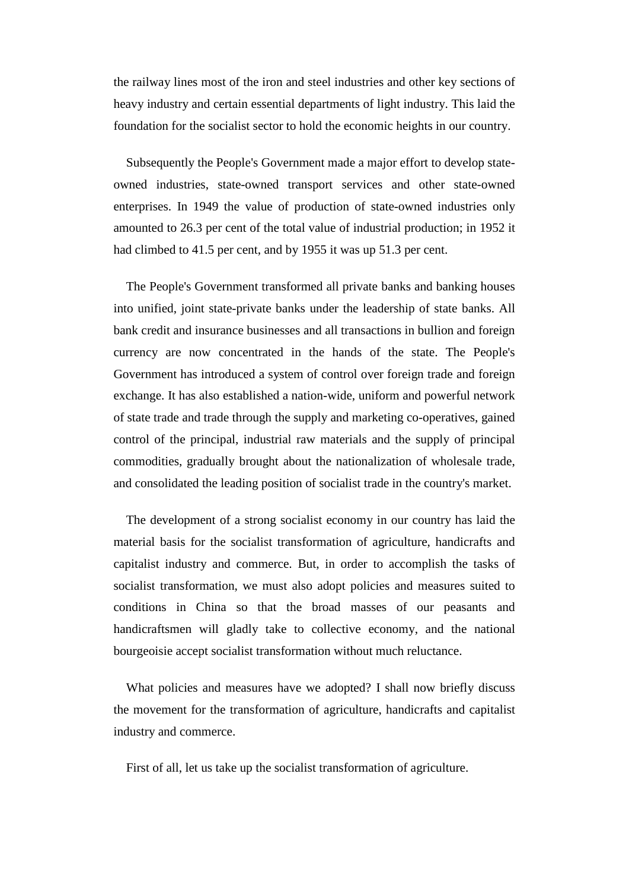the railway lines most of the iron and steel industries and other key sections of heavy industry and certain essential departments of light industry. This laid the foundation for the socialist sector to hold the economic heights in our country.

Subsequently the People's Government made a major effort to develop state-owned industries, state-owned transport services and other state-owned enterprises. In 1949 the value of production of state-owned industries only amounted to 26.3 per cent of the total value of industrial production; in 1952 it had climbed to 41.5 per cent, and by 1955 it was up 51.3 per cent.

The People's Government transformed all private banks and banking houses into unified, joint state-private banks under the leadership of state banks. All bank credit and insurance businesses and all transactions in bullion and foreign currency are now concentrated in the hands of the state. The People's Government has introduced a system of control over foreign trade and foreign exchange. It has also established a nation-wide, uniform and powerful network of state trade and trade through the supply and marketing co-operatives, gained control of the principal, industrial raw materials and the supply of principal commodities, gradually brought about the nationalization of wholesale trade, and consolidated the leading position of socialist trade in the country's market.

The development of a strong socialist economy in our country has laid the material basis for the socialist transformation of agriculture, handicrafts and capitalist industry and commerce. But, in order to accomplish the tasks of socialist transformation, we must also adopt policies and measures suited to conditions in China so that the broad masses of our peasants and handicraftsmen will gladly take to collective economy, and the national bourgeoisie accept socialist transformation without much reluctance.

What policies and measures have we adopted? I shall now briefly discuss the movement for the transformation of agriculture, handicrafts and capitalist industry and commerce.

First of all, let us take up the socialist transformation of agriculture.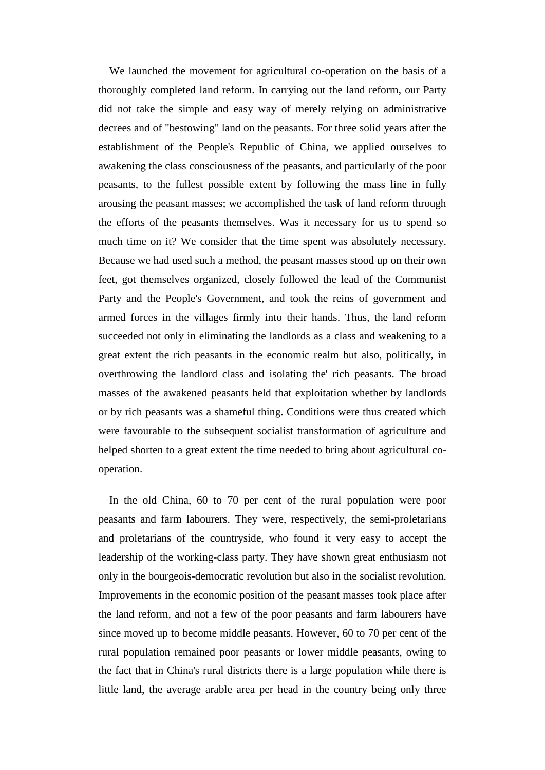We launched the movement for agricultural co-operation on the basis of a thoroughly completed land reform. In carrying out the land reform, our Party did not take the simple and easy way of merely relying on administrative decrees and of "bestowing" land on the peasants. For three solid years after the establishment of the People's Republic of China, we applied ourselves to awakening the class consciousness of the peasants, and particularly of the poor peasants, to the fullest possible extent by following the mass line in fully arousing the peasant masses; we accomplished the task of land reform through the efforts of the peasants themselves. Was it necessary for us to spend so much time on it? We consider that the time spent was absolutely necessary. Because we had used such a method, the peasant masses stood up on their own feet, got themselves organized, closely followed the lead of the Communist Party and the People's Government, and took the reins of government and armed forces in the villages firmly into their hands. Thus, the land reform succeeded not only in eliminating the landlords as a class and weakening to a great extent the rich peasants in the economic realm but also, politically, in overthrowing the landlord class and isolating the' rich peasants. The broad masses of the awakened peasants held that exploitation whether by landlords or by rich peasants was a shameful thing. Conditions were thus created which were favourable to the subsequent socialist transformation of agriculture and helped shorten to a great extent the time needed to bring about agricultural co-operation.

In the old China, 60 to 70 per cent of the rural population were poor peasants and farm labourers. They were, respectively, the semi-proletarians and proletarians of the countryside, who found it very easy to accept the leadership of the working-class party. They have shown great enthusiasm not only in the bourgeois-democratic revolution but also in the socialist revolution. Improvements in the economic position of the peasant masses took place after the land reform, and not a few of the poor peasants and farm labourers have since moved up to become middle peasants. However, 60 to 70 per cent of the rural population remained poor peasants or lower middle peasants, owing to the fact that in China's rural districts there is a large population while there is little land, the average arable area per head in the country being only three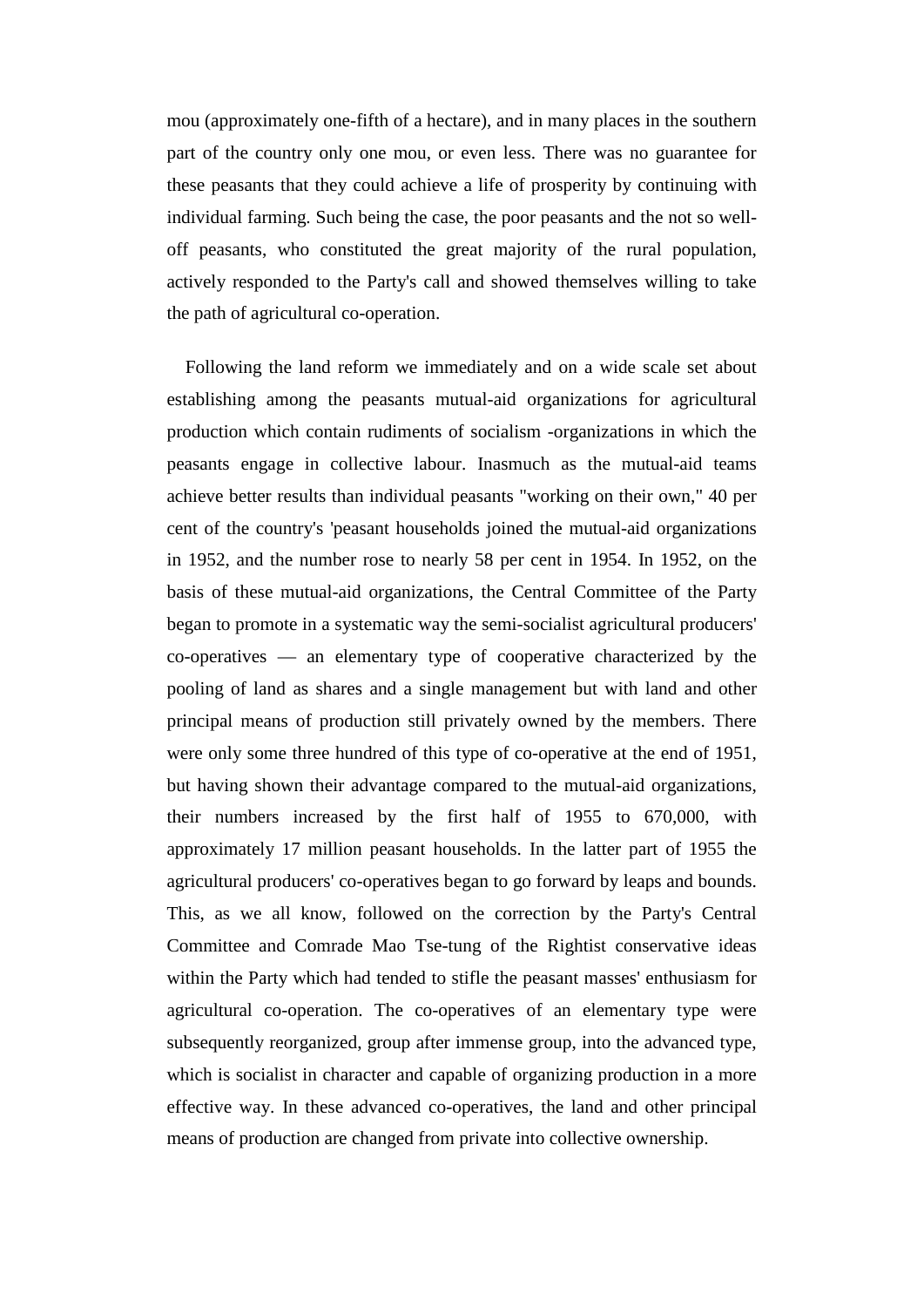mou (approximately one-fifth of a hectare), and in many places in the southern part of the country only one mou, or even less. There was no guarantee for these peasants that they could achieve a life of prosperity by continuing with individual farming. Such being the case, the poor peasants and the not so well-off peasants, who constituted the great majority of the rural population, actively responded to the Party's call and showed themselves willing to take the path of agricultural co-operation.

Following the land reform we immediately and on a wide scale set about establishing among the peasants mutual-aid organizations for agricultural production which contain rudiments of socialism -organizations in which the peasants engage in collective labour. Inasmuch as the mutual-aid teams achieve better results than individual peasants "working on their own," 40 per cent of the country's 'peasant households joined the mutual-aid organizations in 1952, and the number rose to nearly 58 per cent in 1954. In 1952, on the basis of these mutual-aid organizations, the Central Committee of the Party began to promote in a systematic way the semi-socialist agricultural producers' co-operatives — an elementary type of cooperative characterized by the pooling of land as shares and a single management but with land and other principal means of production still privately owned by the members. There were only some three hundred of this type of co-operative at the end of 1951, but having shown their advantage compared to the mutual-aid organizations, their numbers increased by the first half of 1955 to 670,000, with approximately 17 million peasant households. In the latter part of 1955 the agricultural producers' co-operatives began to go forward by leaps and bounds. This, as we all know, followed on the correction by the Party's Central Committee and Comrade Mao Tse-tung of the Rightist conservative ideas within the Party which had tended to stifle the peasant masses' enthusiasm for agricultural co-operation. The co-operatives of an elementary type were subsequently reorganized, group after immense group, into the advanced type, which is socialist in character and capable of organizing production in a more effective way. In these advanced co-operatives, the land and other principal means of production are changed from private into collective ownership.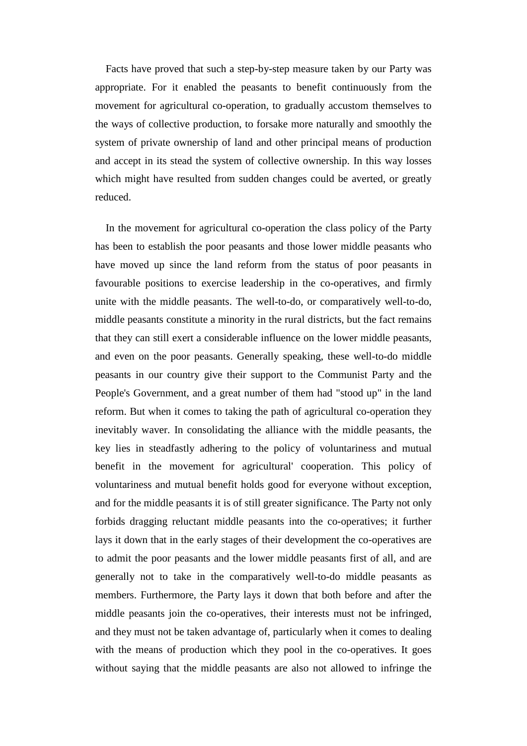Facts have proved that such a step-by-step measure taken by our Party was appropriate. For it enabled the peasants to benefit continuously from the movement for agricultural co-operation, to gradually accustom themselves to the ways of collective production, to forsake more naturally and smoothly the system of private ownership of land and other principal means of production and accept in its stead the system of collective ownership. In this way losses which might have resulted from sudden changes could be averted, or greatly reduced.

In the movement for agricultural co-operation the class policy of the Party has been to establish the poor peasants and those lower middle peasants who have moved up since the land reform from the status of poor peasants in favourable positions to exercise leadership in the co-operatives, and firmly unite with the middle peasants. The well-to-do, or comparatively well-to-do, middle peasants constitute a minority in the rural districts, but the fact remains that they can still exert a considerable influence on the lower middle peasants, and even on the poor peasants. Generally speaking, these well-to-do middle peasants in our country give their support to the Communist Party and the People's Government, and a great number of them had "stood up" in the land reform. But when it comes to taking the path of agricultural co-operation they inevitably waver. In consolidating the alliance with the middle peasants, the key lies in steadfastly adhering to the policy of voluntariness and mutual benefit in the movement for agricultural' cooperation. This policy of voluntariness and mutual benefit holds good for everyone without exception, and for the middle peasants it is of still greater significance. The Party not only forbids dragging reluctant middle peasants into the co-operatives; it further lays it down that in the early stages of their development the co-operatives are to admit the poor peasants and the lower middle peasants first of all, and are generally not to take in the comparatively well-to-do middle peasants as members. Furthermore, the Party lays it down that both before and after the middle peasants join the co-operatives, their interests must not be infringed, and they must not be taken advantage of, particularly when it comes to dealing with the means of production which they pool in the co-operatives. It goes without saying that the middle peasants are also not allowed to infringe the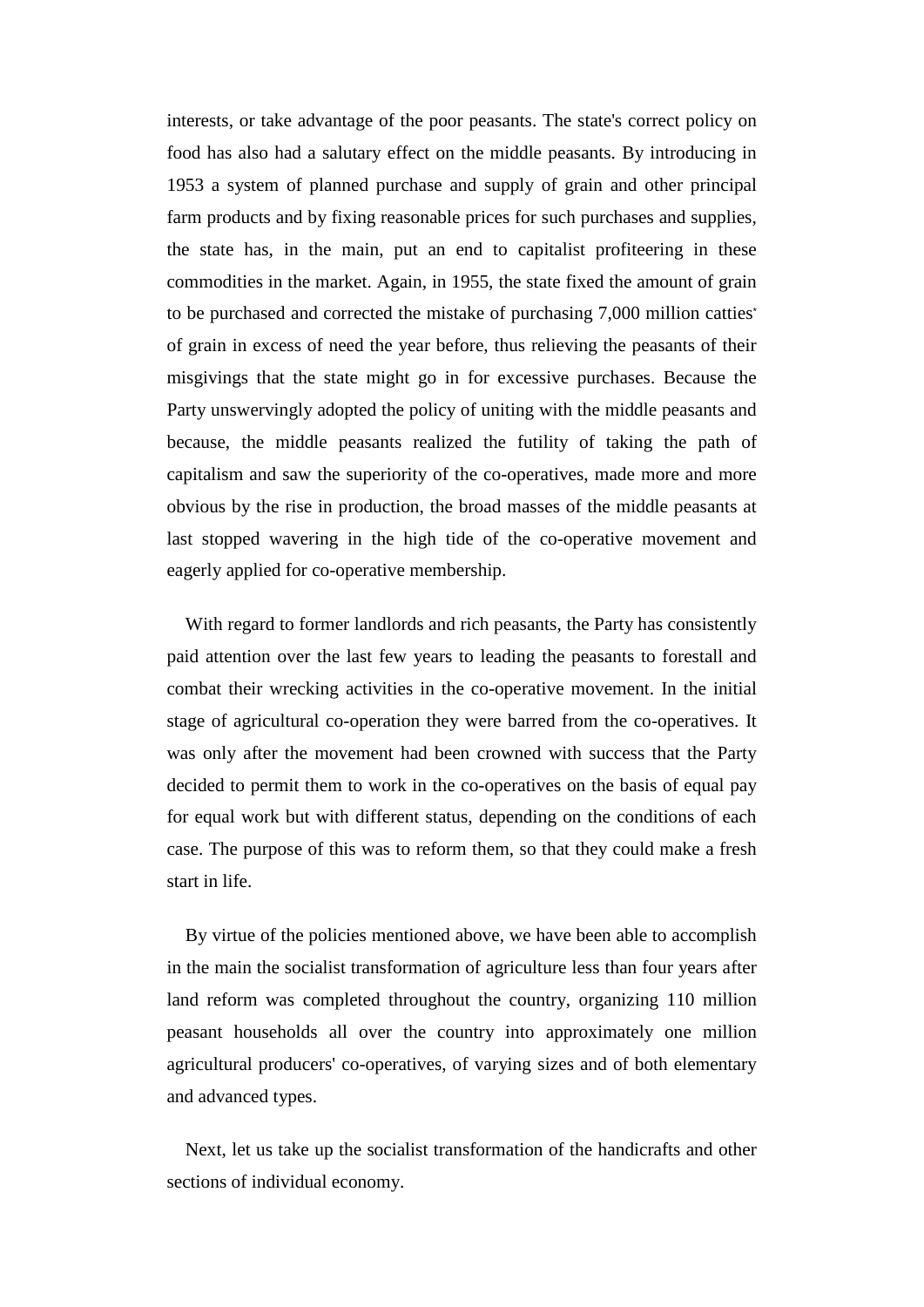interests, or take advantage of the poor peasants. The state's correct policy on food has also had a salutary effect on the middle peasants. By introducing in 1953 a system of planned purchase and supply of grain and other principal farm products and by fixing reasonable prices for such purchases and supplies, the state has, in the main, put an end to capitalist profiteering in these commodities in the market. Again, in 1955, the state fixed the amount of grain to be purchased and corrected the mistake of purchasing 7,000 million catties* of grain in excess of need the year before, thus relieving the peasants of their misgivings that the state might go in for excessive purchases. Because the Party unswervingly adopted the policy of uniting with the middle peasants and because, the middle peasants realized the futility of taking the path of capitalism and saw the superiority of the co-operatives, made more and more obvious by the rise in production, the broad masses of the middle peasants at last stopped wavering in the high tide of the co-operative movement and eagerly applied for co-operative membership.

With regard to former landlords and rich peasants, the Party has consistently paid attention over the last few years to leading the peasants to forestall and combat their wrecking activities in the co-operative movement. In the initial stage of agricultural co-operation they were barred from the co-operatives. It was only after the movement had been crowned with success that the Party decided to permit them to work in the co-operatives on the basis of equal pay for equal work but with different status, depending on the conditions of each case. The purpose of this was to reform them, so that they could make a fresh start in life.

By virtue of the policies mentioned above, we have been able to accomplish in the main the socialist transformation of agriculture less than four years after land reform was completed throughout the country, organizing 110 million peasant households all over the country into approximately one million agricultural producers' co-operatives, of varying sizes and of both elementary and advanced types.

Next, let us take up the socialist transformation of the handicrafts and other sections of individual economy.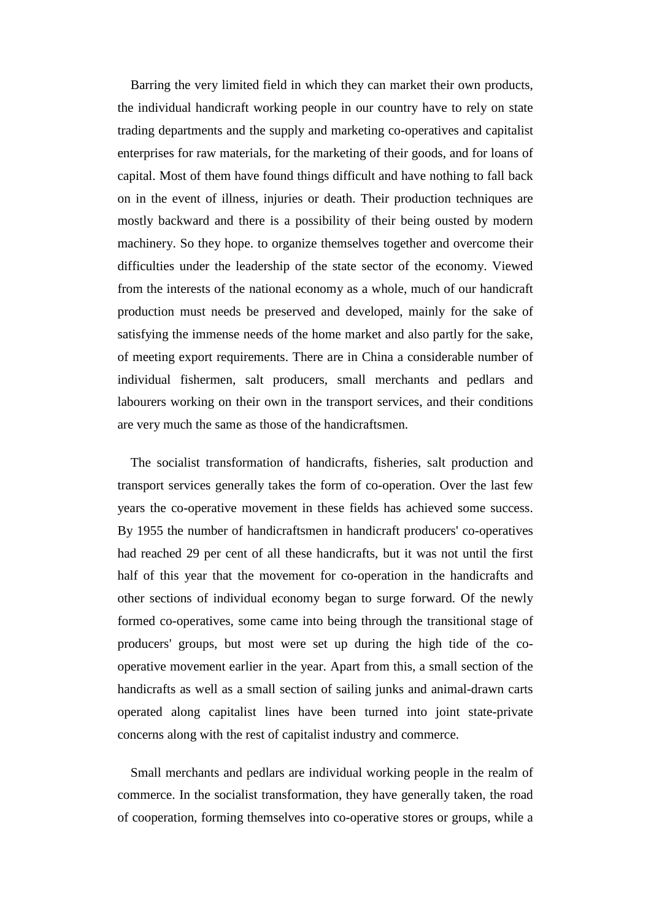Barring the very limited field in which they can market their own products, the individual handicraft working people in our country have to rely on state trading departments and the supply and marketing co-operatives and capitalist enterprises for raw materials, for the marketing of their goods, and for loans of capital. Most of them have found things difficult and have nothing to fall back on in the event of illness, injuries or death. Their production techniques are mostly backward and there is a possibility of their being ousted by modern machinery. So they hope. to organize themselves together and overcome their difficulties under the leadership of the state sector of the economy. Viewed from the interests of the national economy as a whole, much of our handicraft production must needs be preserved and developed, mainly for the sake of satisfying the immense needs of the home market and also partly for the sake, of meeting export requirements. There are in China a considerable number of individual fishermen, salt producers, small merchants and pedlars and labourers working on their own in the transport services, and their conditions are very much the same as those of the handicraftsmen.

The socialist transformation of handicrafts, fisheries, salt production and transport services generally takes the form of co-operation. Over the last few years the co-operative movement in these fields has achieved some success. By 1955 the number of handicraftsmen in handicraft producers' co-operatives had reached 29 per cent of all these handicrafts, but it was not until the first half of this year that the movement for co-operation in the handicrafts and other sections of individual economy began to surge forward. Of the newly formed co-operatives, some came into being through the transitional stage of producers' groups, but most were set up during the high tide of the co-operative movement earlier in the year. Apart from this, a small section of the handicrafts as well as a small section of sailing junks and animal-drawn carts operated along capitalist lines have been turned into joint state-private concerns along with the rest of capitalist industry and commerce.

Small merchants and pedlars are individual working people in the realm of commerce. In the socialist transformation, they have generally taken, the road of cooperation, forming themselves into co-operative stores or groups, while a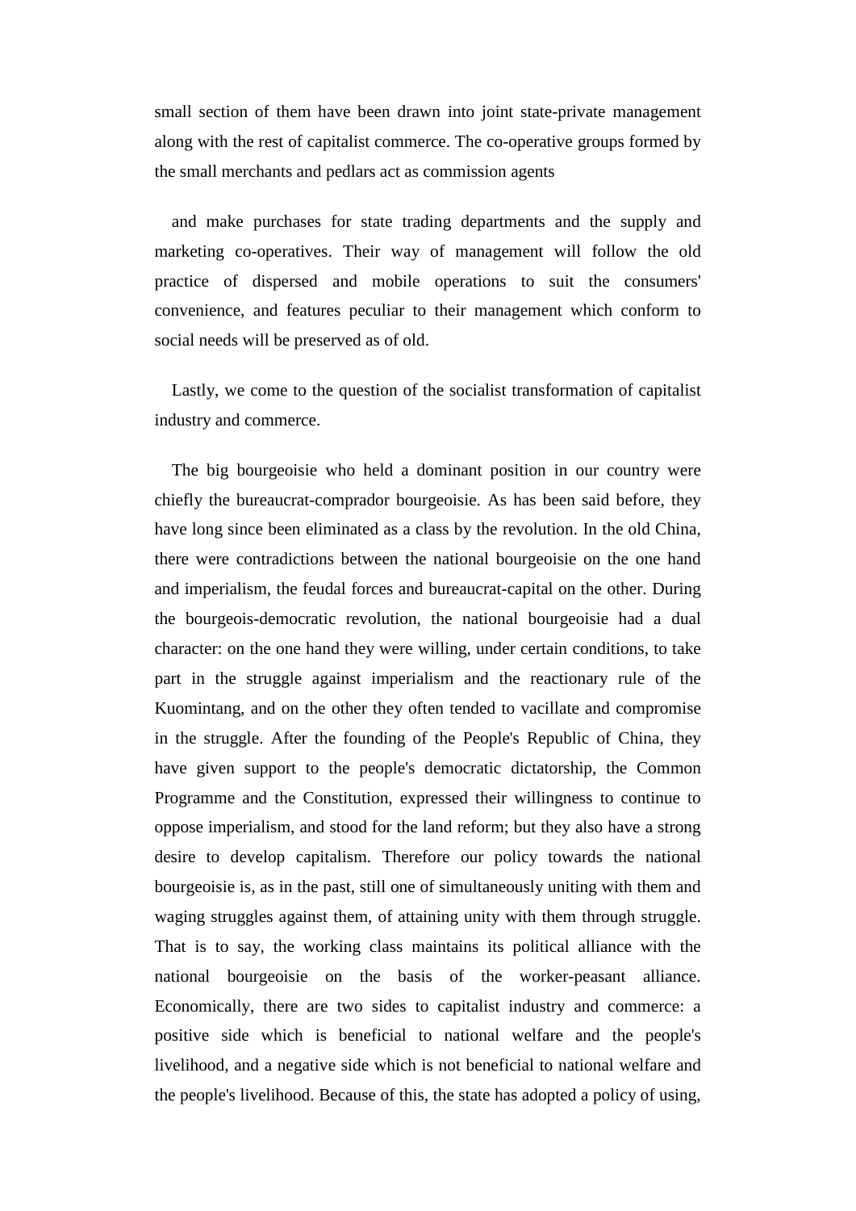small section of them have been drawn into joint state-private management along with the rest of capitalist commerce. The co-operative groups formed by the small merchants and pedlars act as commission agents

and make purchases for state trading departments and the supply and marketing co-operatives. Their way of management will follow the old practice of dispersed and mobile operations to suit the consumers' convenience, and features peculiar to their management which conform to social needs will be preserved as of old.

Lastly, we come to the question of the socialist transformation of capitalist industry and commerce.

The big bourgeoisie who held a dominant position in our country were chiefly the bureaucrat-comprador bourgeoisie. As has been said before, they have long since been eliminated as a class by the revolution. In the old China, there were contradictions between the national bourgeoisie on the one hand and imperialism, the feudal forces and bureaucrat-capital on the other. During the bourgeois-democratic revolution, the national bourgeoisie had a dual character: on the one hand they were willing, under certain conditions, to take part in the struggle against imperialism and the reactionary rule of the Kuomintang, and on the other they often tended to vacillate and compromise in the struggle. After the founding of the People's Republic of China, they have given support to the people's democratic dictatorship, the Common Programme and the Constitution, expressed their willingness to continue to oppose imperialism, and stood for the land reform; but they also have a strong desire to develop capitalism. Therefore our policy towards the national bourgeoisie is, as in the past, still one of simultaneously uniting with them and waging struggles against them, of attaining unity with them through struggle. That is to say, the working class maintains its political alliance with the national bourgeoisie on the basis of the worker-peasant alliance. Economically, there are two sides to capitalist industry and commerce: a positive side which is beneficial to national welfare and the people's livelihood, and a negative side which is not beneficial to national welfare and the people's livelihood. Because of this, the state has adopted a policy of using,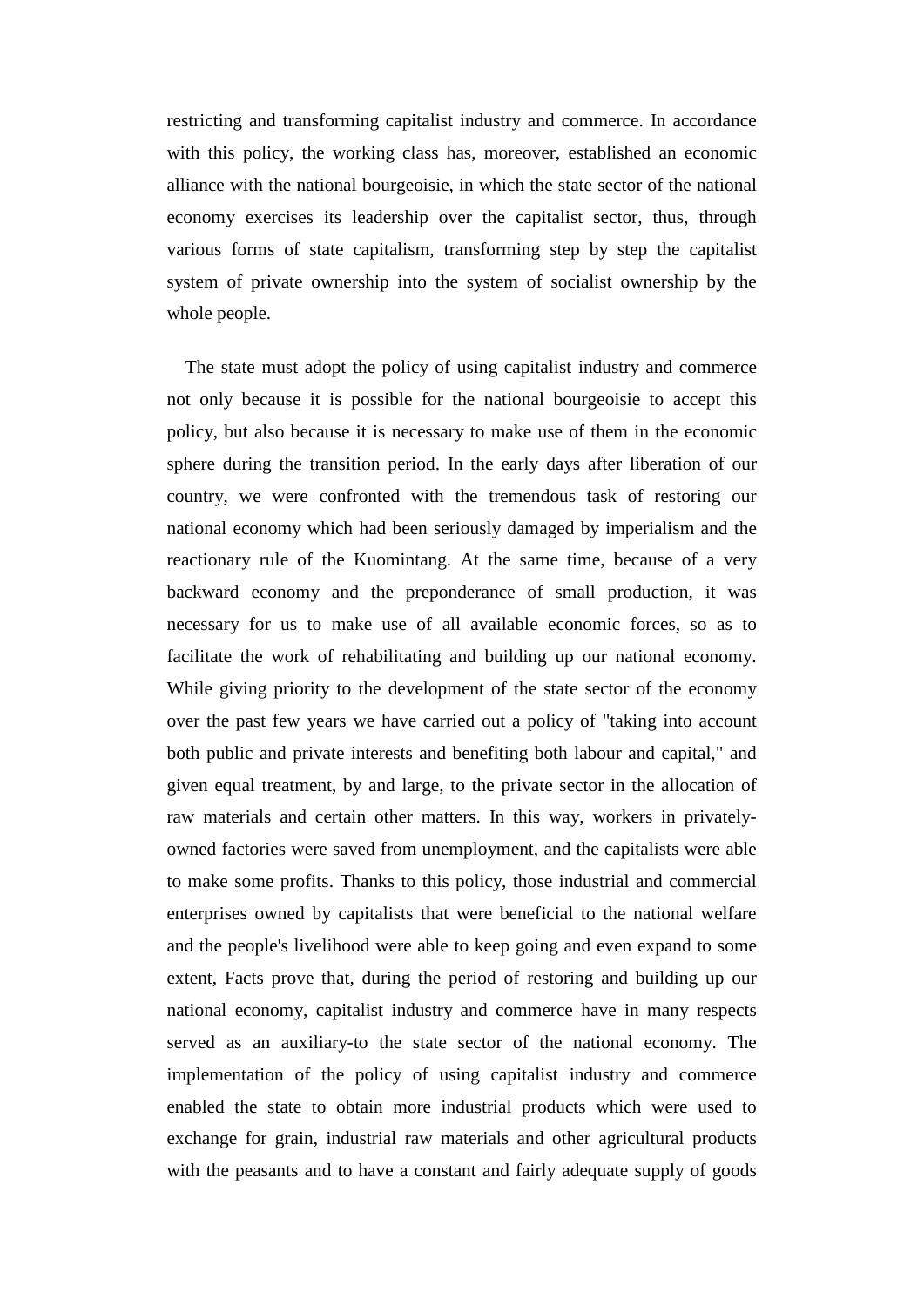restricting and transforming capitalist industry and commerce. In accordance with this policy, the working class has, moreover, established an economic alliance with the national bourgeoisie, in which the state sector of the national economy exercises its leadership over the capitalist sector, thus, through various forms of state capitalism, transforming step by step the capitalist system of private ownership into the system of socialist ownership by the whole people.

The state must adopt the policy of using capitalist industry and commerce not only because it is possible for the national bourgeoisie to accept this policy, but also because it is necessary to make use of them in the economic sphere during the transition period. In the early days after liberation of our country, we were confronted with the tremendous task of restoring our national economy which had been seriously damaged by imperialism and the reactionary rule of the Kuomintang. At the same time, because of a very backward economy and the preponderance of small production, it was necessary for us to make use of all available economic forces, so as to facilitate the work of rehabilitating and building up our national economy. While giving priority to the development of the state sector of the economy over the past few years we have carried out a policy of "taking into account both public and private interests and benefiting both labour and capital," and given equal treatment, by and large, to the private sector in the allocation of raw materials and certain other matters. In this way, workers in privately-owned factories were saved from unemployment, and the capitalists were able to make some profits. Thanks to this policy, those industrial and commercial enterprises owned by capitalists that were beneficial to the national welfare and the people's livelihood were able to keep going and even expand to some extent, Facts prove that, during the period of restoring and building up our national economy, capitalist industry and commerce have in many respects served as an auxiliary-to the state sector of the national economy. The implementation of the policy of using capitalist industry and commerce enabled the state to obtain more industrial products which were used to exchange for grain, industrial raw materials and other agricultural products with the peasants and to have a constant and fairly adequate supply of goods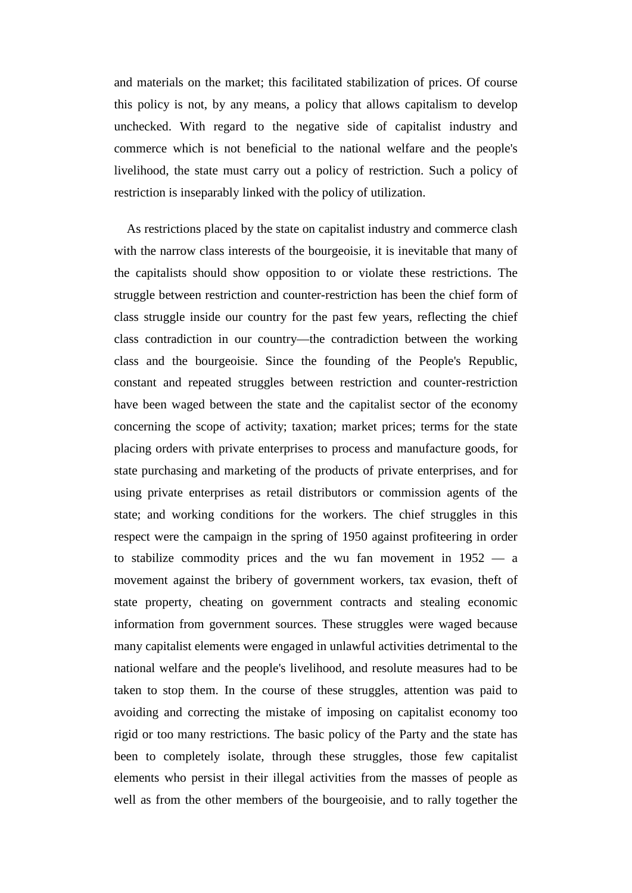and materials on the market; this facilitated stabilization of prices. Of course this policy is not, by any means, a policy that allows capitalism to develop unchecked. With regard to the negative side of capitalist industry and commerce which is not beneficial to the national welfare and the people's livelihood, the state must carry out a policy of restriction. Such a policy of restriction is inseparably linked with the policy of utilization.

As restrictions placed by the state on capitalist industry and commerce clash with the narrow class interests of the bourgeoisie, it is inevitable that many of the capitalists should show opposition to or violate these restrictions. The struggle between restriction and counter-restriction has been the chief form of class struggle inside our country for the past few years, reflecting the chief class contradiction in our country—the contradiction between the working class and the bourgeoisie. Since the founding of the People's Republic, constant and repeated struggles between restriction and counter-restriction have been waged between the state and the capitalist sector of the economy concerning the scope of activity; taxation; market prices; terms for the state placing orders with private enterprises to process and manufacture goods, for state purchasing and marketing of the products of private enterprises, and for using private enterprises as retail distributors or commission agents of the state; and working conditions for the workers. The chief struggles in this respect were the campaign in the spring of 1950 against profiteering in order to stabilize commodity prices and the wu fan movement in 1952 — a movement against the bribery of government workers, tax evasion, theft of state property, cheating on government contracts and stealing economic information from government sources. These struggles were waged because many capitalist elements were engaged in unlawful activities detrimental to the national welfare and the people's livelihood, and resolute measures had to be taken to stop them. In the course of these struggles, attention was paid to avoiding and correcting the mistake of imposing on capitalist economy too rigid or too many restrictions. The basic policy of the Party and the state has been to completely isolate, through these struggles, those few capitalist elements who persist in their illegal activities from the masses of people as well as from the other members of the bourgeoisie, and to rally together the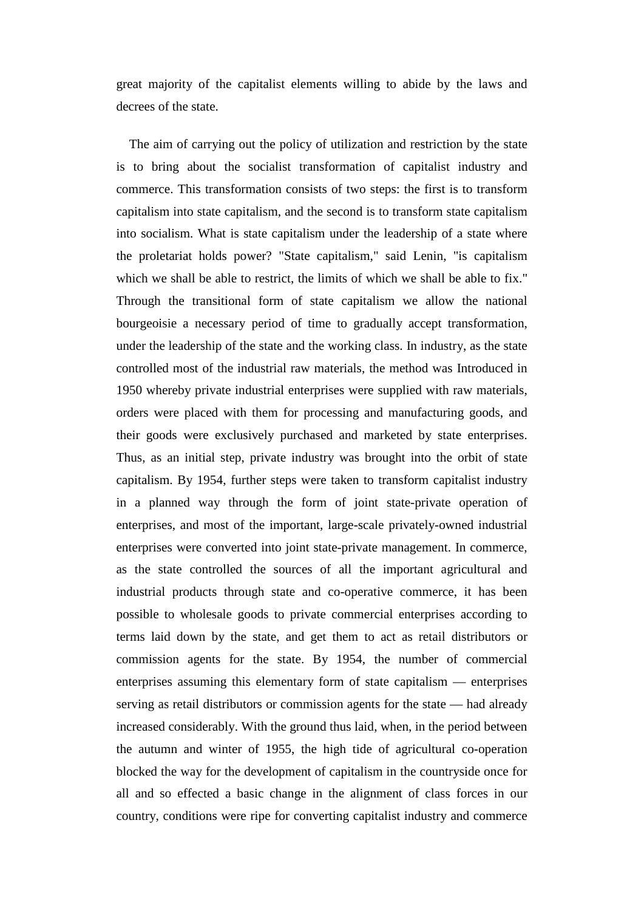great majority of the capitalist elements willing to abide by the laws and decrees of the state.

The aim of carrying out the policy of utilization and restriction by the state is to bring about the socialist transformation of capitalist industry and commerce. This transformation consists of two steps: the first is to transform capitalism into state capitalism, and the second is to transform state capitalism into socialism. What is state capitalism under the leadership of a state where the proletariat holds power? "State capitalism," said Lenin, "is capitalism which we shall be able to restrict, the limits of which we shall be able to fix." Through the transitional form of state capitalism we allow the national bourgeoisie a necessary period of time to gradually accept transformation, under the leadership of the state and the working class. In industry, as the state controlled most of the industrial raw materials, the method was Introduced in 1950 whereby private industrial enterprises were supplied with raw materials, orders were placed with them for processing and manufacturing goods, and their goods were exclusively purchased and marketed by state enterprises. Thus, as an initial step, private industry was brought into the orbit of state capitalism. By 1954, further steps were taken to transform capitalist industry in a planned way through the form of joint state-private operation of enterprises, and most of the important, large-scale privately-owned industrial enterprises were converted into joint state-private management. In commerce, as the state controlled the sources of all the important agricultural and industrial products through state and co-operative commerce, it has been possible to wholesale goods to private commercial enterprises according to terms laid down by the state, and get them to act as retail distributors or commission agents for the state. By 1954, the number of commercial enterprises assuming this elementary form of state capitalism — enterprises serving as retail distributors or commission agents for the state — had already increased considerably. With the ground thus laid, when, in the period between the autumn and winter of 1955, the high tide of agricultural co-operation blocked the way for the development of capitalism in the countryside once for all and so effected a basic change in the alignment of class forces in our country, conditions were ripe for converting capitalist industry and commerce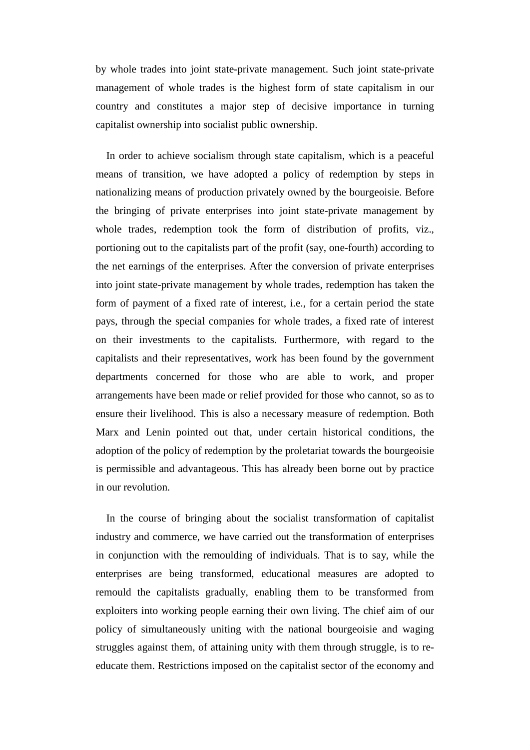by whole trades into joint state-private management. Such joint state-private management of whole trades is the highest form of state capitalism in our country and constitutes a major step of decisive importance in turning capitalist ownership into socialist public ownership.

In order to achieve socialism through state capitalism, which is a peaceful means of transition, we have adopted a policy of redemption by steps in nationalizing means of production privately owned by the bourgeoisie. Before the bringing of private enterprises into joint state-private management by whole trades, redemption took the form of distribution of profits, viz., portioning out to the capitalists part of the profit (say, one-fourth) according to the net earnings of the enterprises. After the conversion of private enterprises into joint state-private management by whole trades, redemption has taken the form of payment of a fixed rate of interest, i.e., for a certain period the state pays, through the special companies for whole trades, a fixed rate of interest on their investments to the capitalists. Furthermore, with regard to the capitalists and their representatives, work has been found by the government departments concerned for those who are able to work, and proper arrangements have been made or relief provided for those who cannot, so as to ensure their livelihood. This is also a necessary measure of redemption. Both Marx and Lenin pointed out that, under certain historical conditions, the adoption of the policy of redemption by the proletariat towards the bourgeoisie is permissible and advantageous. This has already been borne out by practice in our revolution.

In the course of bringing about the socialist transformation of capitalist industry and commerce, we have carried out the transformation of enterprises in conjunction with the remoulding of individuals. That is to say, while the enterprises are being transformed, educational measures are adopted to remould the capitalists gradually, enabling them to be transformed from exploiters into working people earning their own living. The chief aim of our policy of simultaneously uniting with the national bourgeoisie and waging struggles against them, of attaining unity with them through struggle, is to re-educate them. Restrictions imposed on the capitalist sector of the economy and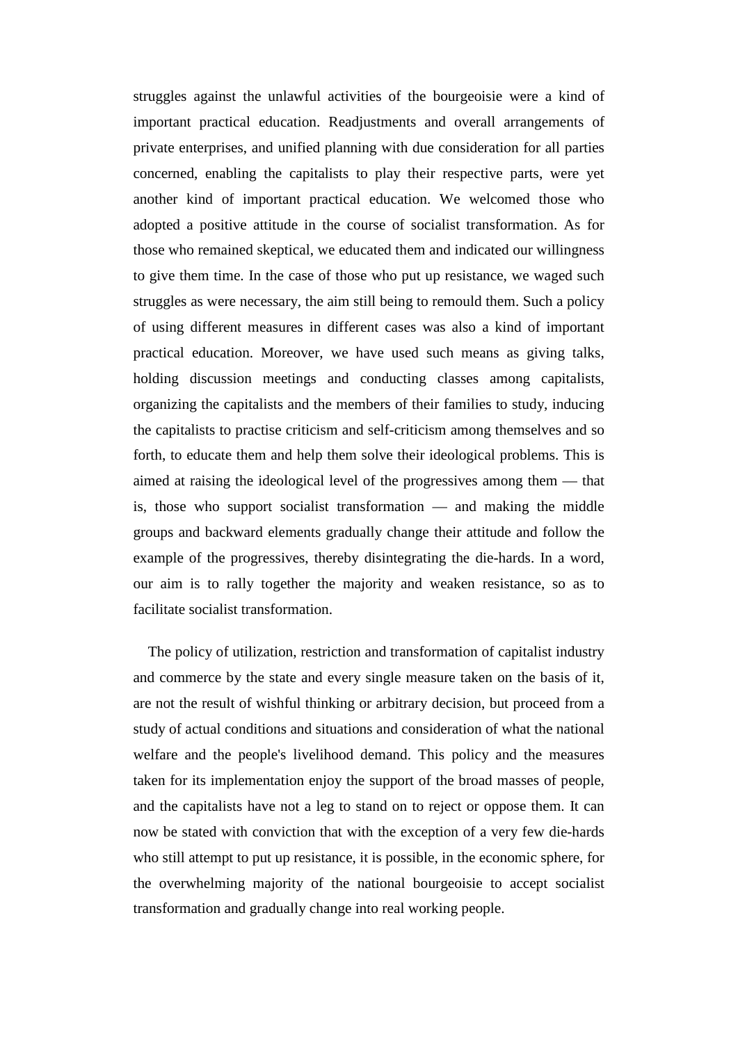struggles against the unlawful activities of the bourgeoisie were a kind of important practical education. Readjustments and overall arrangements of private enterprises, and unified planning with due consideration for all parties concerned, enabling the capitalists to play their respective parts, were yet another kind of important practical education. We welcomed those who adopted a positive attitude in the course of socialist transformation. As for those who remained skeptical, we educated them and indicated our willingness to give them time. In the case of those who put up resistance, we waged such struggles as were necessary, the aim still being to remould them. Such a policy of using different measures in different cases was also a kind of important practical education. Moreover, we have used such means as giving talks, holding discussion meetings and conducting classes among capitalists, organizing the capitalists and the members of their families to study, inducing the capitalists to practise criticism and self-criticism among themselves and so forth, to educate them and help them solve their ideological problems. This is aimed at raising the ideological level of the progressives among them — that is, those who support socialist transformation — and making the middle groups and backward elements gradually change their attitude and follow the example of the progressives, thereby disintegrating the die-hards. In a word, our aim is to rally together the majority and weaken resistance, so as to facilitate socialist transformation.

The policy of utilization, restriction and transformation of capitalist industry and commerce by the state and every single measure taken on the basis of it, are not the result of wishful thinking or arbitrary decision, but proceed from a study of actual conditions and situations and consideration of what the national welfare and the people's livelihood demand. This policy and the measures taken for its implementation enjoy the support of the broad masses of people, and the capitalists have not a leg to stand on to reject or oppose them. It can now be stated with conviction that with the exception of a very few die-hards who still attempt to put up resistance, it is possible, in the economic sphere, for the overwhelming majority of the national bourgeoisie to accept socialist transformation and gradually change into real working people.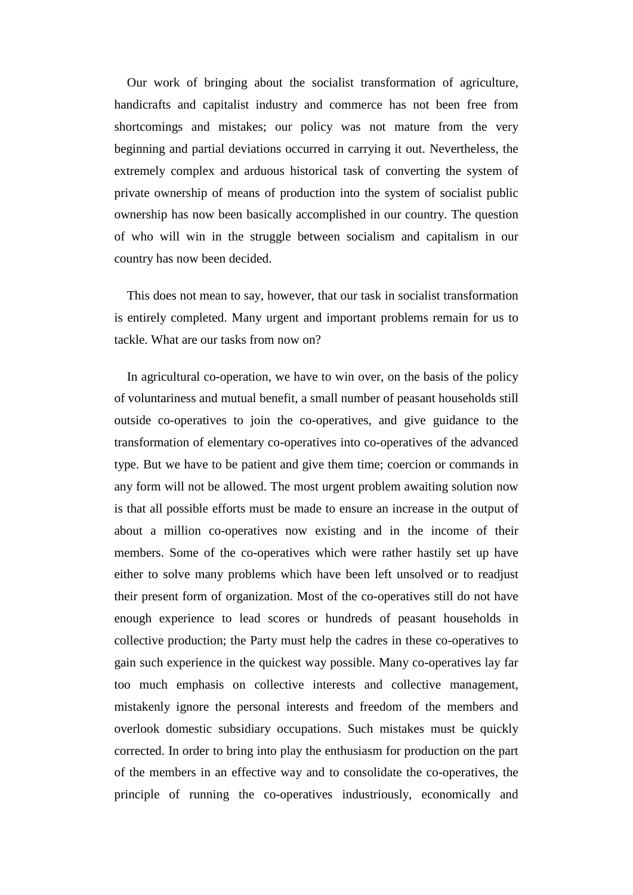Our work of bringing about the socialist transformation of agriculture, handicrafts and capitalist industry and commerce has not been free from shortcomings and mistakes; our policy was not mature from the very beginning and partial deviations occurred in carrying it out. Nevertheless, the extremely complex and arduous historical task of converting the system of private ownership of means of production into the system of socialist public ownership has now been basically accomplished in our country. The question of who will win in the struggle between socialism and capitalism in our country has now been decided.

This does not mean to say, however, that our task in socialist transformation is entirely completed. Many urgent and important problems remain for us to tackle. What are our tasks from now on?

In agricultural co-operation, we have to win over, on the basis of the policy of voluntariness and mutual benefit, a small number of peasant households still outside co-operatives to join the co-operatives, and give guidance to the transformation of elementary co-operatives into co-operatives of the advanced type. But we have to be patient and give them time; coercion or commands in any form will not be allowed. The most urgent problem awaiting solution now is that all possible efforts must be made to ensure an increase in the output of about a million co-operatives now existing and in the income of their members. Some of the co-operatives which were rather hastily set up have either to solve many problems which have been left unsolved or to readjust their present form of organization. Most of the co-operatives still do not have enough experience to lead scores or hundreds of peasant households in collective production; the Party must help the cadres in these co-operatives to gain such experience in the quickest way possible. Many co-operatives lay far too much emphasis on collective interests and collective management, mistakenly ignore the personal interests and freedom of the members and overlook domestic subsidiary occupations. Such mistakes must be quickly corrected. In order to bring into play the enthusiasm for production on the part of the members in an effective way and to consolidate the co-operatives, the principle of running the co-operatives industriously, economically and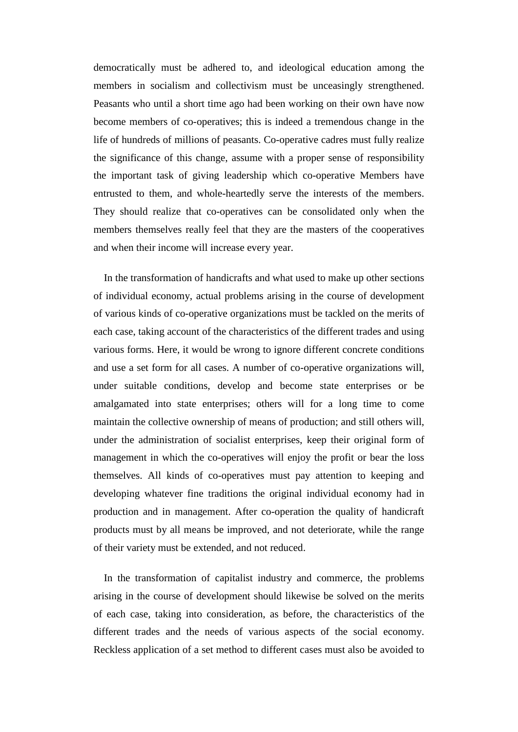democratically must be adhered to, and ideological education among the members in socialism and collectivism must be unceasingly strengthened. Peasants who until a short time ago had been working on their own have now become members of co-operatives; this is indeed a tremendous change in the life of hundreds of millions of peasants. Co-operative cadres must fully realize the significance of this change, assume with a proper sense of responsibility the important task of giving leadership which co-operative Members have entrusted to them, and whole-heartedly serve the interests of the members. They should realize that co-operatives can be consolidated only when the members themselves really feel that they are the masters of the cooperatives and when their income will increase every year.

In the transformation of handicrafts and what used to make up other sections of individual economy, actual problems arising in the course of development of various kinds of co-operative organizations must be tackled on the merits of each case, taking account of the characteristics of the different trades and using various forms. Here, it would be wrong to ignore different concrete conditions and use a set form for all cases. A number of co-operative organizations will, under suitable conditions, develop and become state enterprises or be amalgamated into state enterprises; others will for a long time to come maintain the collective ownership of means of production; and still others will, under the administration of socialist enterprises, keep their original form of management in which the co-operatives will enjoy the profit or bear the loss themselves. All kinds of co-operatives must pay attention to keeping and developing whatever fine traditions the original individual economy had in production and in management. After co-operation the quality of handicraft products must by all means be improved, and not deteriorate, while the range of their variety must be extended, and not reduced.

In the transformation of capitalist industry and commerce, the problems arising in the course of development should likewise be solved on the merits of each case, taking into consideration, as before, the characteristics of the different trades and the needs of various aspects of the social economy. Reckless application of a set method to different cases must also be avoided to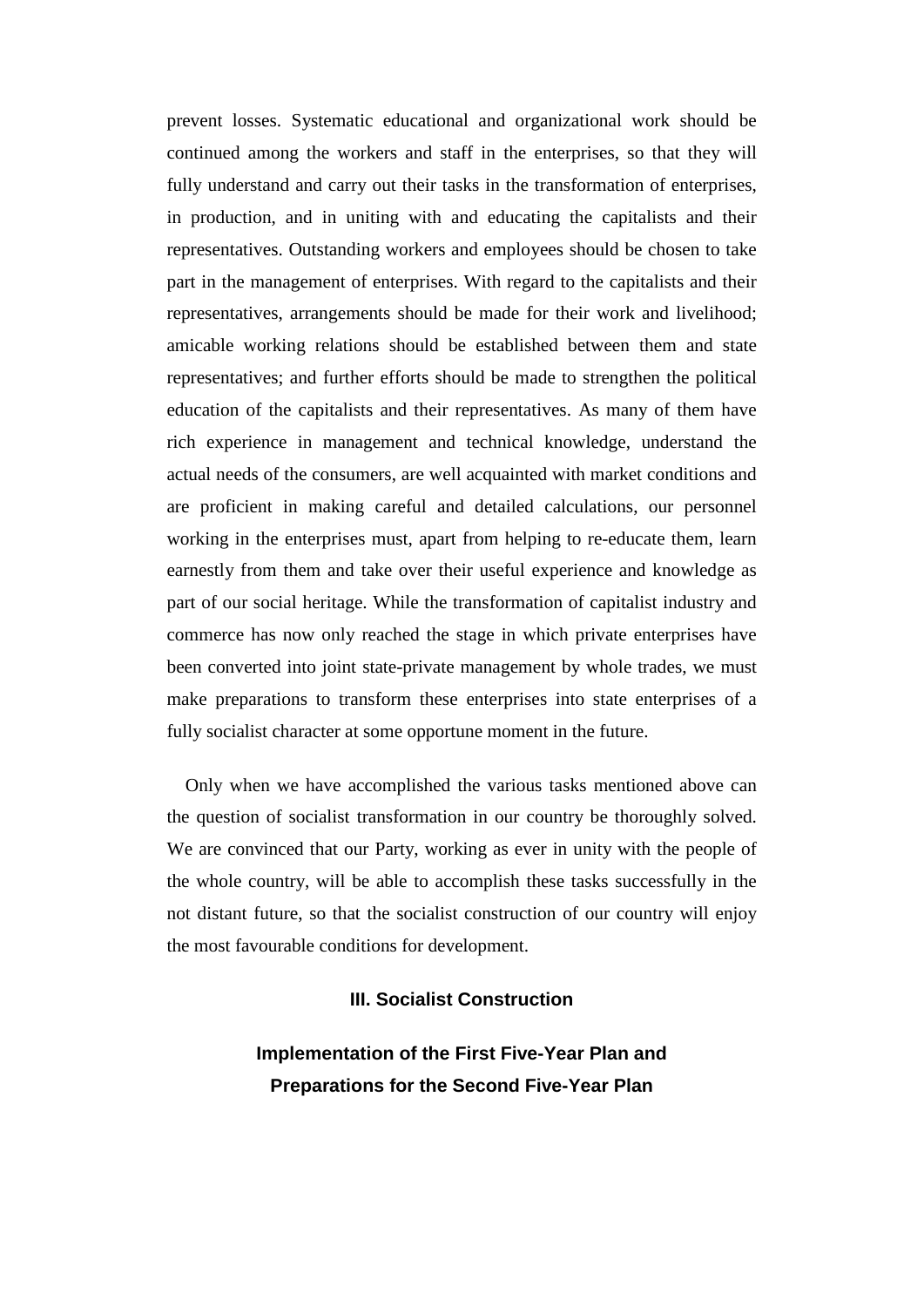prevent losses. Systematic educational and organizational work should be continued among the workers and staff in the enterprises, so that they will fully understand and carry out their tasks in the transformation of enterprises, in production, and in uniting with and educating the capitalists and their representatives. Outstanding workers and employees should be chosen to take part in the management of enterprises. With regard to the capitalists and their representatives, arrangements should be made for their work and livelihood; amicable working relations should be established between them and state representatives; and further efforts should be made to strengthen the political education of the capitalists and their representatives. As many of them have rich experience in management and technical knowledge, understand the actual needs of the consumers, are well acquainted with market conditions and are proficient in making careful and detailed calculations, our personnel working in the enterprises must, apart from helping to re-educate them, learn earnestly from them and take over their useful experience and knowledge as part of our social heritage. While the transformation of capitalist industry and commerce has now only reached the stage in which private enterprises have been converted into joint state-private management by whole trades, we must make preparations to transform these enterprises into state enterprises of a fully socialist character at some opportune moment in the future.

Only when we have accomplished the various tasks mentioned above can the question of socialist transformation in our country be thoroughly solved. We are convinced that our Party, working as ever in unity with the people of the whole country, will be able to accomplish these tasks successfully in the not distant future, so that the socialist construction of our country will enjoy the most favourable conditions for development.

## III. Socialist Construction

### Implementation of the First Five-Year Plan and Preparations for the Second Five-Year Plan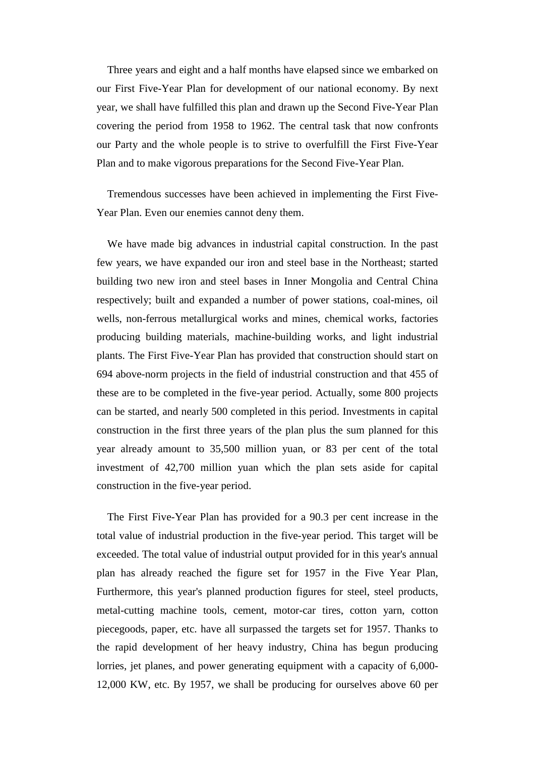Three years and eight and a half months have elapsed since we embarked on our First Five-Year Plan for development of our national economy. By next year, we shall have fulfilled this plan and drawn up the Second Five-Year Plan covering the period from 1958 to 1962. The central task that now confronts our Party and the whole people is to strive to overfulfill the First Five-Year Plan and to make vigorous preparations for the Second Five-Year Plan.

Tremendous successes have been achieved in implementing the First Five-Year Plan. Even our enemies cannot deny them.

We have made big advances in industrial capital construction. In the past few years, we have expanded our iron and steel base in the Northeast; started building two new iron and steel bases in Inner Mongolia and Central China respectively; built and expanded a number of power stations, coal-mines, oil wells, non-ferrous metallurgical works and mines, chemical works, factories producing building materials, machine-building works, and light industrial plants. The First Five-Year Plan has provided that construction should start on 694 above-norm projects in the field of industrial construction and that 455 of these are to be completed in the five-year period. Actually, some 800 projects can be started, and nearly 500 completed in this period. Investments in capital construction in the first three years of the plan plus the sum planned for this year already amount to 35,500 million yuan, or 83 per cent of the total investment of 42,700 million yuan which the plan sets aside for capital construction in the five-year period.

The First Five-Year Plan has provided for a 90.3 per cent increase in the total value of industrial production in the five-year period. This target will be exceeded. The total value of industrial output provided for in this year's annual plan has already reached the figure set for 1957 in the Five Year Plan, Furthermore, this year's planned production figures for steel, steel products, metal-cutting machine tools, cement, motor-car tires, cotton yarn, cotton piecegoods, paper, etc. have all surpassed the targets set for 1957. Thanks to the rapid development of her heavy industry, China has begun producing lorries, jet planes, and power generating equipment with a capacity of 6,000-12,000 KW, etc. By 1957, we shall be producing for ourselves above 60 per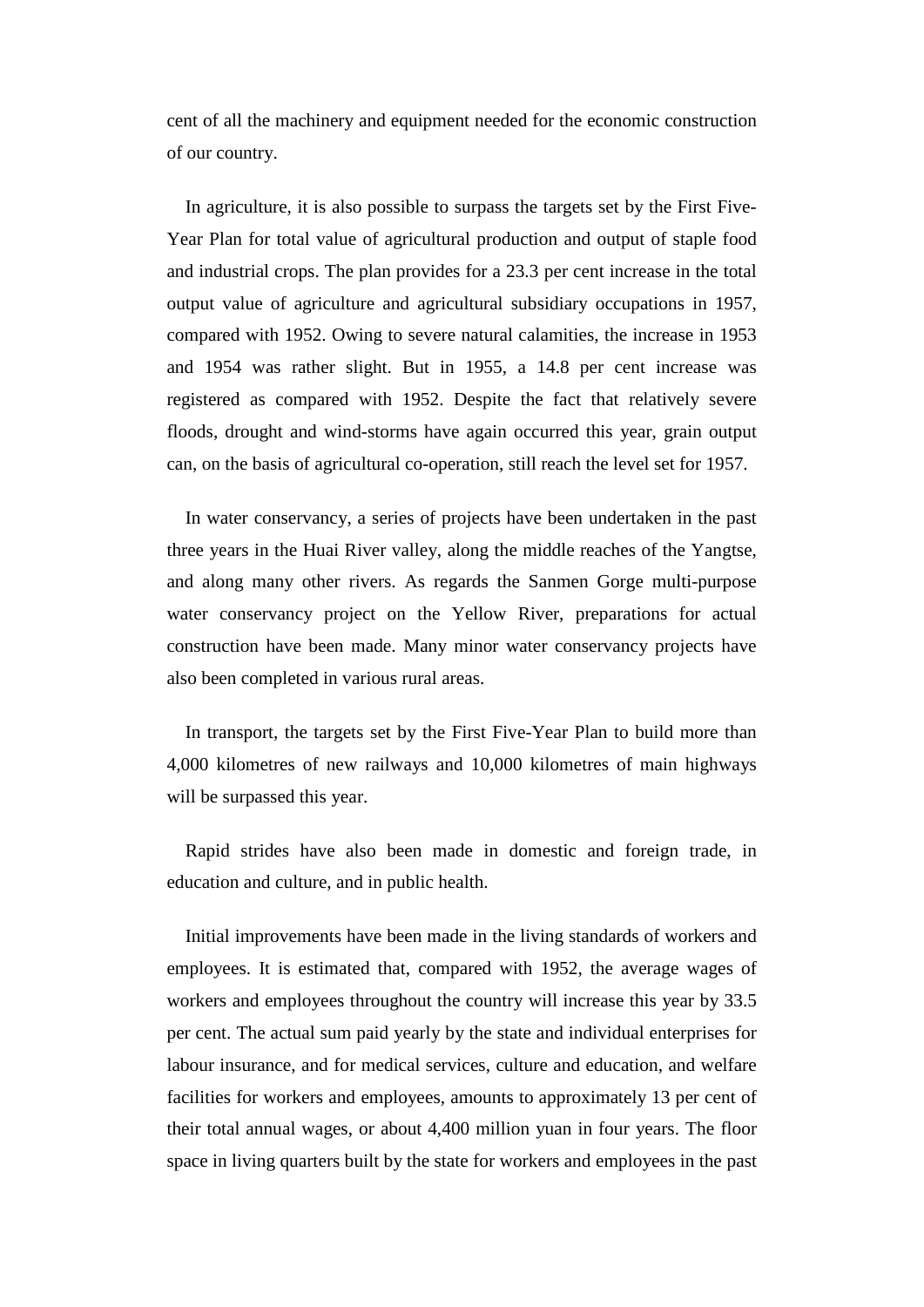cent of all the machinery and equipment needed for the economic construction of our country.

In agriculture, it is also possible to surpass the targets set by the First Five-Year Plan for total value of agricultural production and output of staple food and industrial crops. The plan provides for a 23.3 per cent increase in the total output value of agriculture and agricultural subsidiary occupations in 1957, compared with 1952. Owing to severe natural calamities, the increase in 1953 and 1954 was rather slight. But in 1955, a 14.8 per cent increase was registered as compared with 1952. Despite the fact that relatively severe floods, drought and wind-storms have again occurred this year, grain output can, on the basis of agricultural co-operation, still reach the level set for 1957.

In water conservancy, a series of projects have been undertaken in the past three years in the Huai River valley, along the middle reaches of the Yangtse, and along many other rivers. As regards the Sanmen Gorge multi-purpose water conservancy project on the Yellow River, preparations for actual construction have been made. Many minor water conservancy projects have also been completed in various rural areas.

In transport, the targets set by the First Five-Year Plan to build more than 4,000 kilometres of new railways and 10,000 kilometres of main highways will be surpassed this year.

Rapid strides have also been made in domestic and foreign trade, in education and culture, and in public health.

Initial improvements have been made in the living standards of workers and employees. It is estimated that, compared with 1952, the average wages of workers and employees throughout the country will increase this year by 33.5 per cent. The actual sum paid yearly by the state and individual enterprises for labour insurance, and for medical services, culture and education, and welfare facilities for workers and employees, amounts to approximately 13 per cent of their total annual wages, or about 4,400 million yuan in four years. The floor space in living quarters built by the state for workers and employees in the past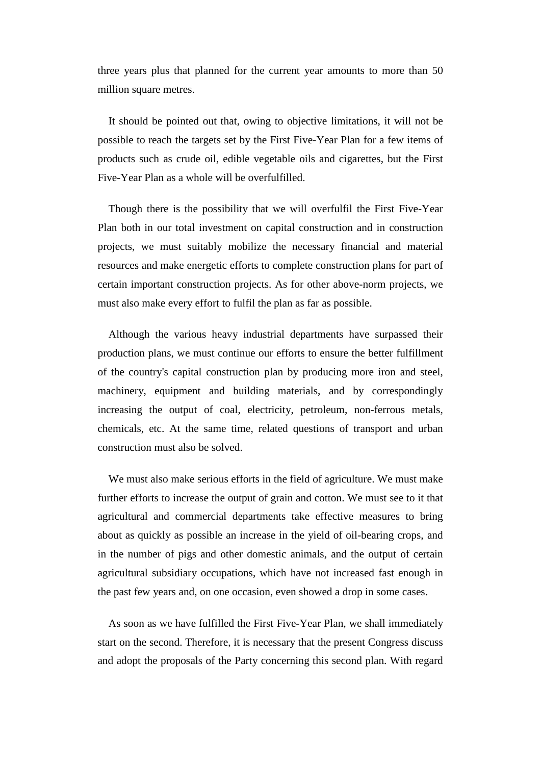three years plus that planned for the current year amounts to more than 50 million square metres.

It should be pointed out that, owing to objective limitations, it will not be possible to reach the targets set by the First Five-Year Plan for a few items of products such as crude oil, edible vegetable oils and cigarettes, but the First Five-Year Plan as a whole will be overfulfilled.

Though there is the possibility that we will overfulfil the First Five-Year Plan both in our total investment on capital construction and in construction projects, we must suitably mobilize the necessary financial and material resources and make energetic efforts to complete construction plans for part of certain important construction projects. As for other above-norm projects, we must also make every effort to fulfil the plan as far as possible.

Although the various heavy industrial departments have surpassed their production plans, we must continue our efforts to ensure the better fulfillment of the country's capital construction plan by producing more iron and steel, machinery, equipment and building materials, and by correspondingly increasing the output of coal, electricity, petroleum, non-ferrous metals, chemicals, etc. At the same time, related questions of transport and urban construction must also be solved.

We must also make serious efforts in the field of agriculture. We must make further efforts to increase the output of grain and cotton. We must see to it that agricultural and commercial departments take effective measures to bring about as quickly as possible an increase in the yield of oil-bearing crops, and in the number of pigs and other domestic animals, and the output of certain agricultural subsidiary occupations, which have not increased fast enough in the past few years and, on one occasion, even showed a drop in some cases.

As soon as we have fulfilled the First Five-Year Plan, we shall immediately start on the second. Therefore, it is necessary that the present Congress discuss and adopt the proposals of the Party concerning this second plan. With regard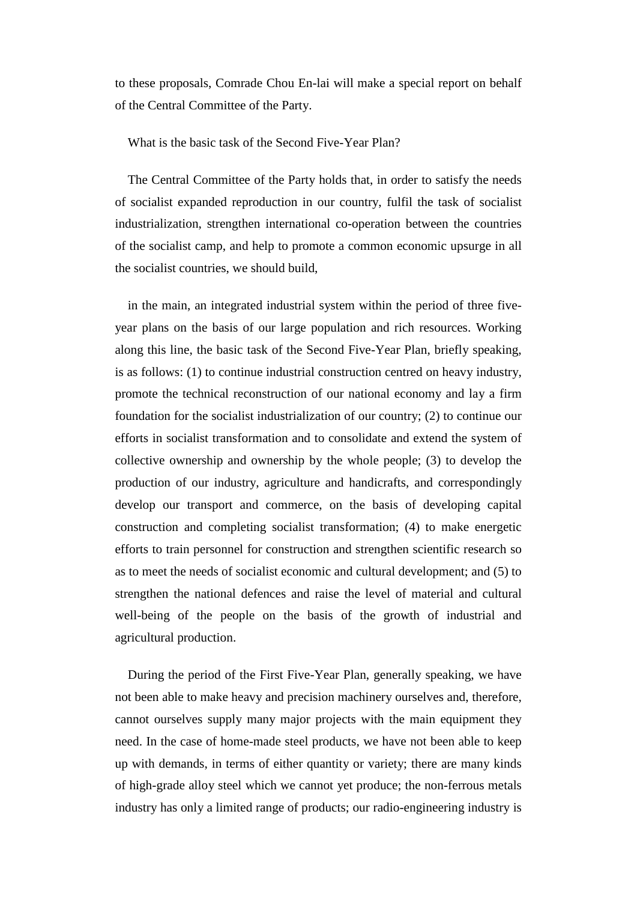to these proposals, Comrade Chou En-lai will make a special report on behalf of the Central Committee of the Party.

What is the basic task of the Second Five-Year Plan?

The Central Committee of the Party holds that, in order to satisfy the needs of socialist expanded reproduction in our country, fulfil the task of socialist industrialization, strengthen international co-operation between the countries of the socialist camp, and help to promote a common economic upsurge in all the socialist countries, we should build,

in the main, an integrated industrial system within the period of three five-year plans on the basis of our large population and rich resources. Working along this line, the basic task of the Second Five-Year Plan, briefly speaking, is as follows: (1) to continue industrial construction centred on heavy industry, promote the technical reconstruction of our national economy and lay a firm foundation for the socialist industrialization of our country; (2) to continue our efforts in socialist transformation and to consolidate and extend the system of collective ownership and ownership by the whole people; (3) to develop the production of our industry, agriculture and handicrafts, and correspondingly develop our transport and commerce, on the basis of developing capital construction and completing socialist transformation; (4) to make energetic efforts to train personnel for construction and strengthen scientific research so as to meet the needs of socialist economic and cultural development; and (5) to strengthen the national defences and raise the level of material and cultural well-being of the people on the basis of the growth of industrial and agricultural production.

During the period of the First Five-Year Plan, generally speaking, we have not been able to make heavy and precision machinery ourselves and, therefore, cannot ourselves supply many major projects with the main equipment they need. In the case of home-made steel products, we have not been able to keep up with demands, in terms of either quantity or variety; there are many kinds of high-grade alloy steel which we cannot yet produce; the non-ferrous metals industry has only a limited range of products; our radio-engineering industry is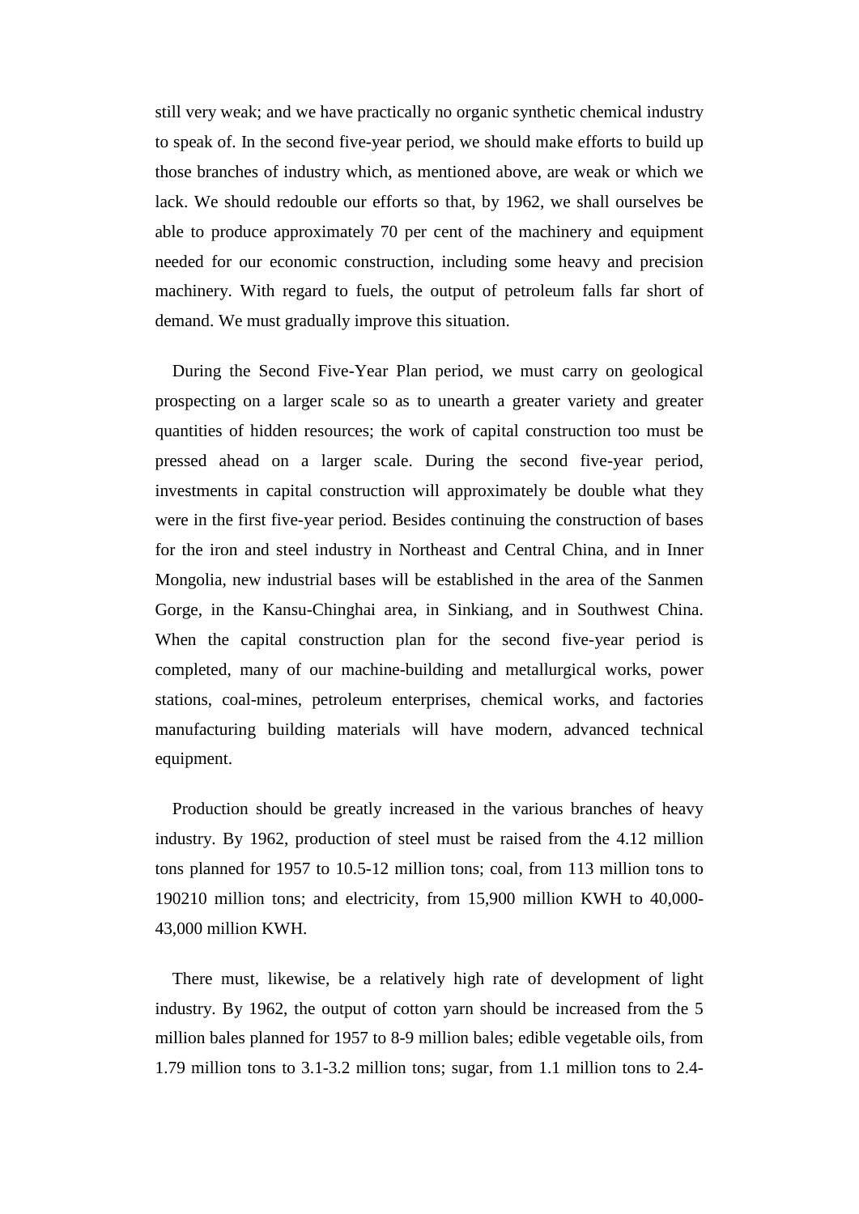still very weak; and we have practically no organic synthetic chemical industry to speak of. In the second five-year period, we should make efforts to build up those branches of industry which, as mentioned above, are weak or which we lack. We should redouble our efforts so that, by 1962, we shall ourselves be able to produce approximately 70 per cent of the machinery and equipment needed for our economic construction, including some heavy and precision machinery. With regard to fuels, the output of petroleum falls far short of demand. We must gradually improve this situation.

During the Second Five-Year Plan period, we must carry on geological prospecting on a larger scale so as to unearth a greater variety and greater quantities of hidden resources; the work of capital construction too must be pressed ahead on a larger scale. During the second five-year period, investments in capital construction will approximately be double what they were in the first five-year period. Besides continuing the construction of bases for the iron and steel industry in Northeast and Central China, and in Inner Mongolia, new industrial bases will be established in the area of the Sanmen Gorge, in the Kansu-Chinghai area, in Sinkiang, and in Southwest China. When the capital construction plan for the second five-year period is completed, many of our machine-building and metallurgical works, power stations, coal-mines, petroleum enterprises, chemical works, and factories manufacturing building materials will have modern, advanced technical equipment.

Production should be greatly increased in the various branches of heavy industry. By 1962, production of steel must be raised from the 4.12 million tons planned for 1957 to 10.5-12 million tons; coal, from 113 million tons to 190210 million tons; and electricity, from 15,900 million KWH to 40,000-43,000 million KWH.

There must, likewise, be a relatively high rate of development of light industry. By 1962, the output of cotton yarn should be increased from the 5 million bales planned for 1957 to 8-9 million bales; edible vegetable oils, from 1.79 million tons to 3.1-3.2 million tons; sugar, from 1.1 million tons to 2.4-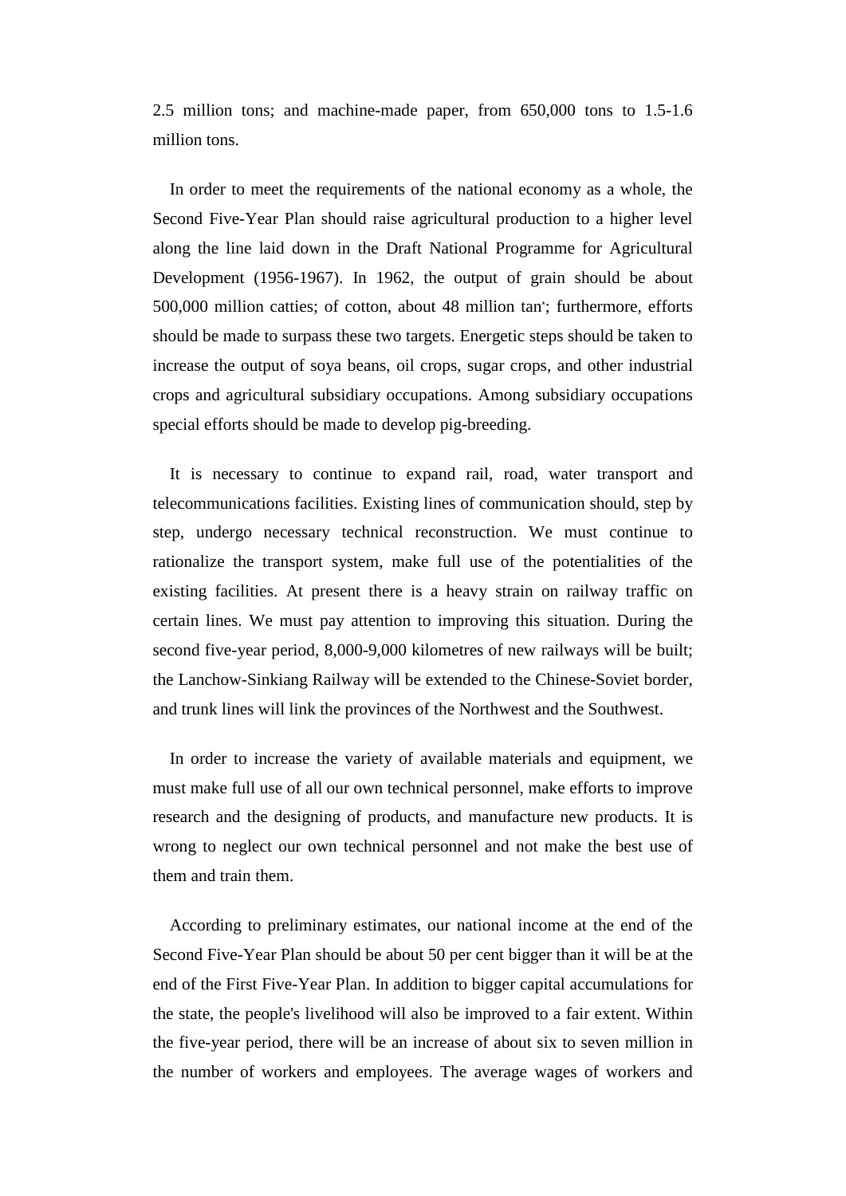2.5 million tons; and machine-made paper, from 650,000 tons to 1.5-1.6 million tons.

In order to meet the requirements of the national economy as a whole, the Second Five-Year Plan should raise agricultural production to a higher level along the line laid down in the Draft National Programme for Agricultural Development (1956-1967). In 1962, the output of grain should be about 500,000 million catties; of cotton, about 48 million tan*; furthermore, efforts should be made to surpass these two targets. Energetic steps should be taken to increase the output of soya beans, oil crops, sugar crops, and other industrial crops and agricultural subsidiary occupations. Among subsidiary occupations special efforts should be made to develop pig-breeding.

It is necessary to continue to expand rail, road, water transport and telecommunications facilities. Existing lines of communication should, step by step, undergo necessary technical reconstruction. We must continue to rationalize the transport system, make full use of the potentialities of the existing facilities. At present there is a heavy strain on railway traffic on certain lines. We must pay attention to improving this situation. During the second five-year period, 8,000-9,000 kilometres of new railways will be built; the Lanchow-Sinkiang Railway will be extended to the Chinese-Soviet border, and trunk lines will link the provinces of the Northwest and the Southwest.

In order to increase the variety of available materials and equipment, we must make full use of all our own technical personnel, make efforts to improve research and the designing of products, and manufacture new products. It is wrong to neglect our own technical personnel and not make the best use of them and train them.

According to preliminary estimates, our national income at the end of the Second Five-Year Plan should be about 50 per cent bigger than it will be at the end of the First Five-Year Plan. In addition to bigger capital accumulations for the state, the people's livelihood will also be improved to a fair extent. Within the five-year period, there will be an increase of about six to seven million in the number of workers and employees. The average wages of workers and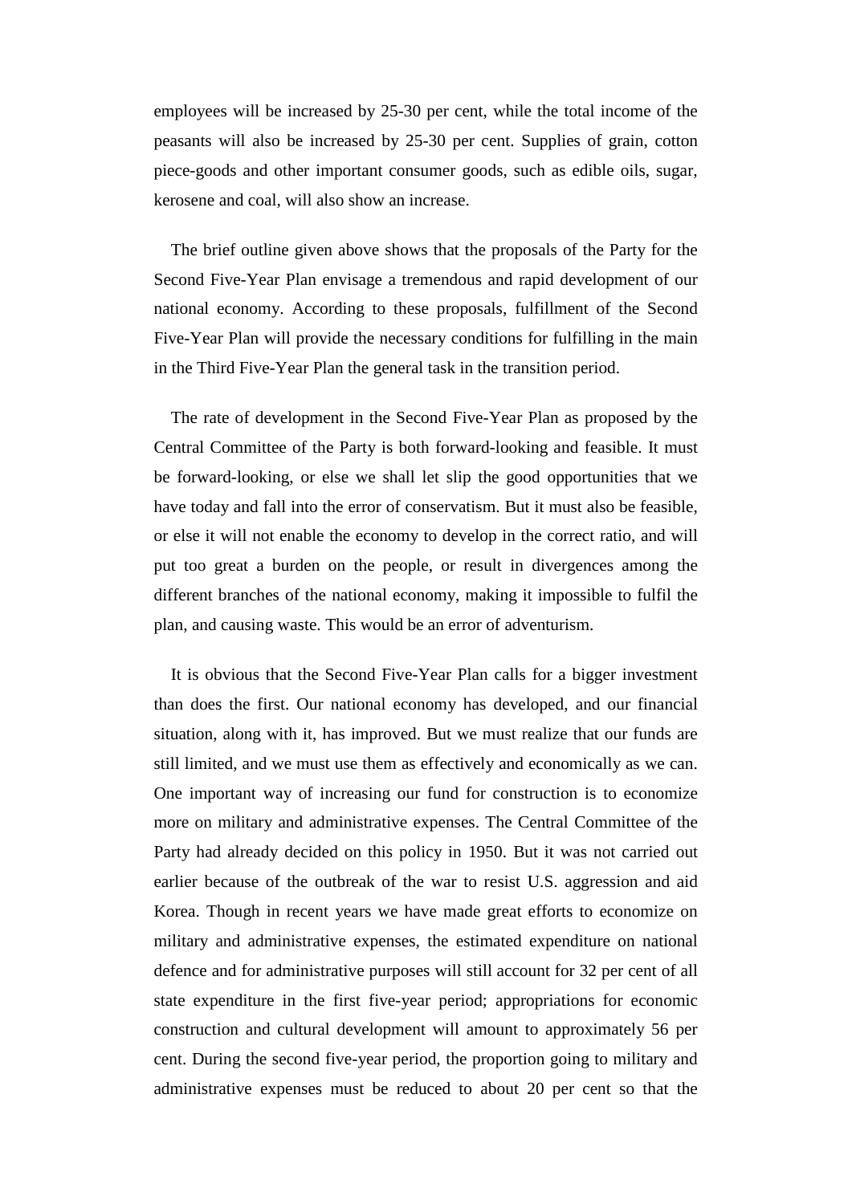employees will be increased by 25-30 per cent, while the total income of the peasants will also be increased by 25-30 per cent. Supplies of grain, cotton piece-goods and other important consumer goods, such as edible oils, sugar, kerosene and coal, will also show an increase.

The brief outline given above shows that the proposals of the Party for the Second Five-Year Plan envisage a tremendous and rapid development of our national economy. According to these proposals, fulfillment of the Second Five-Year Plan will provide the necessary conditions for fulfilling in the main in the Third Five-Year Plan the general task in the transition period.

The rate of development in the Second Five-Year Plan as proposed by the Central Committee of the Party is both forward-looking and feasible. It must be forward-looking, or else we shall let slip the good opportunities that we have today and fall into the error of conservatism. But it must also be feasible, or else it will not enable the economy to develop in the correct ratio, and will put too great a burden on the people, or result in divergences among the different branches of the national economy, making it impossible to fulfil the plan, and causing waste. This would be an error of adventurism.

It is obvious that the Second Five-Year Plan calls for a bigger investment than does the first. Our national economy has developed, and our financial situation, along with it, has improved. But we must realize that our funds are still limited, and we must use them as effectively and economically as we can. One important way of increasing our fund for construction is to economize more on military and administrative expenses. The Central Committee of the Party had already decided on this policy in 1950. But it was not carried out earlier because of the outbreak of the war to resist U.S. aggression and aid Korea. Though in recent years we have made great efforts to economize on military and administrative expenses, the estimated expenditure on national defence and for administrative purposes will still account for 32 per cent of all state expenditure in the first five-year period; appropriations for economic construction and cultural development will amount to approximately 56 per cent. During the second five-year period, the proportion going to military and administrative expenses must be reduced to about 20 per cent so that the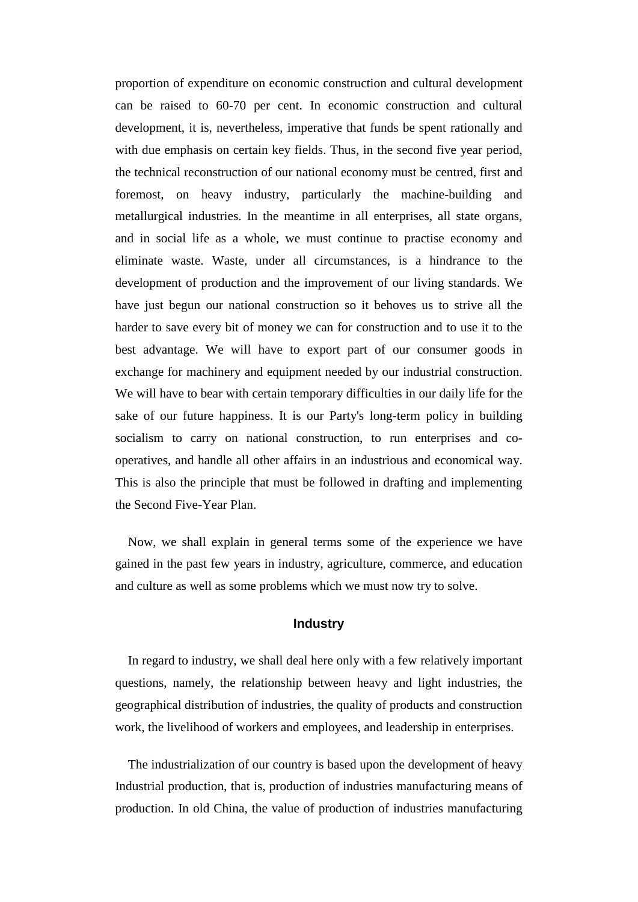proportion of expenditure on economic construction and cultural development can be raised to 60-70 per cent. In economic construction and cultural development, it is, nevertheless, imperative that funds be spent rationally and with due emphasis on certain key fields. Thus, in the second five year period, the technical reconstruction of our national economy must be centred, first and foremost, on heavy industry, particularly the machine-building and metallurgical industries. In the meantime in all enterprises, all state organs, and in social life as a whole, we must continue to practise economy and eliminate waste. Waste, under all circumstances, is a hindrance to the development of production and the improvement of our living standards. We have just begun our national construction so it behoves us to strive all the harder to save every bit of money we can for construction and to use it to the best advantage. We will have to export part of our consumer goods in exchange for machinery and equipment needed by our industrial construction. We will have to bear with certain temporary difficulties in our daily life for the sake of our future happiness. It is our Party's long-term policy in building socialism to carry on national construction, to run enterprises and co-operatives, and handle all other affairs in an industrious and economical way. This is also the principle that must be followed in drafting and implementing the Second Five-Year Plan.

Now, we shall explain in general terms some of the experience we have gained in the past few years in industry, agriculture, commerce, and education and culture as well as some problems which we must now try to solve.

### Industry

In regard to industry, we shall deal here only with a few relatively important questions, namely, the relationship between heavy and light industries, the geographical distribution of industries, the quality of products and construction work, the livelihood of workers and employees, and leadership in enterprises.

The industrialization of our country is based upon the development of heavy Industrial production, that is, production of industries manufacturing means of production. In old China, the value of production of industries manufacturing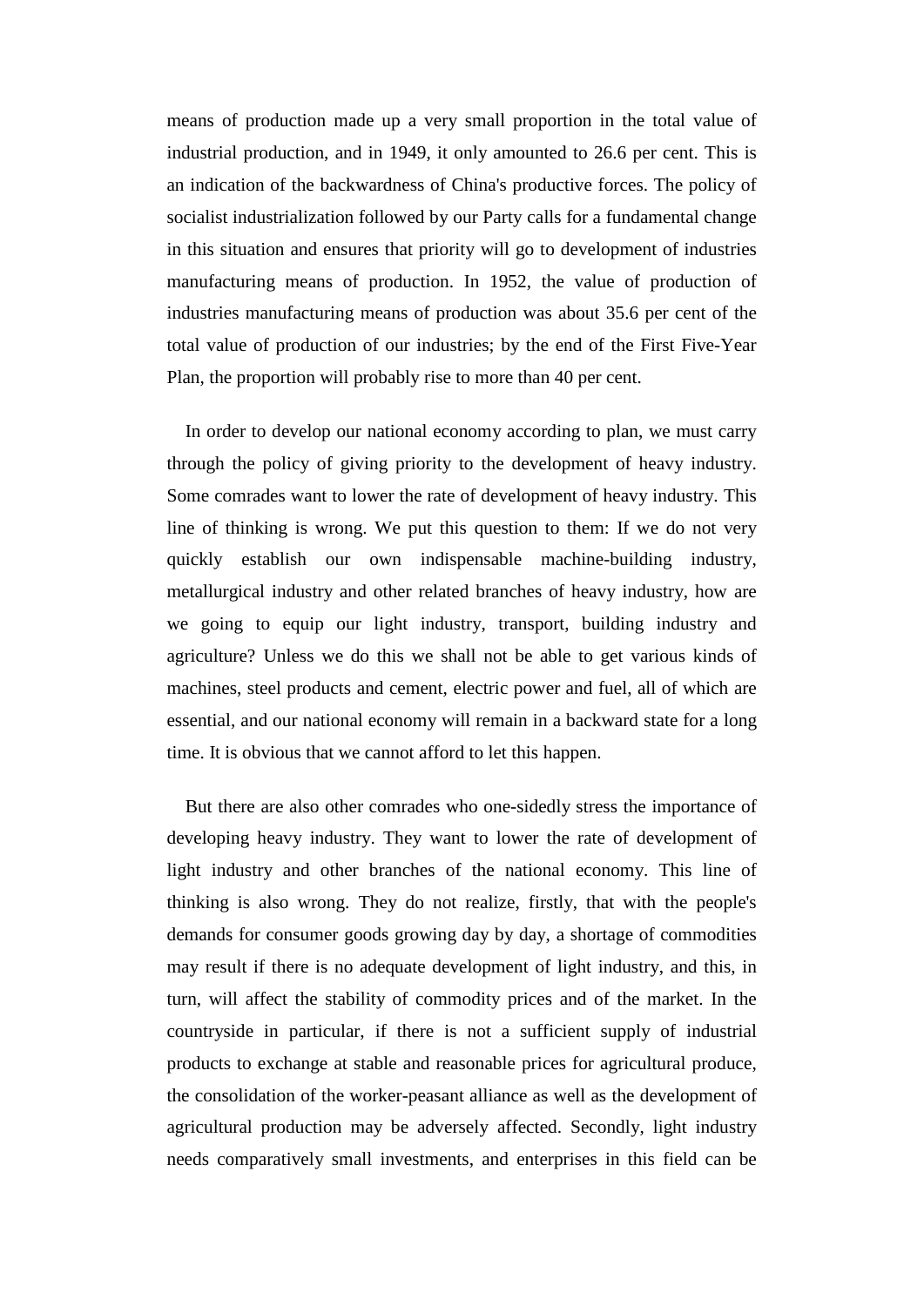means of production made up a very small proportion in the total value of industrial production, and in 1949, it only amounted to 26.6 per cent. This is an indication of the backwardness of China's productive forces. The policy of socialist industrialization followed by our Party calls for a fundamental change in this situation and ensures that priority will go to development of industries manufacturing means of production. In 1952, the value of production of industries manufacturing means of production was about 35.6 per cent of the total value of production of our industries; by the end of the First Five-Year Plan, the proportion will probably rise to more than 40 per cent.

In order to develop our national economy according to plan, we must carry through the policy of giving priority to the development of heavy industry. Some comrades want to lower the rate of development of heavy industry. This line of thinking is wrong. We put this question to them: If we do not very quickly establish our own indispensable machine-building industry, metallurgical industry and other related branches of heavy industry, how are we going to equip our light industry, transport, building industry and agriculture? Unless we do this we shall not be able to get various kinds of machines, steel products and cement, electric power and fuel, all of which are essential, and our national economy will remain in a backward state for a long time. It is obvious that we cannot afford to let this happen.

But there are also other comrades who one-sidedly stress the importance of developing heavy industry. They want to lower the rate of development of light industry and other branches of the national economy. This line of thinking is also wrong. They do not realize, firstly, that with the people's demands for consumer goods growing day by day, a shortage of commodities may result if there is no adequate development of light industry, and this, in turn, will affect the stability of commodity prices and of the market. In the countryside in particular, if there is not a sufficient supply of industrial products to exchange at stable and reasonable prices for agricultural produce, the consolidation of the worker-peasant alliance as well as the development of agricultural production may be adversely affected. Secondly, light industry needs comparatively small investments, and enterprises in this field can be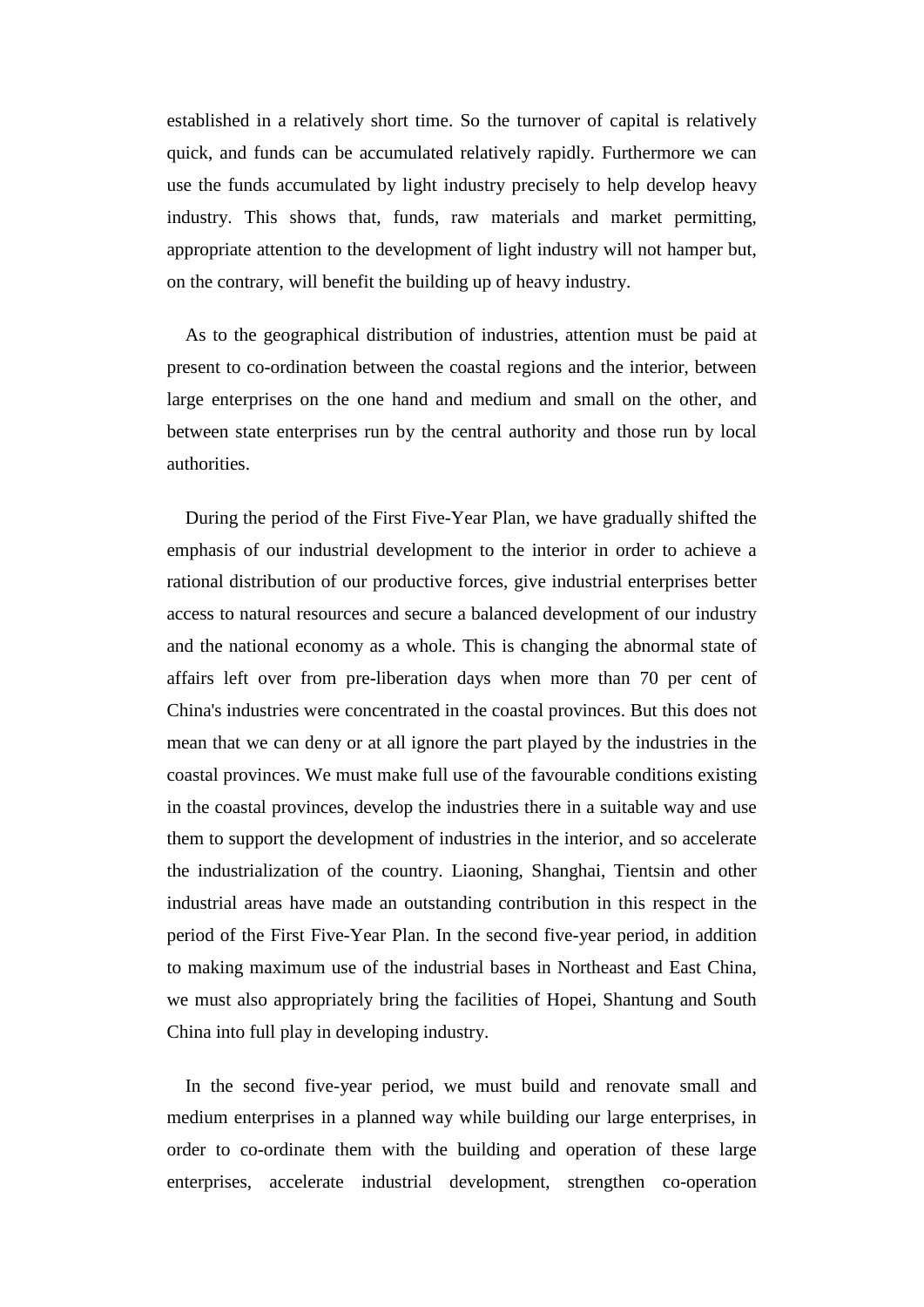established in a relatively short time. So the turnover of capital is relatively quick, and funds can be accumulated relatively rapidly. Furthermore we can use the funds accumulated by light industry precisely to help develop heavy industry. This shows that, funds, raw materials and market permitting, appropriate attention to the development of light industry will not hamper but, on the contrary, will benefit the building up of heavy industry.

As to the geographical distribution of industries, attention must be paid at present to co-ordination between the coastal regions and the interior, between large enterprises on the one hand and medium and small on the other, and between state enterprises run by the central authority and those run by local authorities.

During the period of the First Five-Year Plan, we have gradually shifted the emphasis of our industrial development to the interior in order to achieve a rational distribution of our productive forces, give industrial enterprises better access to natural resources and secure a balanced development of our industry and the national economy as a whole. This is changing the abnormal state of affairs left over from pre-liberation days when more than 70 per cent of China's industries were concentrated in the coastal provinces. But this does not mean that we can deny or at all ignore the part played by the industries in the coastal provinces. We must make full use of the favourable conditions existing in the coastal provinces, develop the industries there in a suitable way and use them to support the development of industries in the interior, and so accelerate the industrialization of the country. Liaoning, Shanghai, Tientsin and other industrial areas have made an outstanding contribution in this respect in the period of the First Five-Year Plan. In the second five-year period, in addition to making maximum use of the industrial bases in Northeast and East China, we must also appropriately bring the facilities of Hopei, Shantung and South China into full play in developing industry.

In the second five-year period, we must build and renovate small and medium enterprises in a planned way while building our large enterprises, in order to co-ordinate them with the building and operation of these large enterprises, accelerate industrial development, strengthen co-operation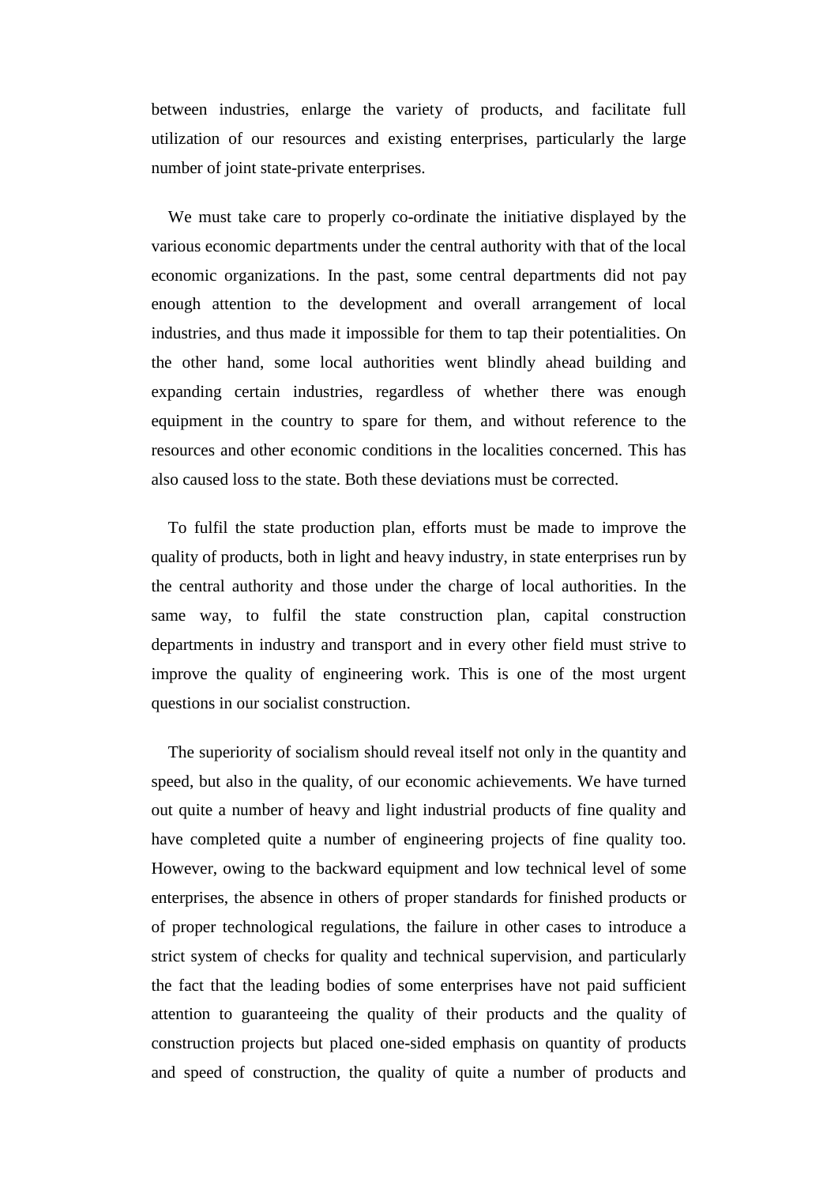between industries, enlarge the variety of products, and facilitate full utilization of our resources and existing enterprises, particularly the large number of joint state-private enterprises.

We must take care to properly co-ordinate the initiative displayed by the various economic departments under the central authority with that of the local economic organizations. In the past, some central departments did not pay enough attention to the development and overall arrangement of local industries, and thus made it impossible for them to tap their potentialities. On the other hand, some local authorities went blindly ahead building and expanding certain industries, regardless of whether there was enough equipment in the country to spare for them, and without reference to the resources and other economic conditions in the localities concerned. This has also caused loss to the state. Both these deviations must be corrected.

To fulfil the state production plan, efforts must be made to improve the quality of products, both in light and heavy industry, in state enterprises run by the central authority and those under the charge of local authorities. In the same way, to fulfil the state construction plan, capital construction departments in industry and transport and in every other field must strive to improve the quality of engineering work. This is one of the most urgent questions in our socialist construction.

The superiority of socialism should reveal itself not only in the quantity and speed, but also in the quality, of our economic achievements. We have turned out quite a number of heavy and light industrial products of fine quality and have completed quite a number of engineering projects of fine quality too. However, owing to the backward equipment and low technical level of some enterprises, the absence in others of proper standards for finished products or of proper technological regulations, the failure in other cases to introduce a strict system of checks for quality and technical supervision, and particularly the fact that the leading bodies of some enterprises have not paid sufficient attention to guaranteeing the quality of their products and the quality of construction projects but placed one-sided emphasis on quantity of products and speed of construction, the quality of quite a number of products and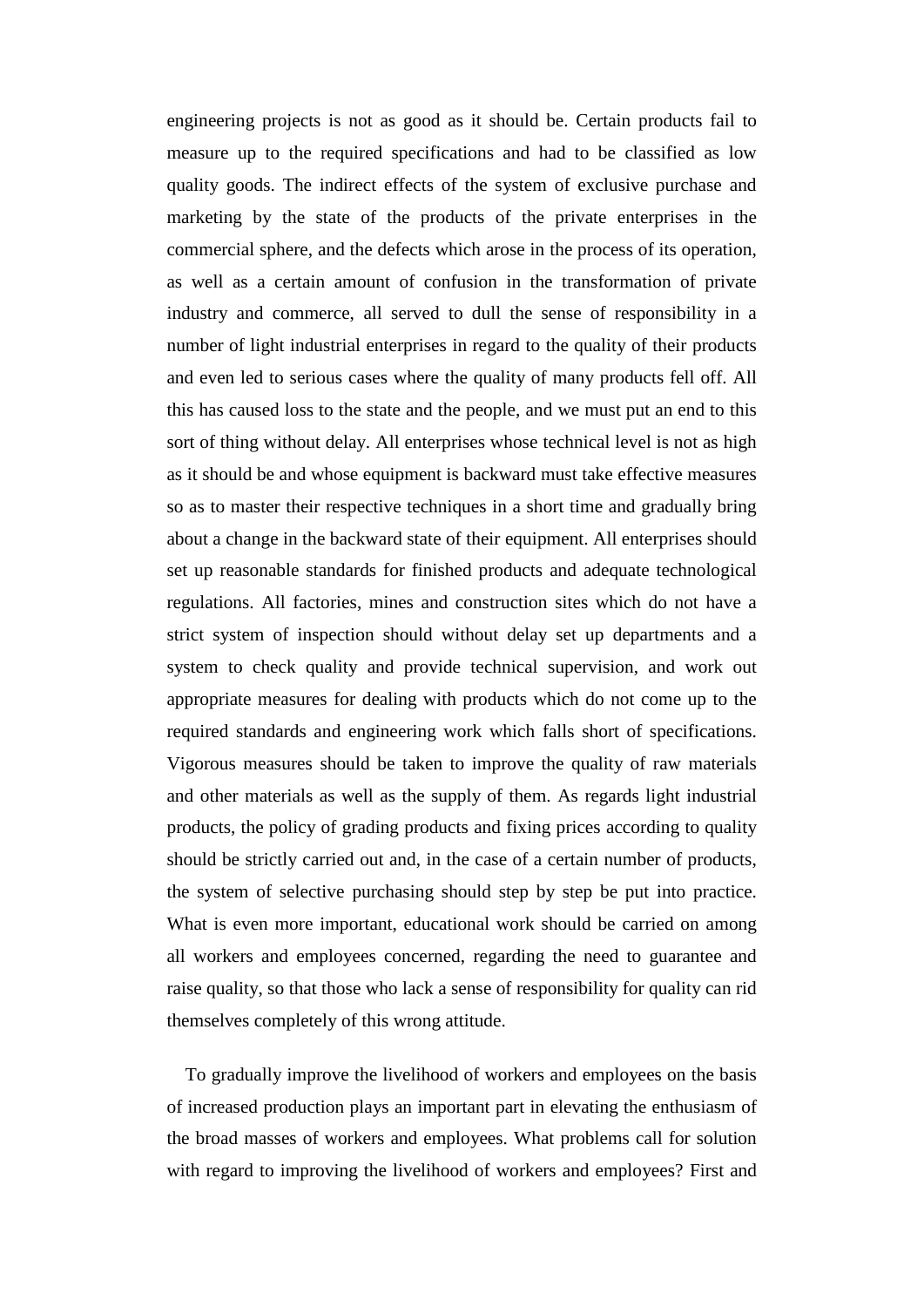engineering projects is not as good as it should be. Certain products fail to measure up to the required specifications and had to be classified as low quality goods. The indirect effects of the system of exclusive purchase and marketing by the state of the products of the private enterprises in the commercial sphere, and the defects which arose in the process of its operation, as well as a certain amount of confusion in the transformation of private industry and commerce, all served to dull the sense of responsibility in a number of light industrial enterprises in regard to the quality of their products and even led to serious cases where the quality of many products fell off. All this has caused loss to the state and the people, and we must put an end to this sort of thing without delay. All enterprises whose technical level is not as high as it should be and whose equipment is backward must take effective measures so as to master their respective techniques in a short time and gradually bring about a change in the backward state of their equipment. All enterprises should set up reasonable standards for finished products and adequate technological regulations. All factories, mines and construction sites which do not have a strict system of inspection should without delay set up departments and a system to check quality and provide technical supervision, and work out appropriate measures for dealing with products which do not come up to the required standards and engineering work which falls short of specifications. Vigorous measures should be taken to improve the quality of raw materials and other materials as well as the supply of them. As regards light industrial products, the policy of grading products and fixing prices according to quality should be strictly carried out and, in the case of a certain number of products, the system of selective purchasing should step by step be put into practice. What is even more important, educational work should be carried on among all workers and employees concerned, regarding the need to guarantee and raise quality, so that those who lack a sense of responsibility for quality can rid themselves completely of this wrong attitude.

To gradually improve the livelihood of workers and employees on the basis of increased production plays an important part in elevating the enthusiasm of the broad masses of workers and employees. What problems call for solution with regard to improving the livelihood of workers and employees? First and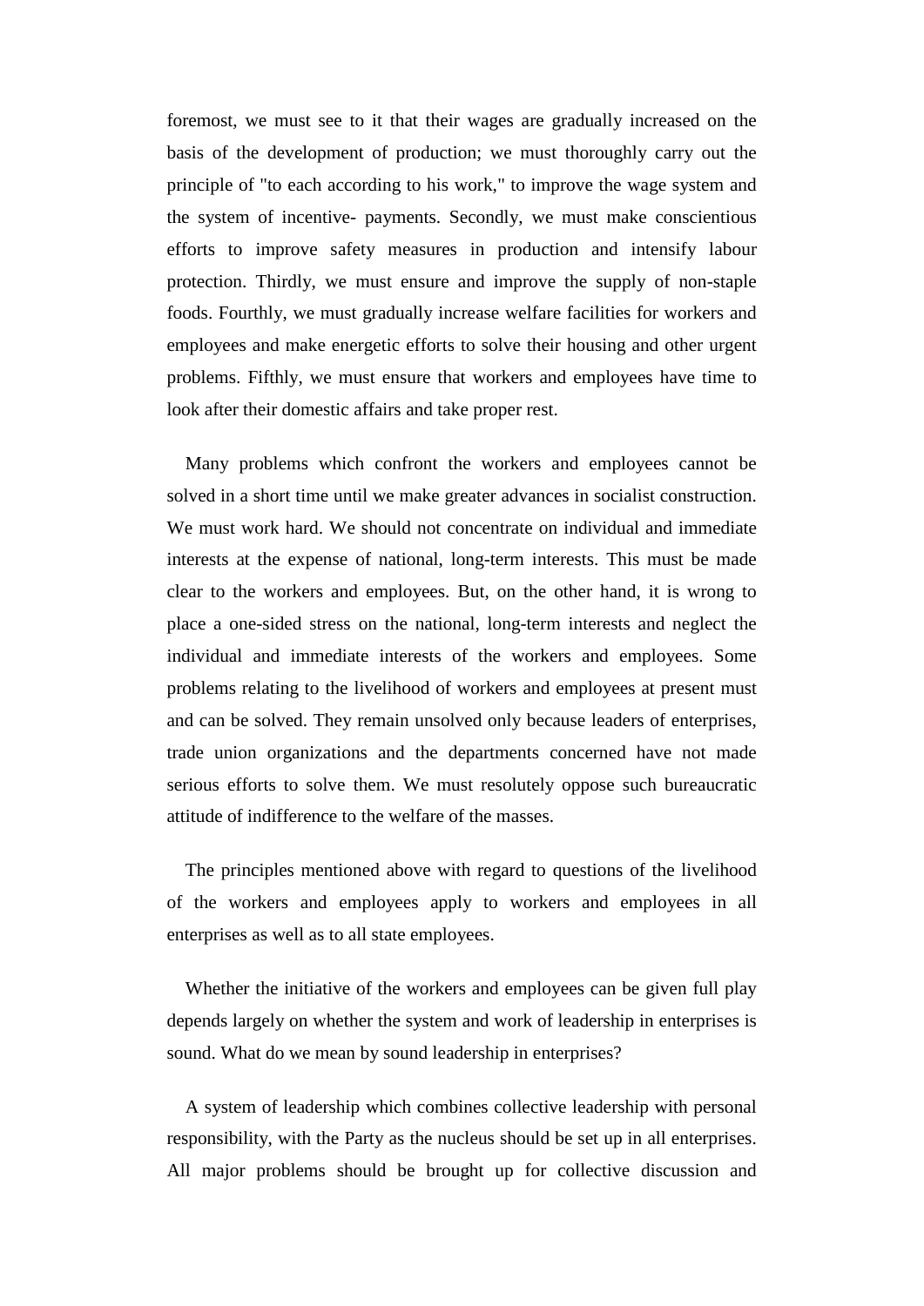foremost, we must see to it that their wages are gradually increased on the basis of the development of production; we must thoroughly carry out the principle of "to each according to his work," to improve the wage system and the system of incentive- payments. Secondly, we must make conscientious efforts to improve safety measures in production and intensify labour protection. Thirdly, we must ensure and improve the supply of non-staple foods. Fourthly, we must gradually increase welfare facilities for workers and employees and make energetic efforts to solve their housing and other urgent problems. Fifthly, we must ensure that workers and employees have time to look after their domestic affairs and take proper rest.

Many problems which confront the workers and employees cannot be solved in a short time until we make greater advances in socialist construction. We must work hard. We should not concentrate on individual and immediate interests at the expense of national, long-term interests. This must be made clear to the workers and employees. But, on the other hand, it is wrong to place a one-sided stress on the national, long-term interests and neglect the individual and immediate interests of the workers and employees. Some problems relating to the livelihood of workers and employees at present must and can be solved. They remain unsolved only because leaders of enterprises, trade union organizations and the departments concerned have not made serious efforts to solve them. We must resolutely oppose such bureaucratic attitude of indifference to the welfare of the masses.

The principles mentioned above with regard to questions of the livelihood of the workers and employees apply to workers and employees in all enterprises as well as to all state employees.

Whether the initiative of the workers and employees can be given full play depends largely on whether the system and work of leadership in enterprises is sound. What do we mean by sound leadership in enterprises?

A system of leadership which combines collective leadership with personal responsibility, with the Party as the nucleus should be set up in all enterprises. All major problems should be brought up for collective discussion and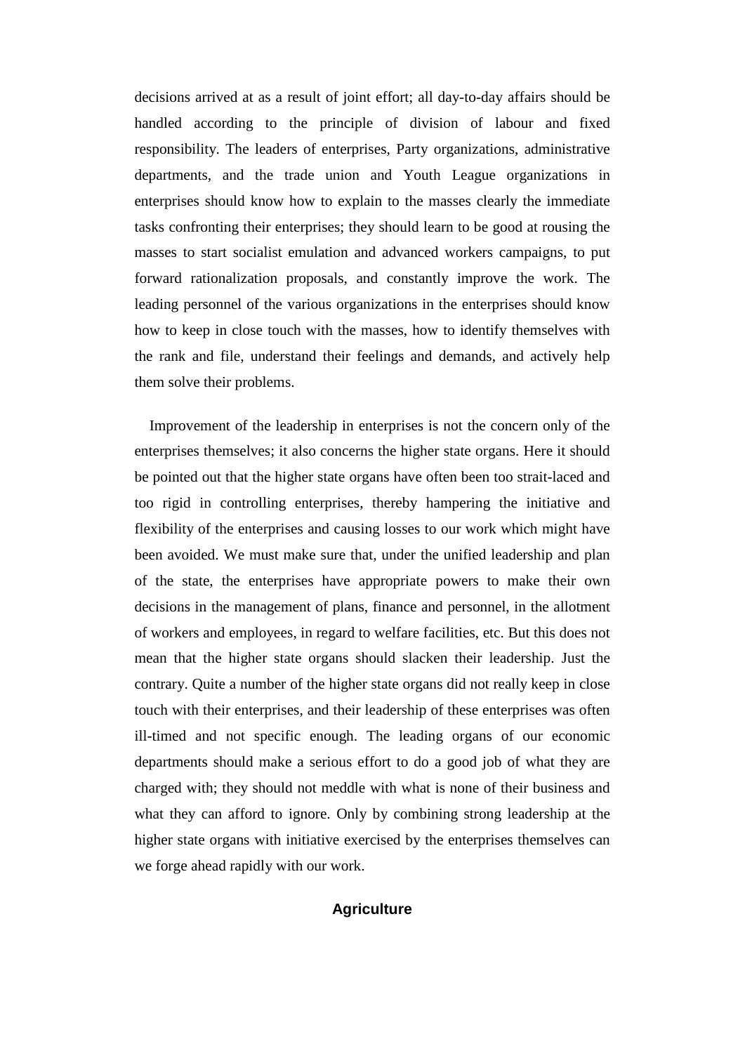decisions arrived at as a result of joint effort; all day-to-day affairs should be handled according to the principle of division of labour and fixed responsibility. The leaders of enterprises, Party organizations, administrative departments, and the trade union and Youth League organizations in enterprises should know how to explain to the masses clearly the immediate tasks confronting their enterprises; they should learn to be good at rousing the masses to start socialist emulation and advanced workers campaigns, to put forward rationalization proposals, and constantly improve the work. The leading personnel of the various organizations in the enterprises should know how to keep in close touch with the masses, how to identify themselves with the rank and file, understand their feelings and demands, and actively help them solve their problems.

Improvement of the leadership in enterprises is not the concern only of the enterprises themselves; it also concerns the higher state organs. Here it should be pointed out that the higher state organs have often been too strait-laced and too rigid in controlling enterprises, thereby hampering the initiative and flexibility of the enterprises and causing losses to our work which might have been avoided. We must make sure that, under the unified leadership and plan of the state, the enterprises have appropriate powers to make their own decisions in the management of plans, finance and personnel, in the allotment of workers and employees, in regard to welfare facilities, etc. But this does not mean that the higher state organs should slacken their leadership. Just the contrary. Quite a number of the higher state organs did not really keep in close touch with their enterprises, and their leadership of these enterprises was often ill-timed and not specific enough. The leading organs of our economic departments should make a serious effort to do a good job of what they are charged with; they should not meddle with what is none of their business and what they can afford to ignore. Only by combining strong leadership at the higher state organs with initiative exercised by the enterprises themselves can we forge ahead rapidly with our work.

## Agriculture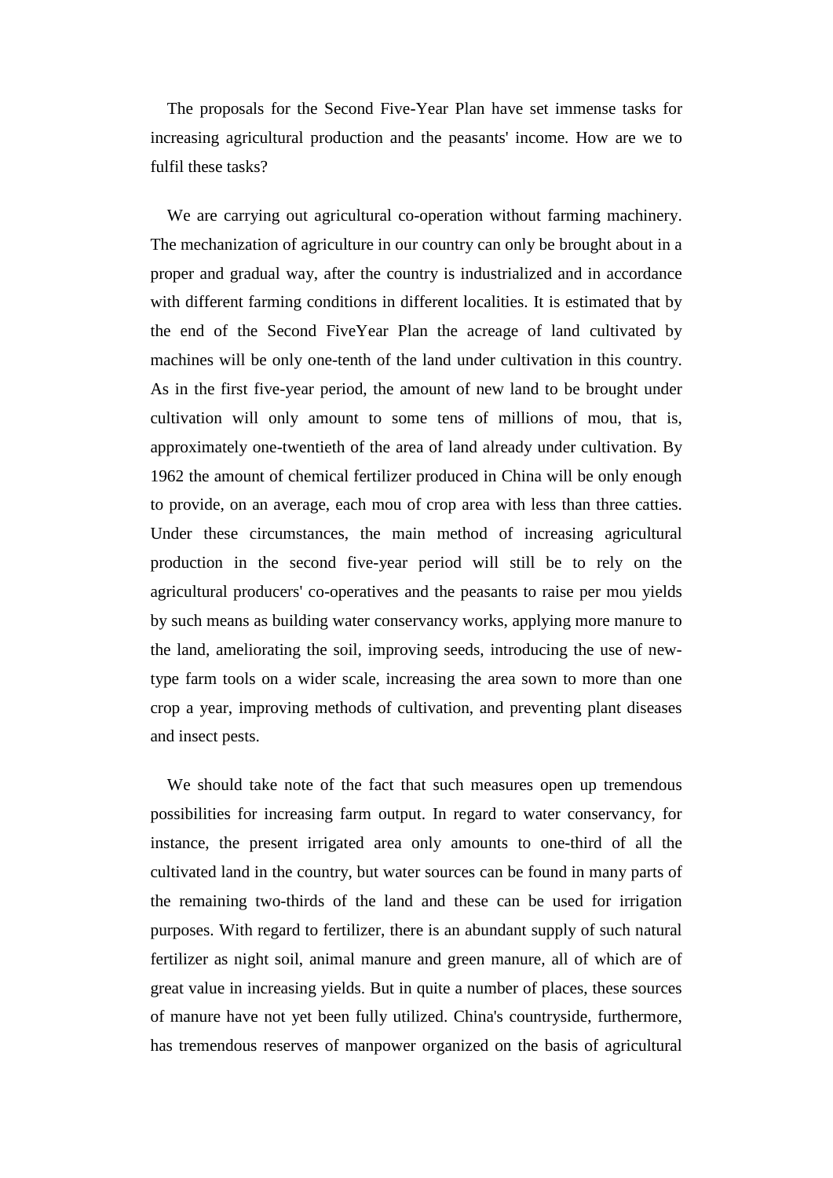The proposals for the Second Five-Year Plan have set immense tasks for increasing agricultural production and the peasants' income. How are we to fulfil these tasks?

We are carrying out agricultural co-operation without farming machinery. The mechanization of agriculture in our country can only be brought about in a proper and gradual way, after the country is industrialized and in accordance with different farming conditions in different localities. It is estimated that by the end of the Second FiveYear Plan the acreage of land cultivated by machines will be only one-tenth of the land under cultivation in this country. As in the first five-year period, the amount of new land to be brought under cultivation will only amount to some tens of millions of mou, that is, approximately one-twentieth of the area of land already under cultivation. By 1962 the amount of chemical fertilizer produced in China will be only enough to provide, on an average, each mou of crop area with less than three catties. Under these circumstances, the main method of increasing agricultural production in the second five-year period will still be to rely on the agricultural producers' co-operatives and the peasants to raise per mou yields by such means as building water conservancy works, applying more manure to the land, ameliorating the soil, improving seeds, introducing the use of new-type farm tools on a wider scale, increasing the area sown to more than one crop a year, improving methods of cultivation, and preventing plant diseases and insect pests.

We should take note of the fact that such measures open up tremendous possibilities for increasing farm output. In regard to water conservancy, for instance, the present irrigated area only amounts to one-third of all the cultivated land in the country, but water sources can be found in many parts of the remaining two-thirds of the land and these can be used for irrigation purposes. With regard to fertilizer, there is an abundant supply of such natural fertilizer as night soil, animal manure and green manure, all of which are of great value in increasing yields. But in quite a number of places, these sources of manure have not yet been fully utilized. China's countryside, furthermore, has tremendous reserves of manpower organized on the basis of agricultural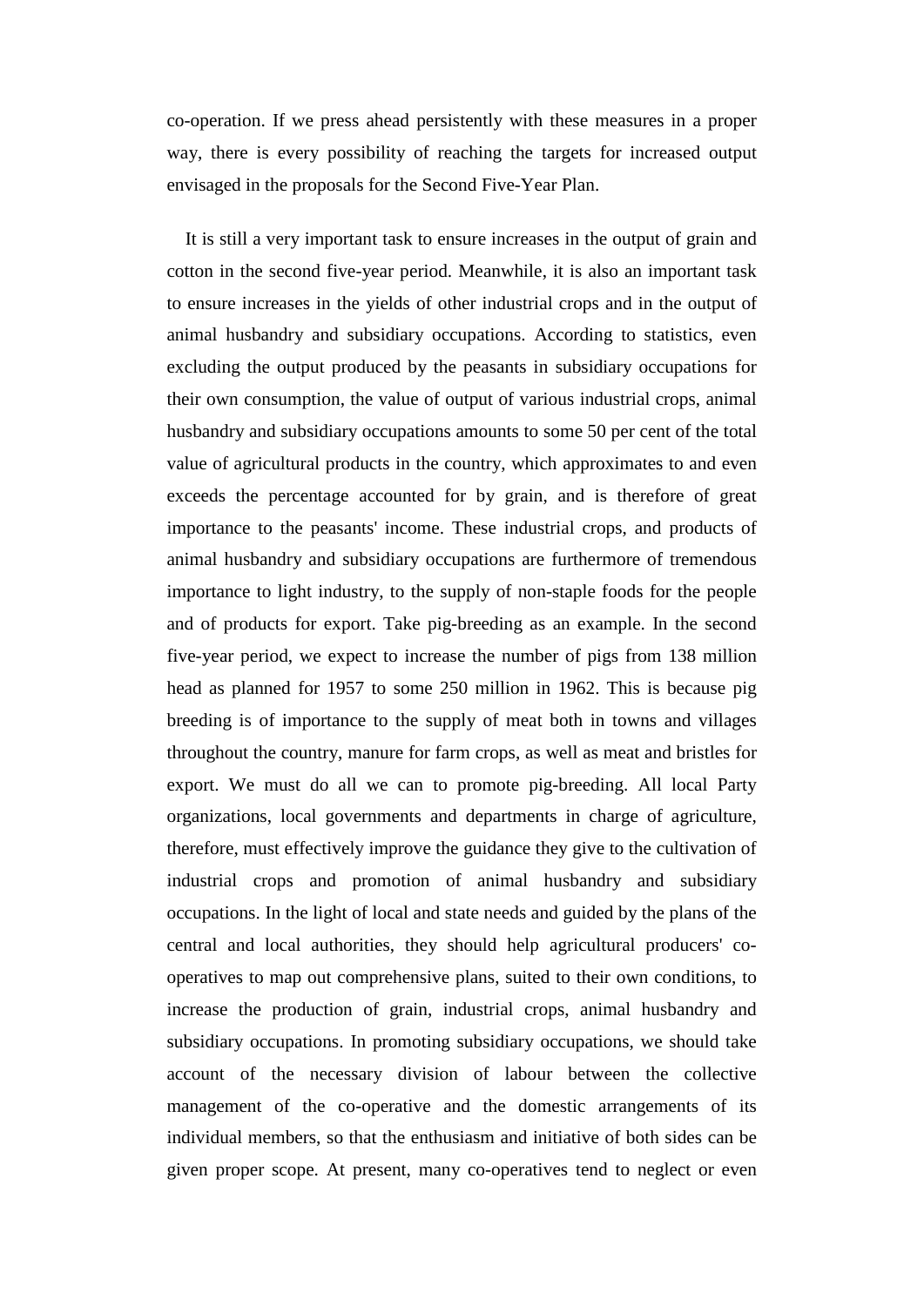co-operation. If we press ahead persistently with these measures in a proper way, there is every possibility of reaching the targets for increased output envisaged in the proposals for the Second Five-Year Plan.

It is still a very important task to ensure increases in the output of grain and cotton in the second five-year period. Meanwhile, it is also an important task to ensure increases in the yields of other industrial crops and in the output of animal husbandry and subsidiary occupations. According to statistics, even excluding the output produced by the peasants in subsidiary occupations for their own consumption, the value of output of various industrial crops, animal husbandry and subsidiary occupations amounts to some 50 per cent of the total value of agricultural products in the country, which approximates to and even exceeds the percentage accounted for by grain, and is therefore of great importance to the peasants' income. These industrial crops, and products of animal husbandry and subsidiary occupations are furthermore of tremendous importance to light industry, to the supply of non-staple foods for the people and of products for export. Take pig-breeding as an example. In the second five-year period, we expect to increase the number of pigs from 138 million head as planned for 1957 to some 250 million in 1962. This is because pig breeding is of importance to the supply of meat both in towns and villages throughout the country, manure for farm crops, as well as meat and bristles for export. We must do all we can to promote pig-breeding. All local Party organizations, local governments and departments in charge of agriculture, therefore, must effectively improve the guidance they give to the cultivation of industrial crops and promotion of animal husbandry and subsidiary occupations. In the light of local and state needs and guided by the plans of the central and local authorities, they should help agricultural producers' co-operatives to map out comprehensive plans, suited to their own conditions, to increase the production of grain, industrial crops, animal husbandry and subsidiary occupations. In promoting subsidiary occupations, we should take account of the necessary division of labour between the collective management of the co-operative and the domestic arrangements of its individual members, so that the enthusiasm and initiative of both sides can be given proper scope. At present, many co-operatives tend to neglect or even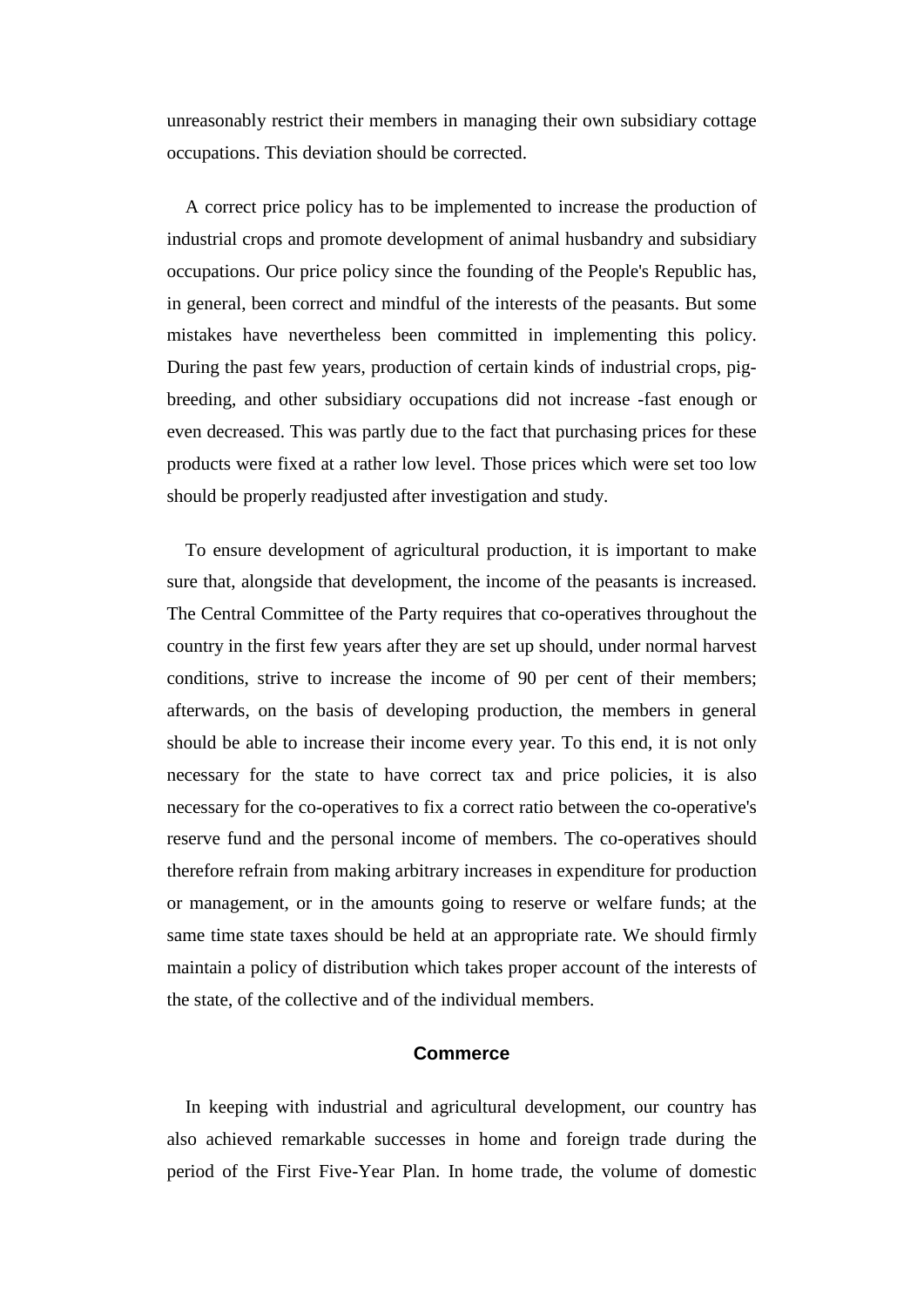unreasonably restrict their members in managing their own subsidiary cottage occupations. This deviation should be corrected.

A correct price policy has to be implemented to increase the production of industrial crops and promote development of animal husbandry and subsidiary occupations. Our price policy since the founding of the People's Republic has, in general, been correct and mindful of the interests of the peasants. But some mistakes have nevertheless been committed in implementing this policy. During the past few years, production of certain kinds of industrial crops, pig-breeding, and other subsidiary occupations did not increase -fast enough or even decreased. This was partly due to the fact that purchasing prices for these products were fixed at a rather low level. Those prices which were set too low should be properly readjusted after investigation and study.

To ensure development of agricultural production, it is important to make sure that, alongside that development, the income of the peasants is increased. The Central Committee of the Party requires that co-operatives throughout the country in the first few years after they are set up should, under normal harvest conditions, strive to increase the income of 90 per cent of their members; afterwards, on the basis of developing production, the members in general should be able to increase their income every year. To this end, it is not only necessary for the state to have correct tax and price policies, it is also necessary for the co-operatives to fix a correct ratio between the co-operative's reserve fund and the personal income of members. The co-operatives should therefore refrain from making arbitrary increases in expenditure for production or management, or in the amounts going to reserve or welfare funds; at the same time state taxes should be held at an appropriate rate. We should firmly maintain a policy of distribution which takes proper account of the interests of the state, of the collective and of the individual members.

### Commerce

In keeping with industrial and agricultural development, our country has also achieved remarkable successes in home and foreign trade during the period of the First Five-Year Plan. In home trade, the volume of domestic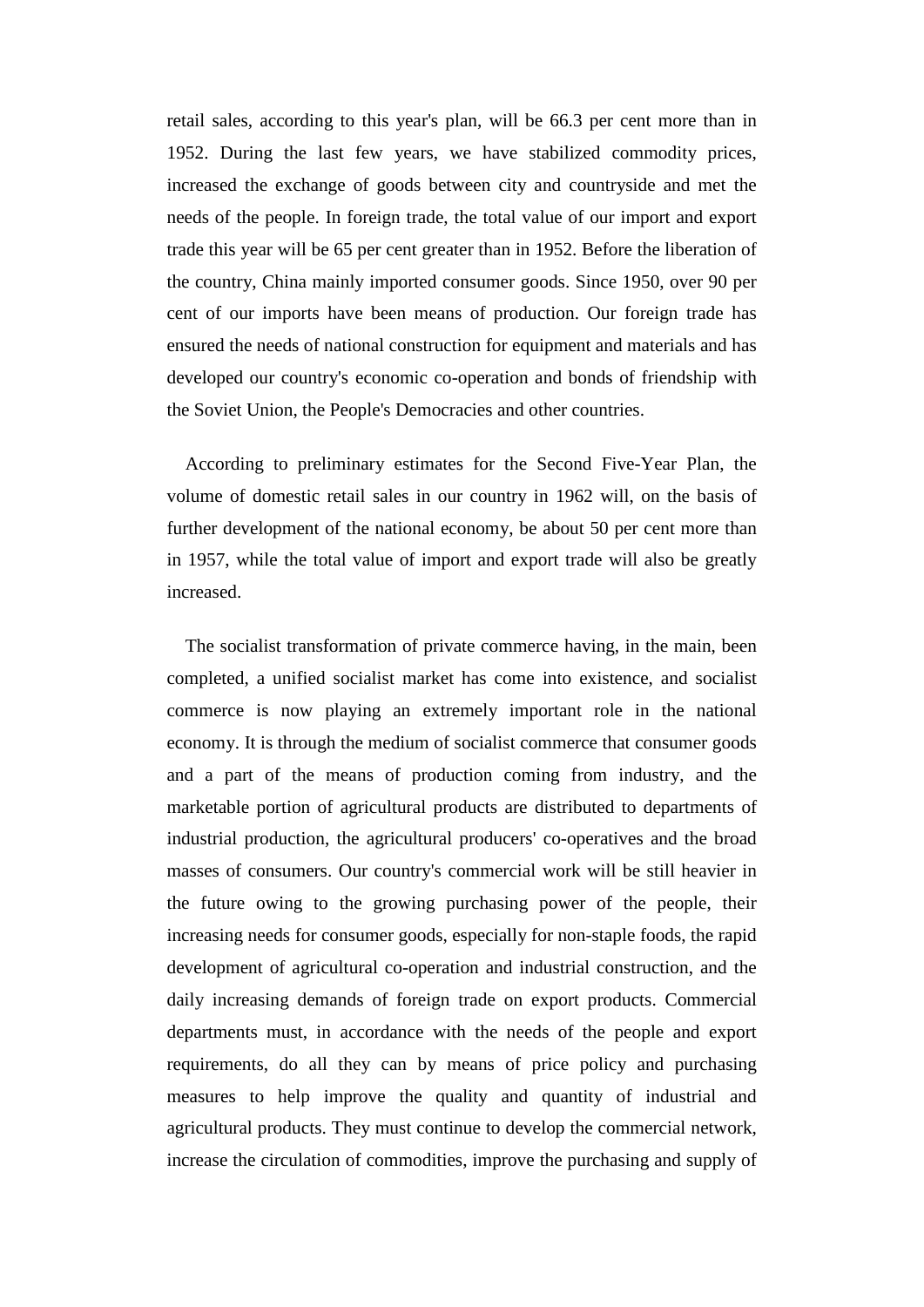retail sales, according to this year's plan, will be 66.3 per cent more than in 1952. During the last few years, we have stabilized commodity prices, increased the exchange of goods between city and countryside and met the needs of the people. In foreign trade, the total value of our import and export trade this year will be 65 per cent greater than in 1952. Before the liberation of the country, China mainly imported consumer goods. Since 1950, over 90 per cent of our imports have been means of production. Our foreign trade has ensured the needs of national construction for equipment and materials and has developed our country's economic co-operation and bonds of friendship with the Soviet Union, the People's Democracies and other countries.

According to preliminary estimates for the Second Five-Year Plan, the volume of domestic retail sales in our country in 1962 will, on the basis of further development of the national economy, be about 50 per cent more than in 1957, while the total value of import and export trade will also be greatly increased.

The socialist transformation of private commerce having, in the main, been completed, a unified socialist market has come into existence, and socialist commerce is now playing an extremely important role in the national economy. It is through the medium of socialist commerce that consumer goods and a part of the means of production coming from industry, and the marketable portion of agricultural products are distributed to departments of industrial production, the agricultural producers' co-operatives and the broad masses of consumers. Our country's commercial work will be still heavier in the future owing to the growing purchasing power of the people, their increasing needs for consumer goods, especially for non-staple foods, the rapid development of agricultural co-operation and industrial construction, and the daily increasing demands of foreign trade on export products. Commercial departments must, in accordance with the needs of the people and export requirements, do all they can by means of price policy and purchasing measures to help improve the quality and quantity of industrial and agricultural products. They must continue to develop the commercial network, increase the circulation of commodities, improve the purchasing and supply of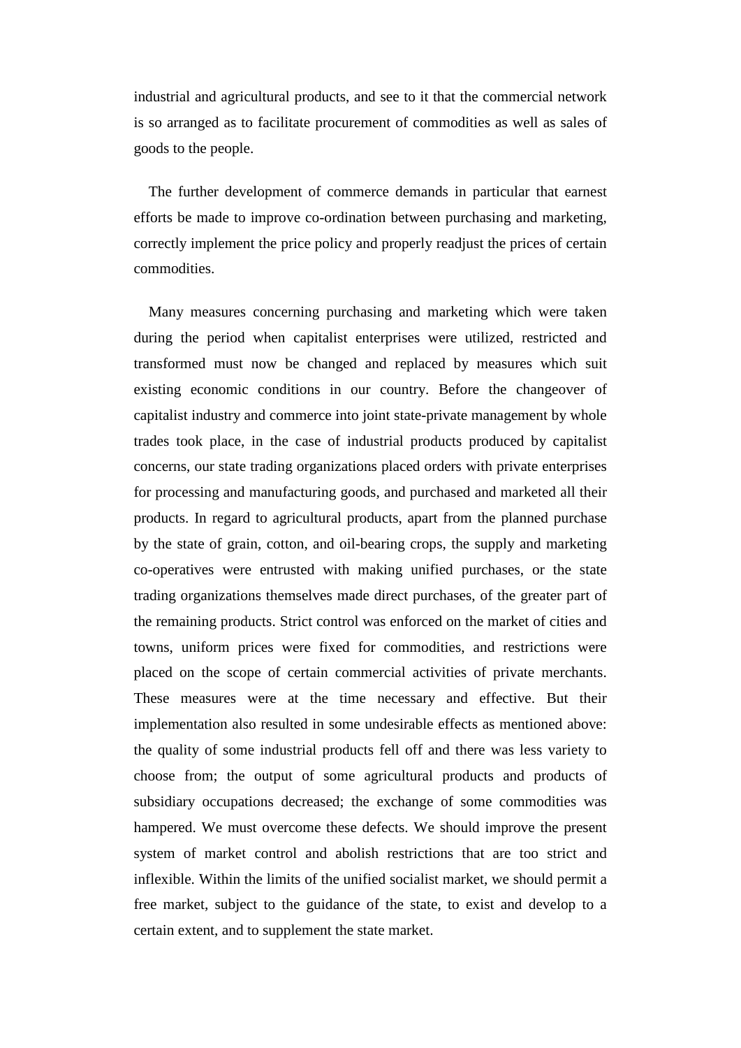industrial and agricultural products, and see to it that the commercial network is so arranged as to facilitate procurement of commodities as well as sales of goods to the people.

The further development of commerce demands in particular that earnest efforts be made to improve co-ordination between purchasing and marketing, correctly implement the price policy and properly readjust the prices of certain commodities.

Many measures concerning purchasing and marketing which were taken during the period when capitalist enterprises were utilized, restricted and transformed must now be changed and replaced by measures which suit existing economic conditions in our country. Before the changeover of capitalist industry and commerce into joint state-private management by whole trades took place, in the case of industrial products produced by capitalist concerns, our state trading organizations placed orders with private enterprises for processing and manufacturing goods, and purchased and marketed all their products. In regard to agricultural products, apart from the planned purchase by the state of grain, cotton, and oil-bearing crops, the supply and marketing co-operatives were entrusted with making unified purchases, or the state trading organizations themselves made direct purchases, of the greater part of the remaining products. Strict control was enforced on the market of cities and towns, uniform prices were fixed for commodities, and restrictions were placed on the scope of certain commercial activities of private merchants. These measures were at the time necessary and effective. But their implementation also resulted in some undesirable effects as mentioned above: the quality of some industrial products fell off and there was less variety to choose from; the output of some agricultural products and products of subsidiary occupations decreased; the exchange of some commodities was hampered. We must overcome these defects. We should improve the present system of market control and abolish restrictions that are too strict and inflexible. Within the limits of the unified socialist market, we should permit a free market, subject to the guidance of the state, to exist and develop to a certain extent, and to supplement the state market.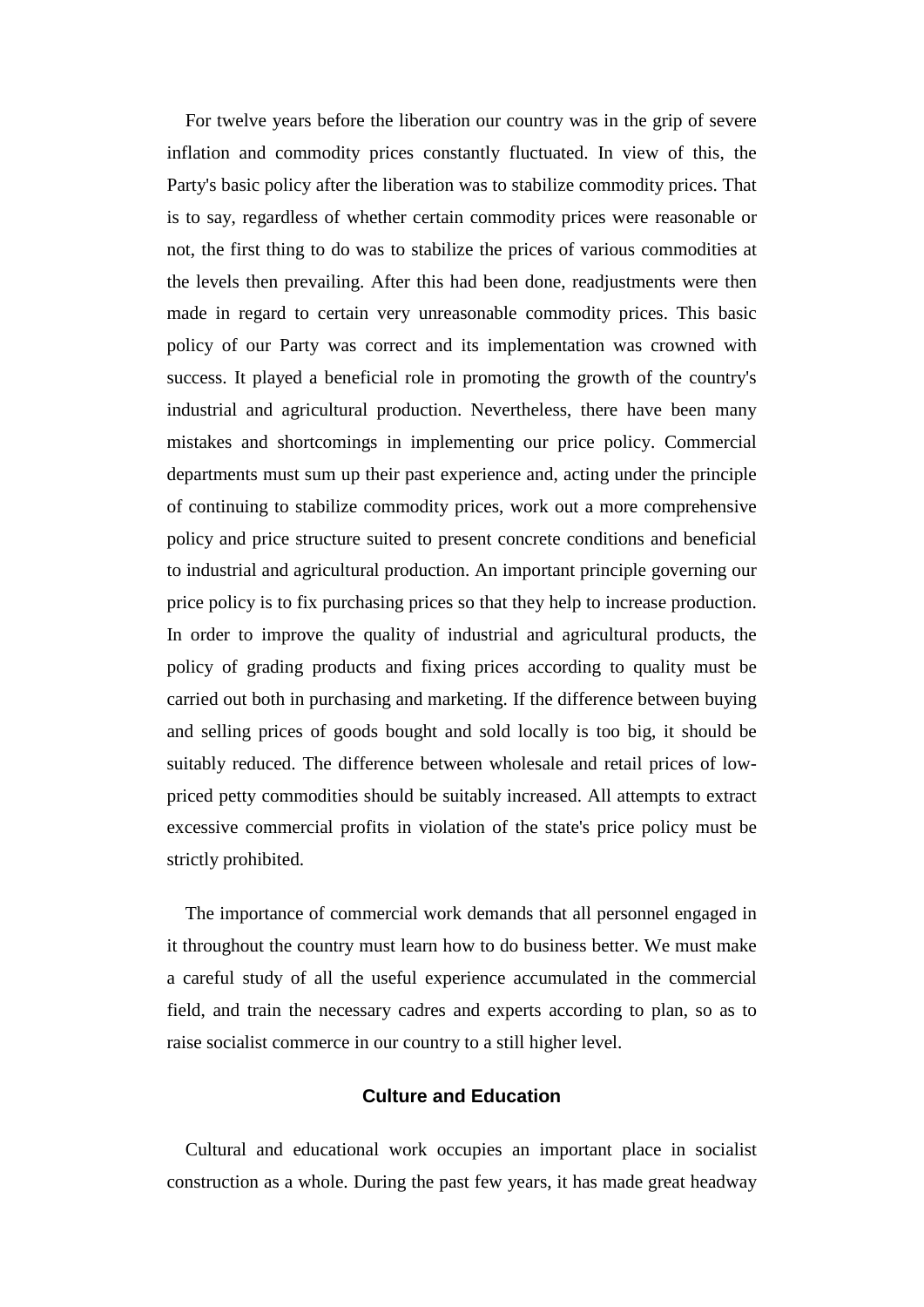For twelve years before the liberation our country was in the grip of severe inflation and commodity prices constantly fluctuated. In view of this, the Party's basic policy after the liberation was to stabilize commodity prices. That is to say, regardless of whether certain commodity prices were reasonable or not, the first thing to do was to stabilize the prices of various commodities at the levels then prevailing. After this had been done, readjustments were then made in regard to certain very unreasonable commodity prices. This basic policy of our Party was correct and its implementation was crowned with success. It played a beneficial role in promoting the growth of the country's industrial and agricultural production. Nevertheless, there have been many mistakes and shortcomings in implementing our price policy. Commercial departments must sum up their past experience and, acting under the principle of continuing to stabilize commodity prices, work out a more comprehensive policy and price structure suited to present concrete conditions and beneficial to industrial and agricultural production. An important principle governing our price policy is to fix purchasing prices so that they help to increase production. In order to improve the quality of industrial and agricultural products, the policy of grading products and fixing prices according to quality must be carried out both in purchasing and marketing. If the difference between buying and selling prices of goods bought and sold locally is too big, it should be suitably reduced. The difference between wholesale and retail prices of low-priced petty commodities should be suitably increased. All attempts to extract excessive commercial profits in violation of the state's price policy must be strictly prohibited.

The importance of commercial work demands that all personnel engaged in it throughout the country must learn how to do business better. We must make a careful study of all the useful experience accumulated in the commercial field, and train the necessary cadres and experts according to plan, so as to raise socialist commerce in our country to a still higher level.

### Culture and Education

Cultural and educational work occupies an important place in socialist construction as a whole. During the past few years, it has made great headway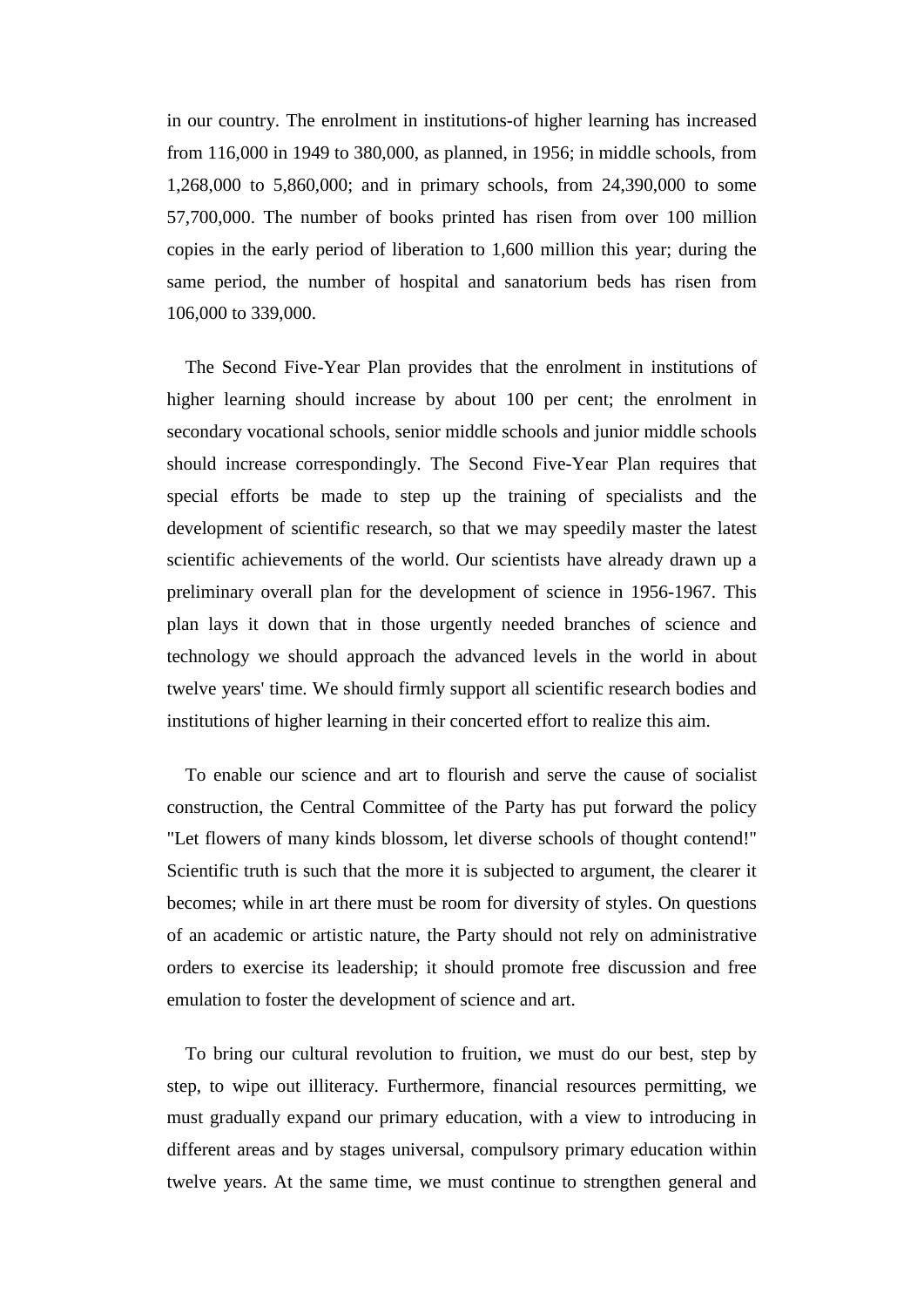in our country. The enrolment in institutions-of higher learning has increased from 116,000 in 1949 to 380,000, as planned, in 1956; in middle schools, from 1,268,000 to 5,860,000; and in primary schools, from 24,390,000 to some 57,700,000. The number of books printed has risen from over 100 million copies in the early period of liberation to 1,600 million this year; during the same period, the number of hospital and sanatorium beds has risen from 106,000 to 339,000.

The Second Five-Year Plan provides that the enrolment in institutions of higher learning should increase by about 100 per cent; the enrolment in secondary vocational schools, senior middle schools and junior middle schools should increase correspondingly. The Second Five-Year Plan requires that special efforts be made to step up the training of specialists and the development of scientific research, so that we may speedily master the latest scientific achievements of the world. Our scientists have already drawn up a preliminary overall plan for the development of science in 1956-1967. This plan lays it down that in those urgently needed branches of science and technology we should approach the advanced levels in the world in about twelve years' time. We should firmly support all scientific research bodies and institutions of higher learning in their concerted effort to realize this aim.

To enable our science and art to flourish and serve the cause of socialist construction, the Central Committee of the Party has put forward the policy "Let flowers of many kinds blossom, let diverse schools of thought contend!" Scientific truth is such that the more it is subjected to argument, the clearer it becomes; while in art there must be room for diversity of styles. On questions of an academic or artistic nature, the Party should not rely on administrative orders to exercise its leadership; it should promote free discussion and free emulation to foster the development of science and art.

To bring our cultural revolution to fruition, we must do our best, step by step, to wipe out illiteracy. Furthermore, financial resources permitting, we must gradually expand our primary education, with a view to introducing in different areas and by stages universal, compulsory primary education within twelve years. At the same time, we must continue to strengthen general and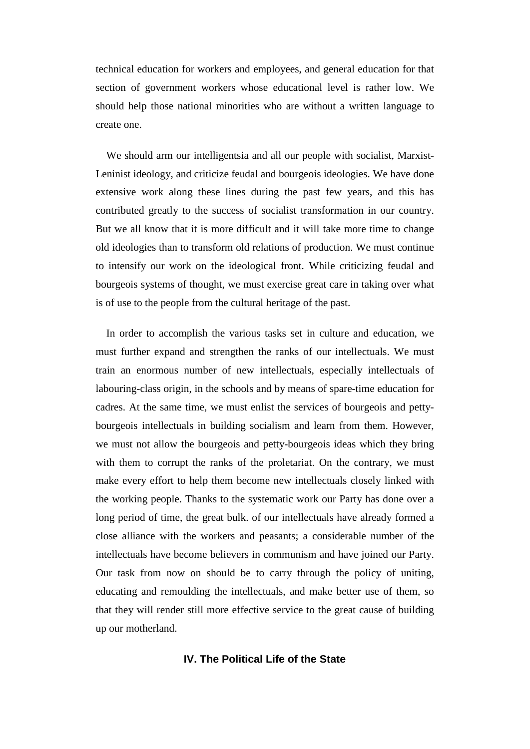technical education for workers and employees, and general education for that section of government workers whose educational level is rather low. We should help those national minorities who are without a written language to create one.

We should arm our intelligentsia and all our people with socialist, Marxist-Leninist ideology, and criticize feudal and bourgeois ideologies. We have done extensive work along these lines during the past few years, and this has contributed greatly to the success of socialist transformation in our country. But we all know that it is more difficult and it will take more time to change old ideologies than to transform old relations of production. We must continue to intensify our work on the ideological front. While criticizing feudal and bourgeois systems of thought, we must exercise great care in taking over what is of use to the people from the cultural heritage of the past.

In order to accomplish the various tasks set in culture and education, we must further expand and strengthen the ranks of our intellectuals. We must train an enormous number of new intellectuals, especially intellectuals of labouring-class origin, in the schools and by means of spare-time education for cadres. At the same time, we must enlist the services of bourgeois and petty-bourgeois intellectuals in building socialism and learn from them. However, we must not allow the bourgeois and petty-bourgeois ideas which they bring with them to corrupt the ranks of the proletariat. On the contrary, we must make every effort to help them become new intellectuals closely linked with the working people. Thanks to the systematic work our Party has done over a long period of time, the great bulk. of our intellectuals have already formed a close alliance with the workers and peasants; a considerable number of the intellectuals have become believers in communism and have joined our Party. Our task from now on should be to carry through the policy of uniting, educating and remoulding the intellectuals, and make better use of them, so that they will render still more effective service to the great cause of building up our motherland.

## IV. The Political Life of the State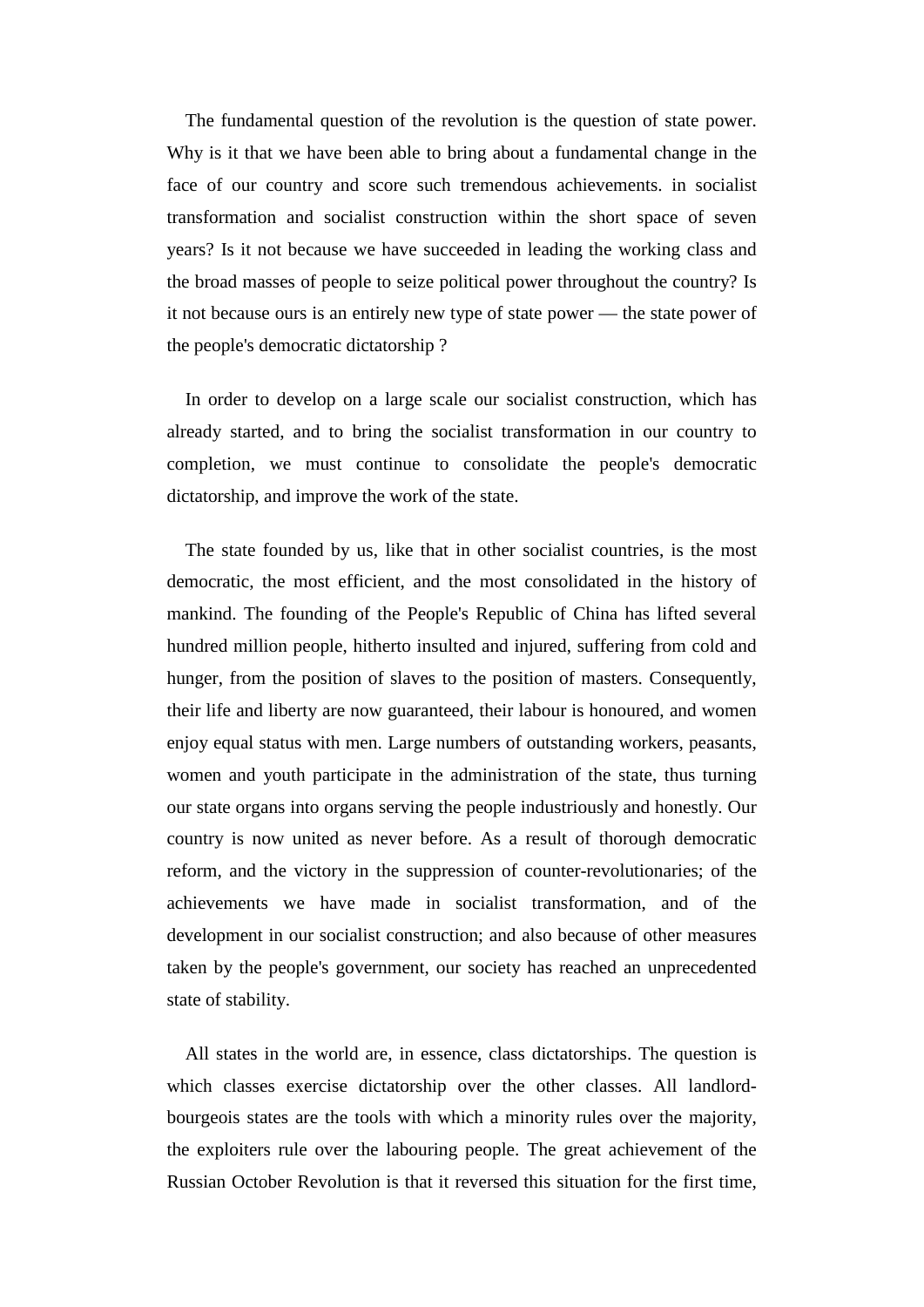The fundamental question of the revolution is the question of state power. Why is it that we have been able to bring about a fundamental change in the face of our country and score such tremendous achievements. in socialist transformation and socialist construction within the short space of seven years? Is it not because we have succeeded in leading the working class and the broad masses of people to seize political power throughout the country? Is it not because ours is an entirely new type of state power — the state power of the people's democratic dictatorship ?

In order to develop on a large scale our socialist construction, which has already started, and to bring the socialist transformation in our country to completion, we must continue to consolidate the people's democratic dictatorship, and improve the work of the state.

The state founded by us, like that in other socialist countries, is the most democratic, the most efficient, and the most consolidated in the history of mankind. The founding of the People's Republic of China has lifted several hundred million people, hitherto insulted and injured, suffering from cold and hunger, from the position of slaves to the position of masters. Consequently, their life and liberty are now guaranteed, their labour is honoured, and women enjoy equal status with men. Large numbers of outstanding workers, peasants, women and youth participate in the administration of the state, thus turning our state organs into organs serving the people industriously and honestly. Our country is now united as never before. As a result of thorough democratic reform, and the victory in the suppression of counter-revolutionaries; of the achievements we have made in socialist transformation, and of the development in our socialist construction; and also because of other measures taken by the people's government, our society has reached an unprecedented state of stability.

All states in the world are, in essence, class dictatorships. The question is which classes exercise dictatorship over the other classes. All landlord-bourgeois states are the tools with which a minority rules over the majority, the exploiters rule over the labouring people. The great achievement of the Russian October Revolution is that it reversed this situation for the first time,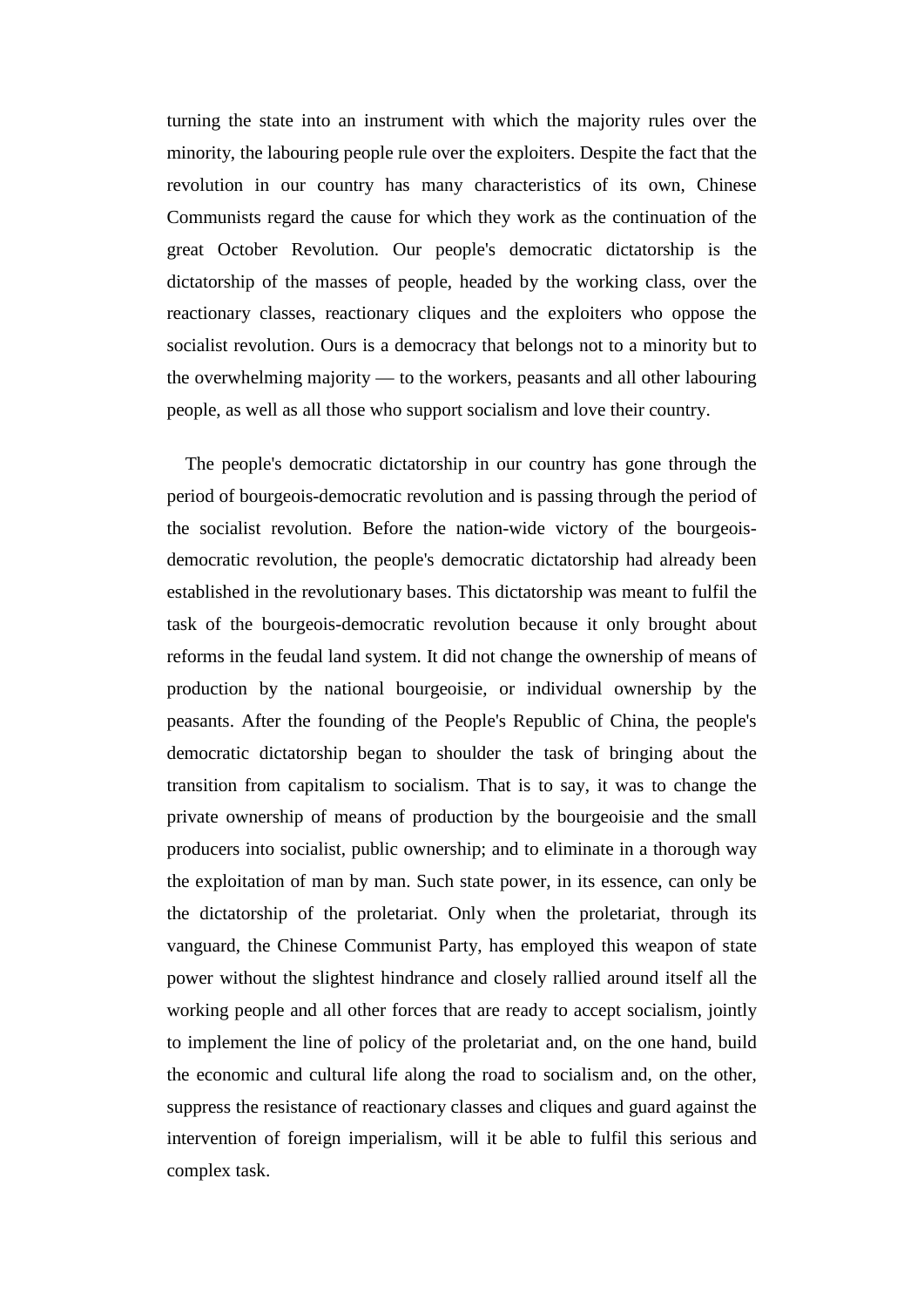turning the state into an instrument with which the majority rules over the minority, the labouring people rule over the exploiters. Despite the fact that the revolution in our country has many characteristics of its own, Chinese Communists regard the cause for which they work as the continuation of the great October Revolution. Our people's democratic dictatorship is the dictatorship of the masses of people, headed by the working class, over the reactionary classes, reactionary cliques and the exploiters who oppose the socialist revolution. Ours is a democracy that belongs not to a minority but to the overwhelming majority — to the workers, peasants and all other labouring people, as well as all those who support socialism and love their country.

The people's democratic dictatorship in our country has gone through the period of bourgeois-democratic revolution and is passing through the period of the socialist revolution. Before the nation-wide victory of the bourgeois-democratic revolution, the people's democratic dictatorship had already been established in the revolutionary bases. This dictatorship was meant to fulfil the task of the bourgeois-democratic revolution because it only brought about reforms in the feudal land system. It did not change the ownership of means of production by the national bourgeoisie, or individual ownership by the peasants. After the founding of the People's Republic of China, the people's democratic dictatorship began to shoulder the task of bringing about the transition from capitalism to socialism. That is to say, it was to change the private ownership of means of production by the bourgeoisie and the small producers into socialist, public ownership; and to eliminate in a thorough way the exploitation of man by man. Such state power, in its essence, can only be the dictatorship of the proletariat. Only when the proletariat, through its vanguard, the Chinese Communist Party, has employed this weapon of state power without the slightest hindrance and closely rallied around itself all the working people and all other forces that are ready to accept socialism, jointly to implement the line of policy of the proletariat and, on the one hand, build the economic and cultural life along the road to socialism and, on the other, suppress the resistance of reactionary classes and cliques and guard against the intervention of foreign imperialism, will it be able to fulfil this serious and complex task.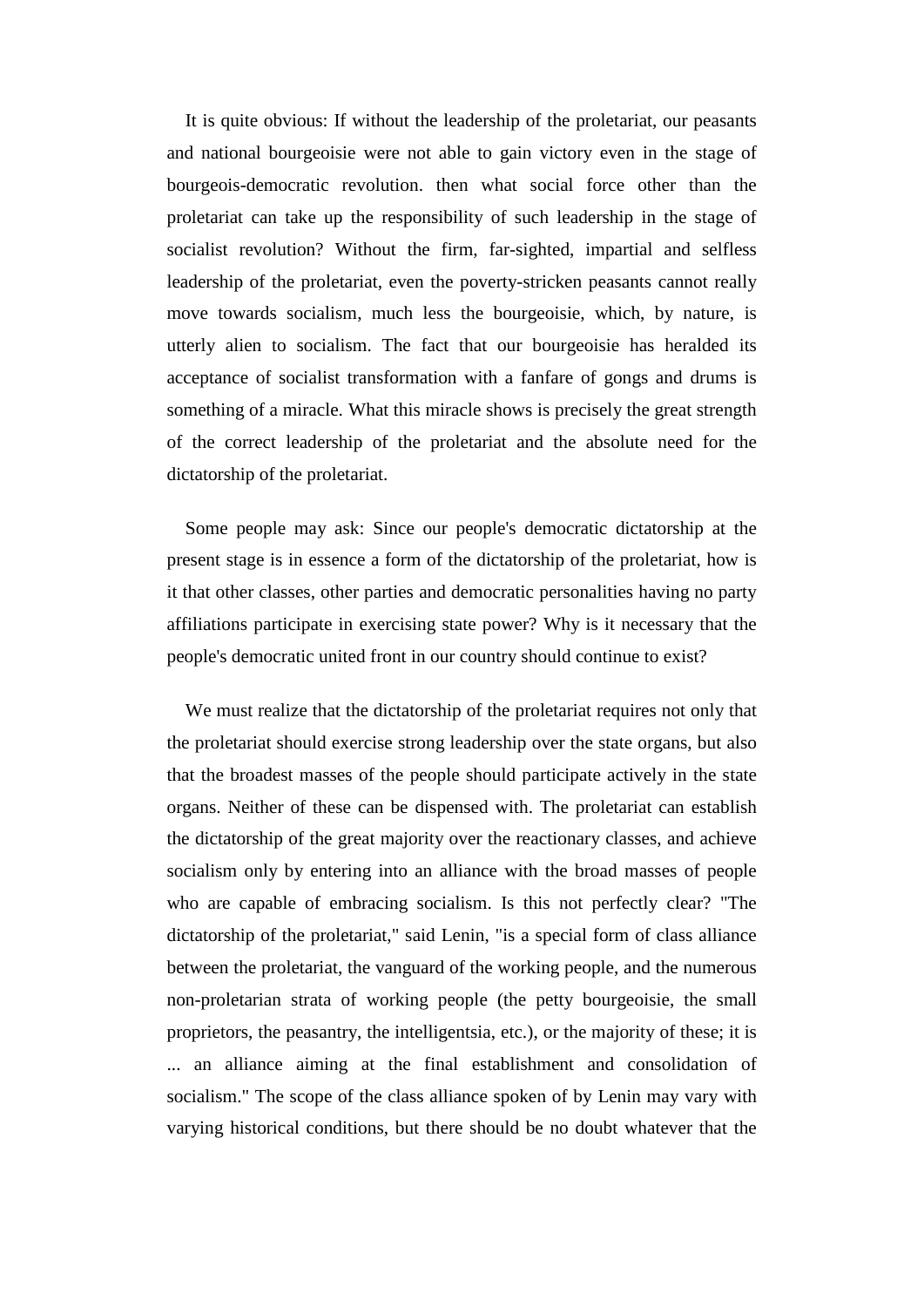It is quite obvious: If without the leadership of the proletariat, our peasants and national bourgeoisie were not able to gain victory even in the stage of bourgeois-democratic revolution. then what social force other than the proletariat can take up the responsibility of such leadership in the stage of socialist revolution? Without the firm, far-sighted, impartial and selfless leadership of the proletariat, even the poverty-stricken peasants cannot really move towards socialism, much less the bourgeoisie, which, by nature, is utterly alien to socialism. The fact that our bourgeoisie has heralded its acceptance of socialist transformation with a fanfare of gongs and drums is something of a miracle. What this miracle shows is precisely the great strength of the correct leadership of the proletariat and the absolute need for the dictatorship of the proletariat.

Some people may ask: Since our people's democratic dictatorship at the present stage is in essence a form of the dictatorship of the proletariat, how is it that other classes, other parties and democratic personalities having no party affiliations participate in exercising state power? Why is it necessary that the people's democratic united front in our country should continue to exist?

We must realize that the dictatorship of the proletariat requires not only that the proletariat should exercise strong leadership over the state organs, but also that the broadest masses of the people should participate actively in the state organs. Neither of these can be dispensed with. The proletariat can establish the dictatorship of the great majority over the reactionary classes, and achieve socialism only by entering into an alliance with the broad masses of people who are capable of embracing socialism. Is this not perfectly clear? "The dictatorship of the proletariat," said Lenin, "is a special form of class alliance between the proletariat, the vanguard of the working people, and the numerous non-proletarian strata of working people (the petty bourgeoisie, the small proprietors, the peasantry, the intelligentsia, etc.), or the majority of these; it is ... an alliance aiming at the final establishment and consolidation of socialism." The scope of the class alliance spoken of by Lenin may vary with varying historical conditions, but there should be no doubt whatever that the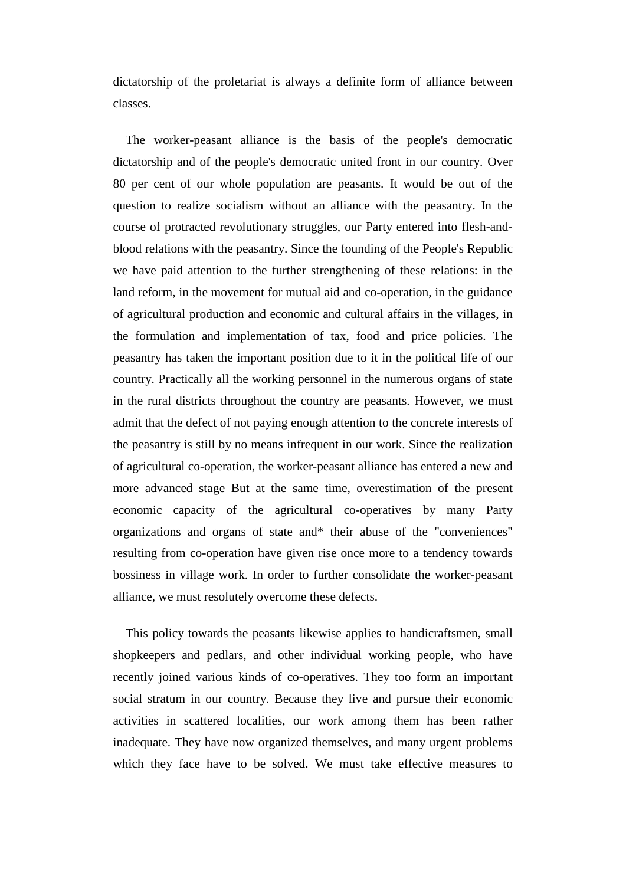dictatorship of the proletariat is always a definite form of alliance between classes.

The worker-peasant alliance is the basis of the people's democratic dictatorship and of the people's democratic united front in our country. Over 80 per cent of our whole population are peasants. It would be out of the question to realize socialism without an alliance with the peasantry. In the course of protracted revolutionary struggles, our Party entered into flesh-and-blood relations with the peasantry. Since the founding of the People's Republic we have paid attention to the further strengthening of these relations: in the land reform, in the movement for mutual aid and co-operation, in the guidance of agricultural production and economic and cultural affairs in the villages, in the formulation and implementation of tax, food and price policies. The peasantry has taken the important position due to it in the political life of our country. Practically all the working personnel in the numerous organs of state in the rural districts throughout the country are peasants. However, we must admit that the defect of not paying enough attention to the concrete interests of the peasantry is still by no means infrequent in our work. Since the realization of agricultural co-operation, the worker-peasant alliance has entered a new and more advanced stage But at the same time, overestimation of the present economic capacity of the agricultural co-operatives by many Party organizations and organs of state and* their abuse of the "conveniences" resulting from co-operation have given rise once more to a tendency towards bossiness in village work. In order to further consolidate the worker-peasant alliance, we must resolutely overcome these defects.

This policy towards the peasants likewise applies to handicraftsmen, small shopkeepers and pedlars, and other individual working people, who have recently joined various kinds of co-operatives. They too form an important social stratum in our country. Because they live and pursue their economic activities in scattered localities, our work among them has been rather inadequate. They have now organized themselves, and many urgent problems which they face have to be solved. We must take effective measures to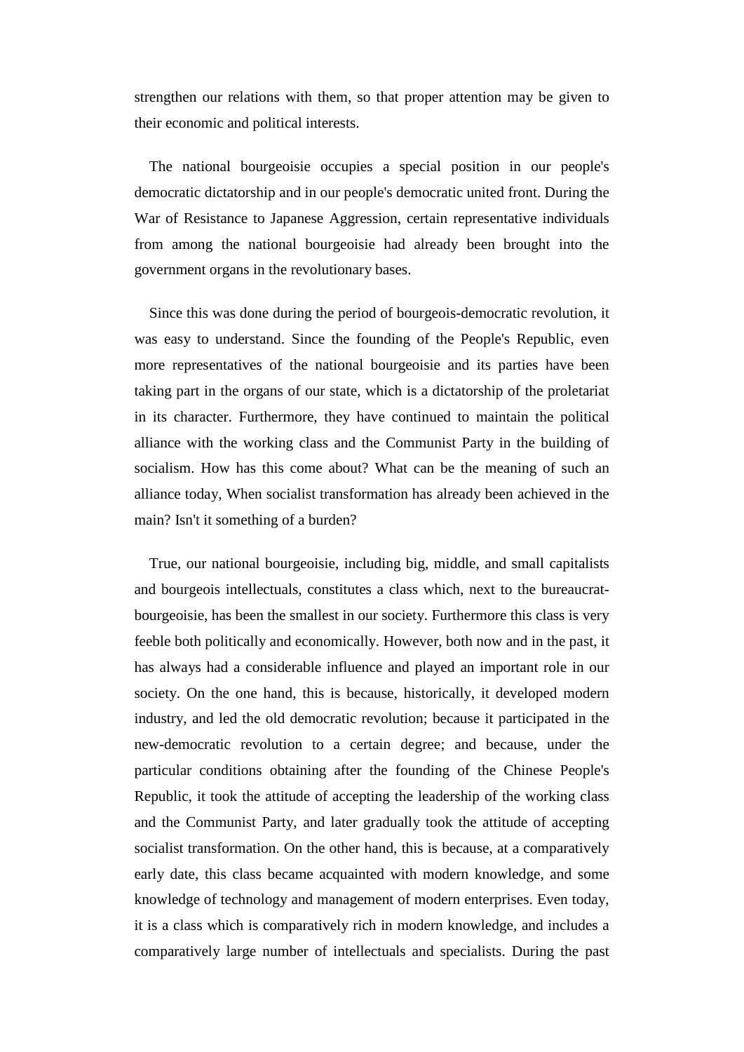strengthen our relations with them, so that proper attention may be given to their economic and political interests.

The national bourgeoisie occupies a special position in our people's democratic dictatorship and in our people's democratic united front. During the War of Resistance to Japanese Aggression, certain representative individuals from among the national bourgeoisie had already been brought into the government organs in the revolutionary bases.

Since this was done during the period of bourgeois-democratic revolution, it was easy to understand. Since the founding of the People's Republic, even more representatives of the national bourgeoisie and its parties have been taking part in the organs of our state, which is a dictatorship of the proletariat in its character. Furthermore, they have continued to maintain the political alliance with the working class and the Communist Party in the building of socialism. How has this come about? What can be the meaning of such an alliance today, When socialist transformation has already been achieved in the main? Isn't it something of a burden?

True, our national bourgeoisie, including big, middle, and small capitalists and bourgeois intellectuals, constitutes a class which, next to the bureaucrat-bourgeoisie, has been the smallest in our society. Furthermore this class is very feeble both politically and economically. However, both now and in the past, it has always had a considerable influence and played an important role in our society. On the one hand, this is because, historically, it developed modern industry, and led the old democratic revolution; because it participated in the new-democratic revolution to a certain degree; and because, under the particular conditions obtaining after the founding of the Chinese People's Republic, it took the attitude of accepting the leadership of the working class and the Communist Party, and later gradually took the attitude of accepting socialist transformation. On the other hand, this is because, at a comparatively early date, this class became acquainted with modern knowledge, and some knowledge of technology and management of modern enterprises. Even today, it is a class which is comparatively rich in modern knowledge, and includes a comparatively large number of intellectuals and specialists. During the past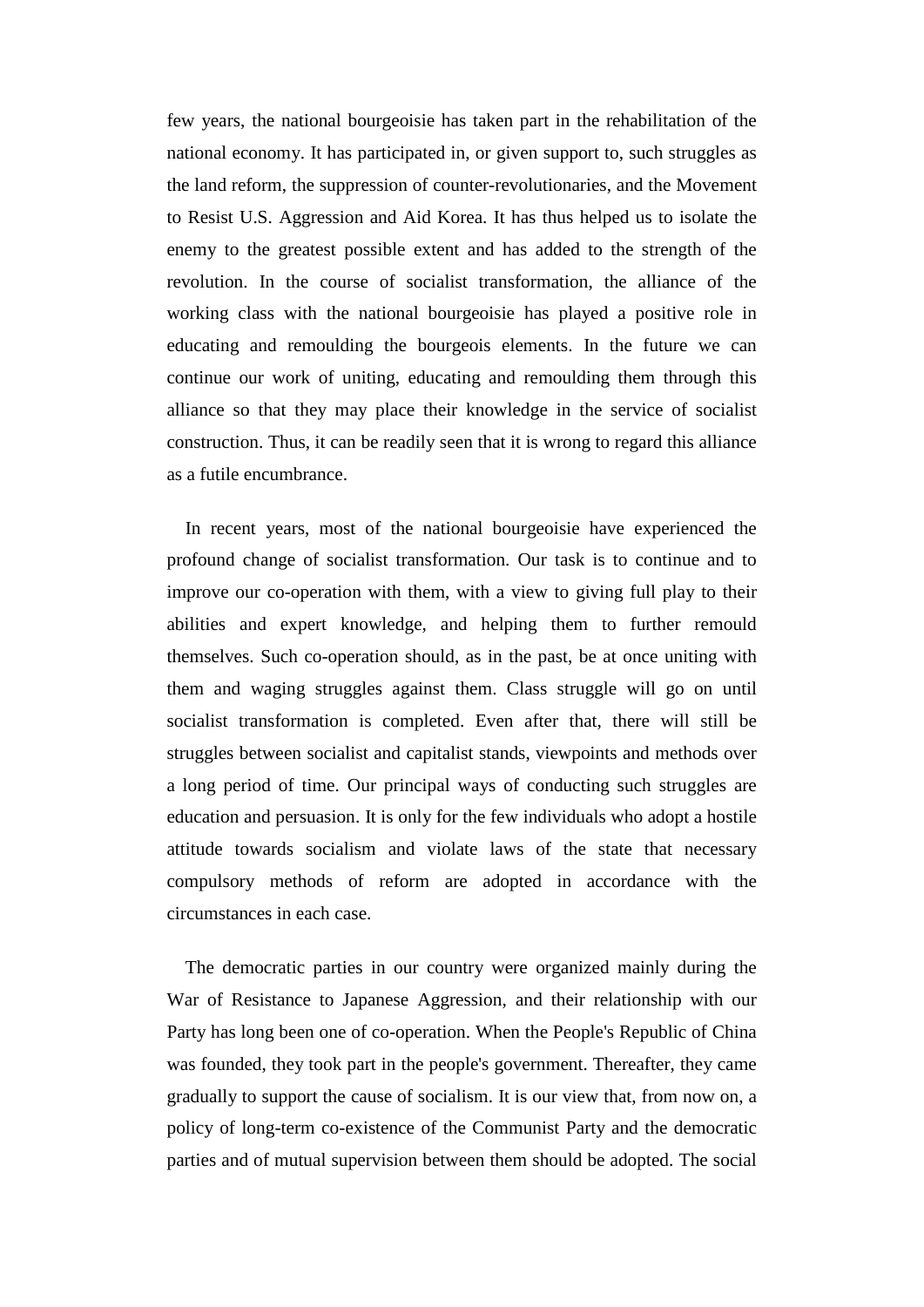few years, the national bourgeoisie has taken part in the rehabilitation of the national economy. It has participated in, or given support to, such struggles as the land reform, the suppression of counter-revolutionaries, and the Movement to Resist U.S. Aggression and Aid Korea. It has thus helped us to isolate the enemy to the greatest possible extent and has added to the strength of the revolution. In the course of socialist transformation, the alliance of the working class with the national bourgeoisie has played a positive role in educating and remoulding the bourgeois elements. In the future we can continue our work of uniting, educating and remoulding them through this alliance so that they may place their knowledge in the service of socialist construction. Thus, it can be readily seen that it is wrong to regard this alliance as a futile encumbrance.

In recent years, most of the national bourgeoisie have experienced the profound change of socialist transformation. Our task is to continue and to improve our co-operation with them, with a view to giving full play to their abilities and expert knowledge, and helping them to further remould themselves. Such co-operation should, as in the past, be at once uniting with them and waging struggles against them. Class struggle will go on until socialist transformation is completed. Even after that, there will still be struggles between socialist and capitalist stands, viewpoints and methods over a long period of time. Our principal ways of conducting such struggles are education and persuasion. It is only for the few individuals who adopt a hostile attitude towards socialism and violate laws of the state that necessary compulsory methods of reform are adopted in accordance with the circumstances in each case.

The democratic parties in our country were organized mainly during the War of Resistance to Japanese Aggression, and their relationship with our Party has long been one of co-operation. When the People's Republic of China was founded, they took part in the people's government. Thereafter, they came gradually to support the cause of socialism. It is our view that, from now on, a policy of long-term co-existence of the Communist Party and the democratic parties and of mutual supervision between them should be adopted. The social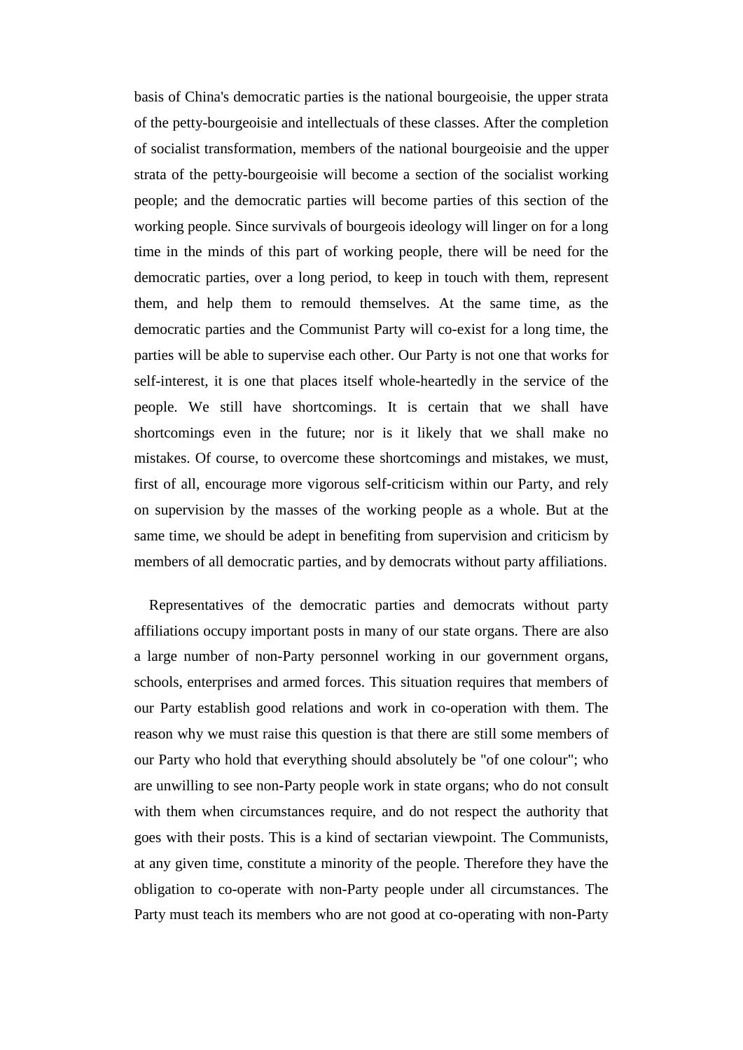basis of China's democratic parties is the national bourgeoisie, the upper strata of the petty-bourgeoisie and intellectuals of these classes. After the completion of socialist transformation, members of the national bourgeoisie and the upper strata of the petty-bourgeoisie will become a section of the socialist working people; and the democratic parties will become parties of this section of the working people. Since survivals of bourgeois ideology will linger on for a long time in the minds of this part of working people, there will be need for the democratic parties, over a long period, to keep in touch with them, represent them, and help them to remould themselves. At the same time, as the democratic parties and the Communist Party will co-exist for a long time, the parties will be able to supervise each other. Our Party is not one that works for self-interest, it is one that places itself whole-heartedly in the service of the people. We still have shortcomings. It is certain that we shall have shortcomings even in the future; nor is it likely that we shall make no mistakes. Of course, to overcome these shortcomings and mistakes, we must, first of all, encourage more vigorous self-criticism within our Party, and rely on supervision by the masses of the working people as a whole. But at the same time, we should be adept in benefiting from supervision and criticism by members of all democratic parties, and by democrats without party affiliations.

Representatives of the democratic parties and democrats without party affiliations occupy important posts in many of our state organs. There are also a large number of non-Party personnel working in our government organs, schools, enterprises and armed forces. This situation requires that members of our Party establish good relations and work in co-operation with them. The reason why we must raise this question is that there are still some members of our Party who hold that everything should absolutely be "of one colour"; who are unwilling to see non-Party people work in state organs; who do not consult with them when circumstances require, and do not respect the authority that goes with their posts. This is a kind of sectarian viewpoint. The Communists, at any given time, constitute a minority of the people. Therefore they have the obligation to co-operate with non-Party people under all circumstances. The Party must teach its members who are not good at co-operating with non-Party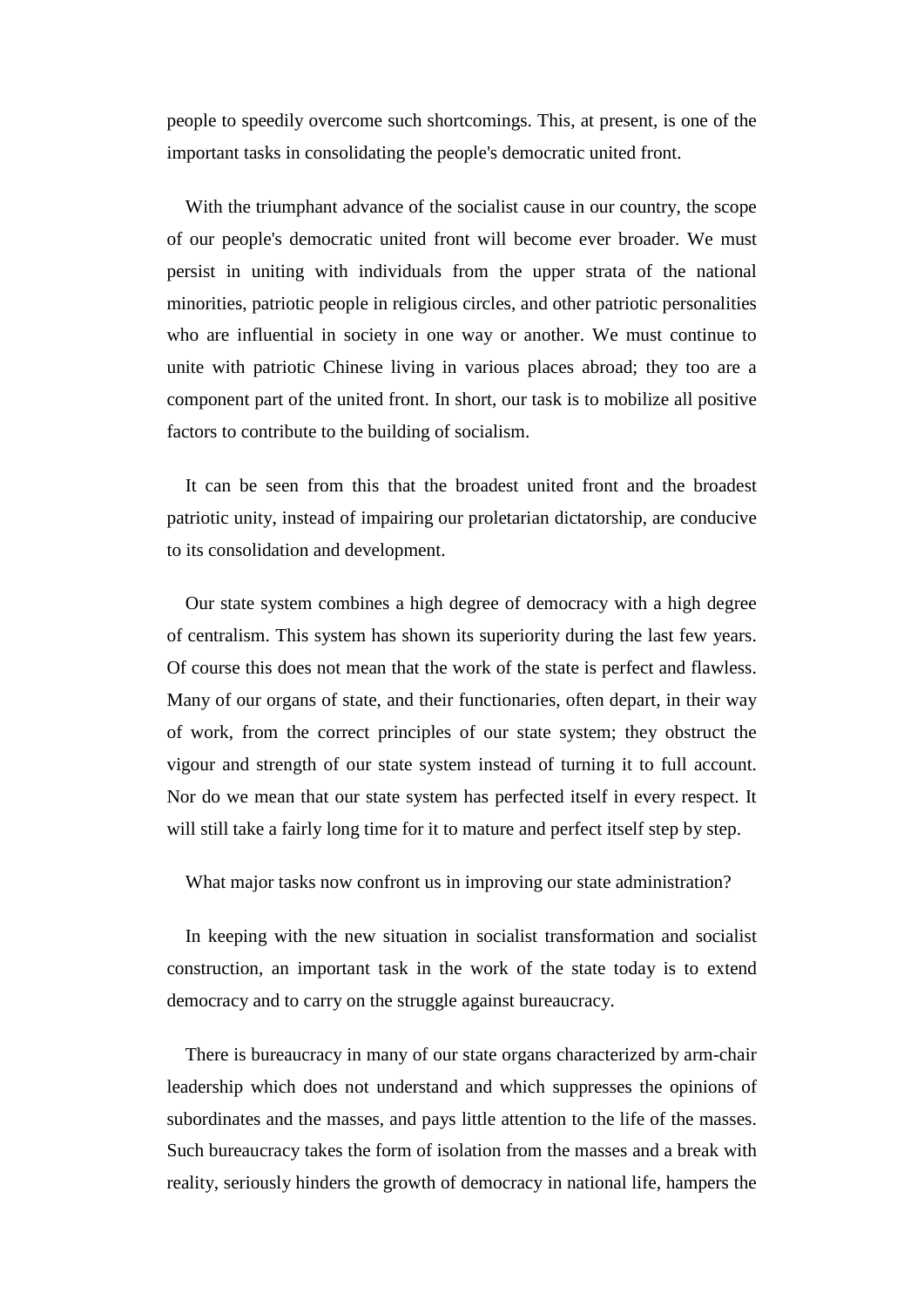people to speedily overcome such shortcomings. This, at present, is one of the important tasks in consolidating the people's democratic united front.

With the triumphant advance of the socialist cause in our country, the scope of our people's democratic united front will become ever broader. We must persist in uniting with individuals from the upper strata of the national minorities, patriotic people in religious circles, and other patriotic personalities who are influential in society in one way or another. We must continue to unite with patriotic Chinese living in various places abroad; they too are a component part of the united front. In short, our task is to mobilize all positive factors to contribute to the building of socialism.

It can be seen from this that the broadest united front and the broadest patriotic unity, instead of impairing our proletarian dictatorship, are conducive to its consolidation and development.

Our state system combines a high degree of democracy with a high degree of centralism. This system has shown its superiority during the last few years. Of course this does not mean that the work of the state is perfect and flawless. Many of our organs of state, and their functionaries, often depart, in their way of work, from the correct principles of our state system; they obstruct the vigour and strength of our state system instead of turning it to full account. Nor do we mean that our state system has perfected itself in every respect. It will still take a fairly long time for it to mature and perfect itself step by step.

What major tasks now confront us in improving our state administration?

In keeping with the new situation in socialist transformation and socialist construction, an important task in the work of the state today is to extend democracy and to carry on the struggle against bureaucracy.

There is bureaucracy in many of our state organs characterized by arm-chair leadership which does not understand and which suppresses the opinions of subordinates and the masses, and pays little attention to the life of the masses. Such bureaucracy takes the form of isolation from the masses and a break with reality, seriously hinders the growth of democracy in national life, hampers the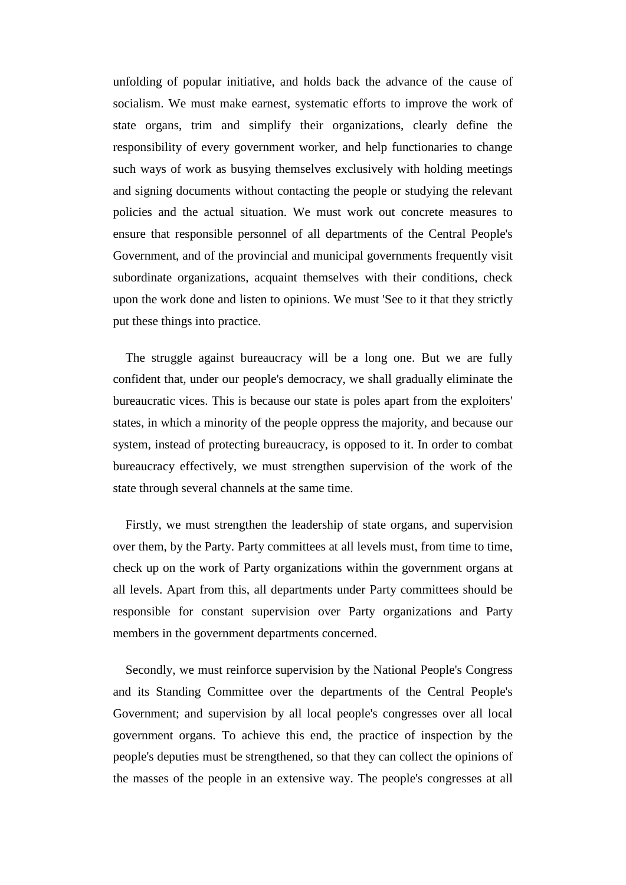unfolding of popular initiative, and holds back the advance of the cause of socialism. We must make earnest, systematic efforts to improve the work of state organs, trim and simplify their organizations, clearly define the responsibility of every government worker, and help functionaries to change such ways of work as busying themselves exclusively with holding meetings and signing documents without contacting the people or studying the relevant policies and the actual situation. We must work out concrete measures to ensure that responsible personnel of all departments of the Central People's Government, and of the provincial and municipal governments frequently visit subordinate organizations, acquaint themselves with their conditions, check upon the work done and listen to opinions. We must 'See to it that they strictly put these things into practice.

The struggle against bureaucracy will be a long one. But we are fully confident that, under our people's democracy, we shall gradually eliminate the bureaucratic vices. This is because our state is poles apart from the exploiters' states, in which a minority of the people oppress the majority, and because our system, instead of protecting bureaucracy, is opposed to it. In order to combat bureaucracy effectively, we must strengthen supervision of the work of the state through several channels at the same time.

Firstly, we must strengthen the leadership of state organs, and supervision over them, by the Party. Party committees at all levels must, from time to time, check up on the work of Party organizations within the government organs at all levels. Apart from this, all departments under Party committees should be responsible for constant supervision over Party organizations and Party members in the government departments concerned.

Secondly, we must reinforce supervision by the National People's Congress and its Standing Committee over the departments of the Central People's Government; and supervision by all local people's congresses over all local government organs. To achieve this end, the practice of inspection by the people's deputies must be strengthened, so that they can collect the opinions of the masses of the people in an extensive way. The people's congresses at all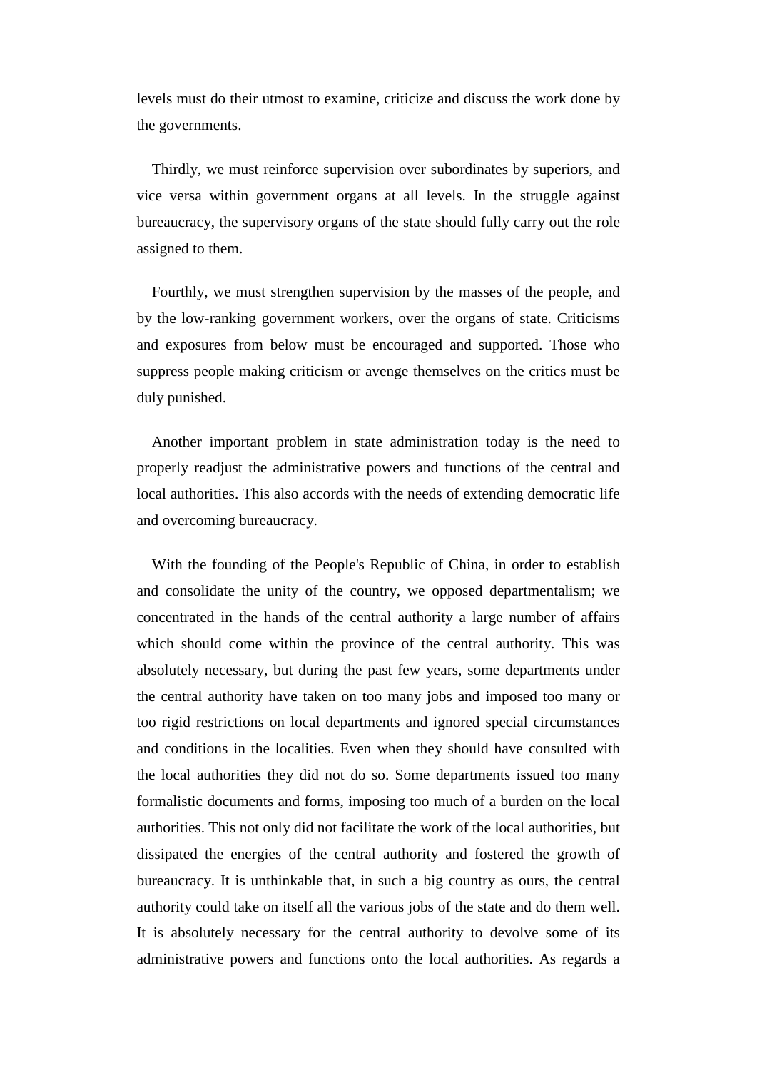levels must do their utmost to examine, criticize and discuss the work done by the governments.

Thirdly, we must reinforce supervision over subordinates by superiors, and vice versa within government organs at all levels. In the struggle against bureaucracy, the supervisory organs of the state should fully carry out the role assigned to them.

Fourthly, we must strengthen supervision by the masses of the people, and by the low-ranking government workers, over the organs of state. Criticisms and exposures from below must be encouraged and supported. Those who suppress people making criticism or avenge themselves on the critics must be duly punished.

Another important problem in state administration today is the need to properly readjust the administrative powers and functions of the central and local authorities. This also accords with the needs of extending democratic life and overcoming bureaucracy.

With the founding of the People's Republic of China, in order to establish and consolidate the unity of the country, we opposed departmentalism; we concentrated in the hands of the central authority a large number of affairs which should come within the province of the central authority. This was absolutely necessary, but during the past few years, some departments under the central authority have taken on too many jobs and imposed too many or too rigid restrictions on local departments and ignored special circumstances and conditions in the localities. Even when they should have consulted with the local authorities they did not do so. Some departments issued too many formalistic documents and forms, imposing too much of a burden on the local authorities. This not only did not facilitate the work of the local authorities, but dissipated the energies of the central authority and fostered the growth of bureaucracy. It is unthinkable that, in such a big country as ours, the central authority could take on itself all the various jobs of the state and do them well. It is absolutely necessary for the central authority to devolve some of its administrative powers and functions onto the local authorities. As regards a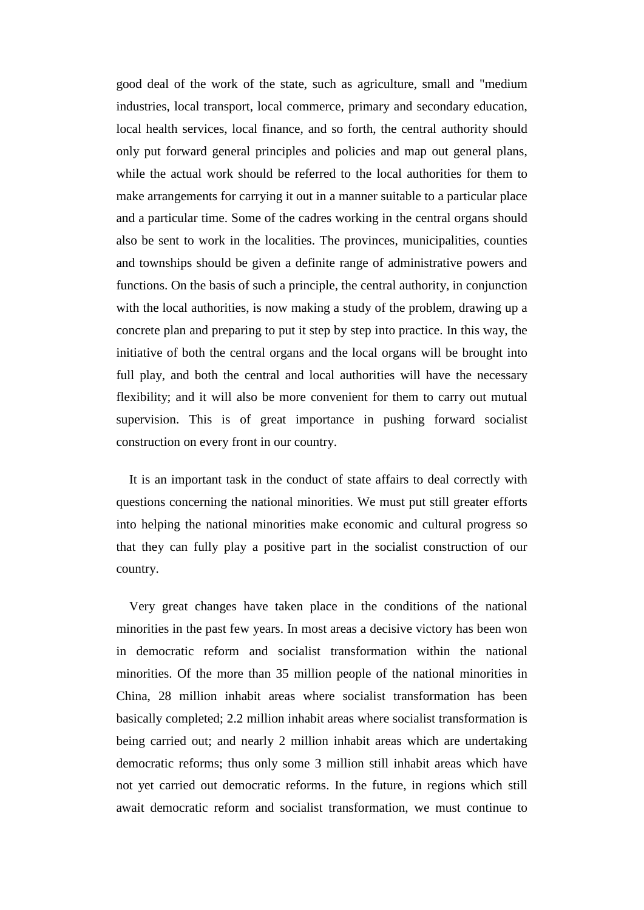good deal of the work of the state, such as agriculture, small and "medium industries, local transport, local commerce, primary and secondary education, local health services, local finance, and so forth, the central authority should only put forward general principles and policies and map out general plans, while the actual work should be referred to the local authorities for them to make arrangements for carrying it out in a manner suitable to a particular place and a particular time. Some of the cadres working in the central organs should also be sent to work in the localities. The provinces, municipalities, counties and townships should be given a definite range of administrative powers and functions. On the basis of such a principle, the central authority, in conjunction with the local authorities, is now making a study of the problem, drawing up a concrete plan and preparing to put it step by step into practice. In this way, the initiative of both the central organs and the local organs will be brought into full play, and both the central and local authorities will have the necessary flexibility; and it will also be more convenient for them to carry out mutual supervision. This is of great importance in pushing forward socialist construction on every front in our country.

It is an important task in the conduct of state affairs to deal correctly with questions concerning the national minorities. We must put still greater efforts into helping the national minorities make economic and cultural progress so that they can fully play a positive part in the socialist construction of our country.

Very great changes have taken place in the conditions of the national minorities in the past few years. In most areas a decisive victory has been won in democratic reform and socialist transformation within the national minorities. Of the more than 35 million people of the national minorities in China, 28 million inhabit areas where socialist transformation has been basically completed; 2.2 million inhabit areas where socialist transformation is being carried out; and nearly 2 million inhabit areas which are undertaking democratic reforms; thus only some 3 million still inhabit areas which have not yet carried out democratic reforms. In the future, in regions which still await democratic reform and socialist transformation, we must continue to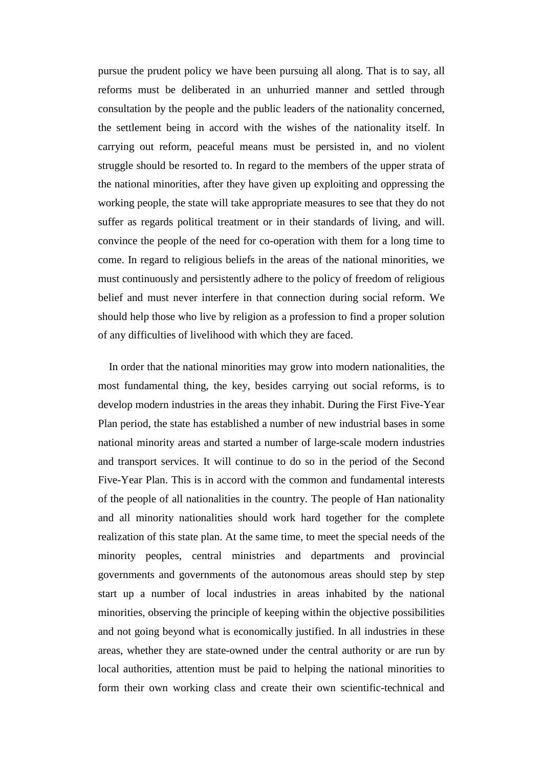pursue the prudent policy we have been pursuing all along. That is to say, all reforms must be deliberated in an unhurried manner and settled through consultation by the people and the public leaders of the nationality concerned, the settlement being in accord with the wishes of the nationality itself. In carrying out reform, peaceful means must be persisted in, and no violent struggle should be resorted to. In regard to the members of the upper strata of the national minorities, after they have given up exploiting and oppressing the working people, the state will take appropriate measures to see that they do not suffer as regards political treatment or in their standards of living, and will. convince the people of the need for co-operation with them for a long time to come. In regard to religious beliefs in the areas of the national minorities, we must continuously and persistently adhere to the policy of freedom of religious belief and must never interfere in that connection during social reform. We should help those who live by religion as a profession to find a proper solution of any difficulties of livelihood with which they are faced.

In order that the national minorities may grow into modern nationalities, the most fundamental thing, the key, besides carrying out social reforms, is to develop modern industries in the areas they inhabit. During the First Five-Year Plan period, the state has established a number of new industrial bases in some national minority areas and started a number of large-scale modern industries and transport services. It will continue to do so in the period of the Second Five-Year Plan. This is in accord with the common and fundamental interests of the people of all nationalities in the country. The people of Han nationality and all minority nationalities should work hard together for the complete realization of this state plan. At the same time, to meet the special needs of the minority peoples, central ministries and departments and provincial governments and governments of the autonomous areas should step by step start up a number of local industries in areas inhabited by the national minorities, observing the principle of keeping within the objective possibilities and not going beyond what is economically justified. In all industries in these areas, whether they are state-owned under the central authority or are run by local authorities, attention must be paid to helping the national minorities to form their own working class and create their own scientific-technical and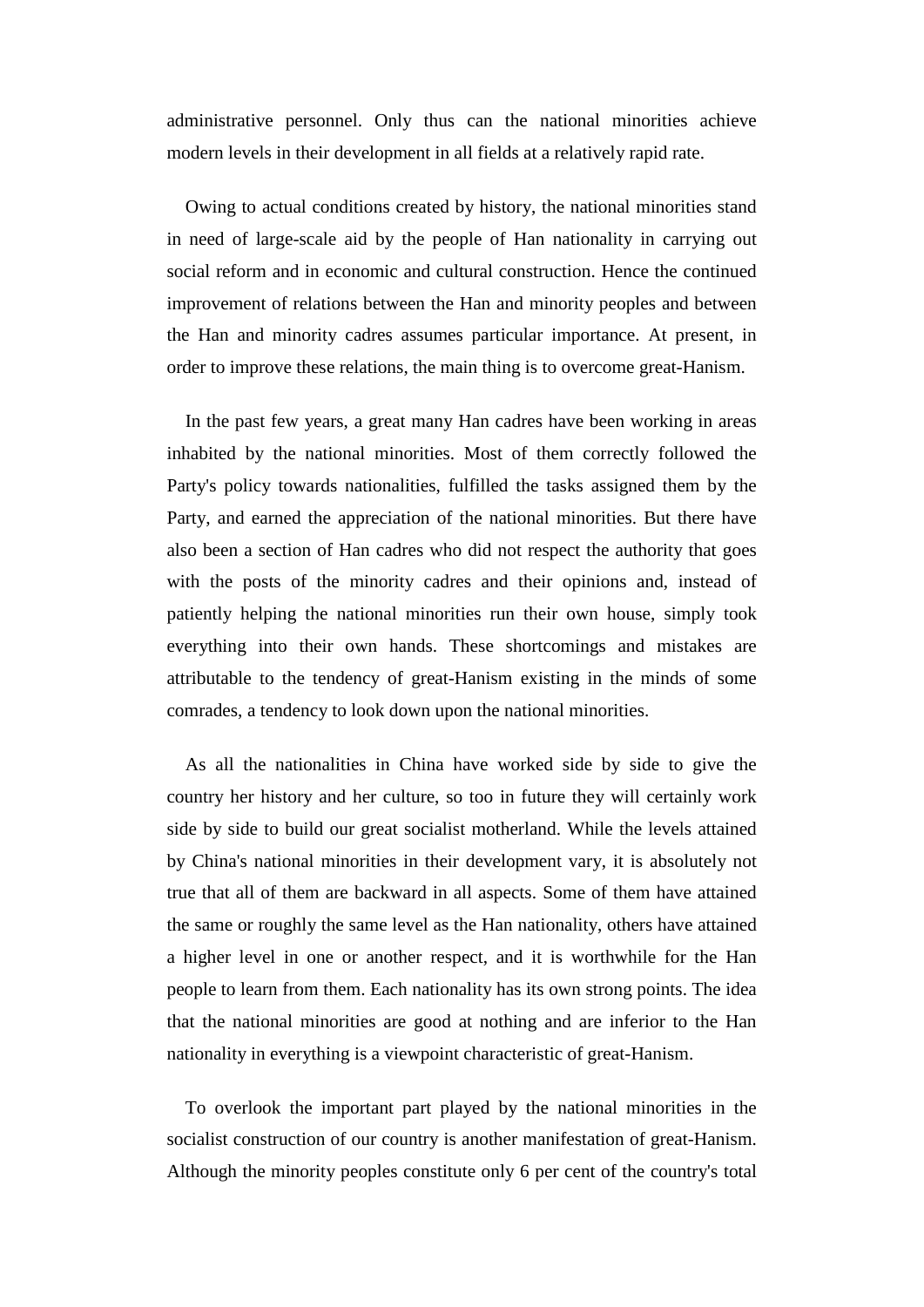administrative personnel. Only thus can the national minorities achieve modern levels in their development in all fields at a relatively rapid rate.

Owing to actual conditions created by history, the national minorities stand in need of large-scale aid by the people of Han nationality in carrying out social reform and in economic and cultural construction. Hence the continued improvement of relations between the Han and minority peoples and between the Han and minority cadres assumes particular importance. At present, in order to improve these relations, the main thing is to overcome great-Hanism.

In the past few years, a great many Han cadres have been working in areas inhabited by the national minorities. Most of them correctly followed the Party's policy towards nationalities, fulfilled the tasks assigned them by the Party, and earned the appreciation of the national minorities. But there have also been a section of Han cadres who did not respect the authority that goes with the posts of the minority cadres and their opinions and, instead of patiently helping the national minorities run their own house, simply took everything into their own hands. These shortcomings and mistakes are attributable to the tendency of great-Hanism existing in the minds of some comrades, a tendency to look down upon the national minorities.

As all the nationalities in China have worked side by side to give the country her history and her culture, so too in future they will certainly work side by side to build our great socialist motherland. While the levels attained by China's national minorities in their development vary, it is absolutely not true that all of them are backward in all aspects. Some of them have attained the same or roughly the same level as the Han nationality, others have attained a higher level in one or another respect, and it is worthwhile for the Han people to learn from them. Each nationality has its own strong points. The idea that the national minorities are good at nothing and are inferior to the Han nationality in everything is a viewpoint characteristic of great-Hanism.

To overlook the important part played by the national minorities in the socialist construction of our country is another manifestation of great-Hanism. Although the minority peoples constitute only 6 per cent of the country's total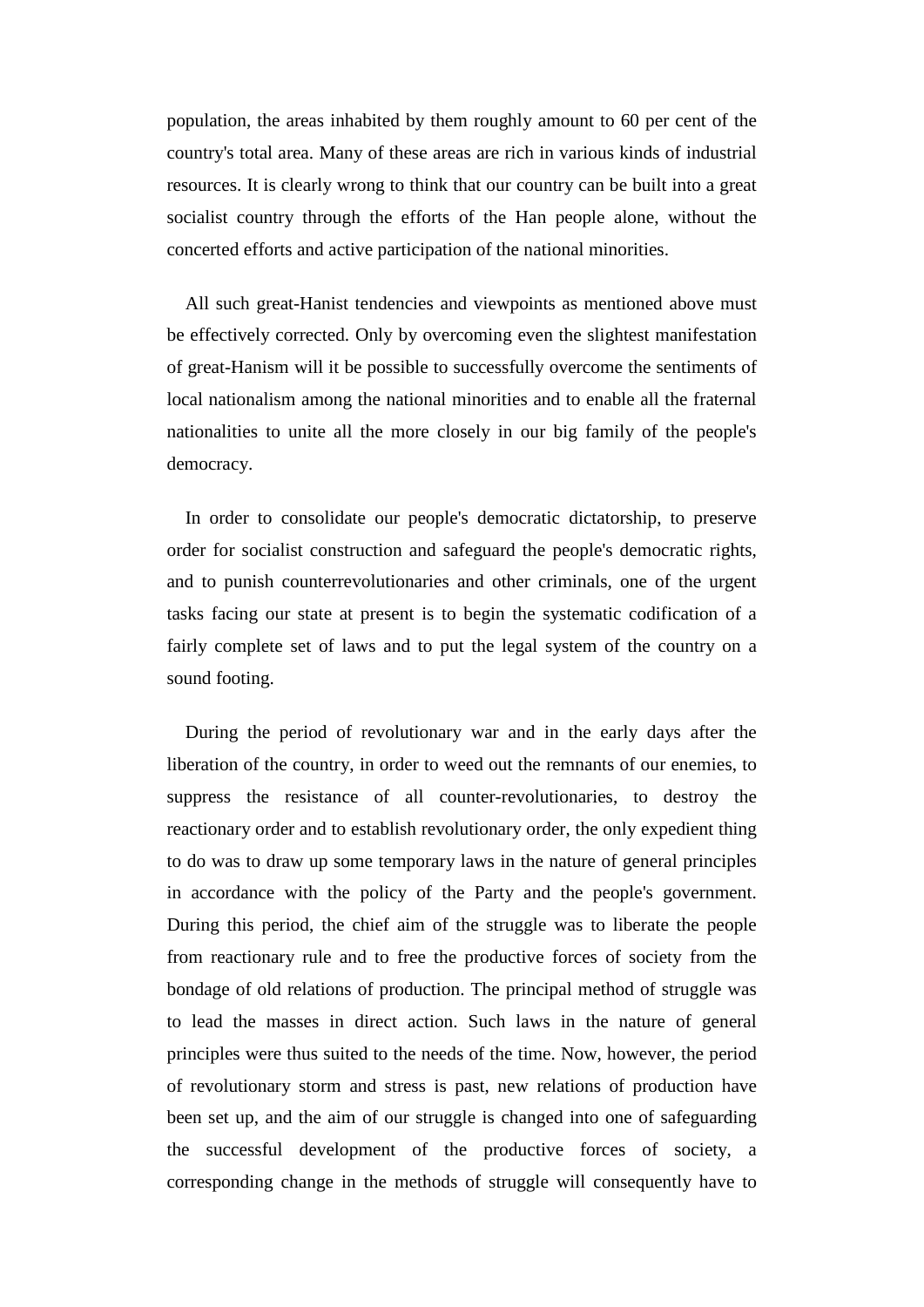population, the areas inhabited by them roughly amount to 60 per cent of the country's total area. Many of these areas are rich in various kinds of industrial resources. It is clearly wrong to think that our country can be built into a great socialist country through the efforts of the Han people alone, without the concerted efforts and active participation of the national minorities.

All such great-Hanist tendencies and viewpoints as mentioned above must be effectively corrected. Only by overcoming even the slightest manifestation of great-Hanism will it be possible to successfully overcome the sentiments of local nationalism among the national minorities and to enable all the fraternal nationalities to unite all the more closely in our big family of the people's democracy.

In order to consolidate our people's democratic dictatorship, to preserve order for socialist construction and safeguard the people's democratic rights, and to punish counterrevolutionaries and other criminals, one of the urgent tasks facing our state at present is to begin the systematic codification of a fairly complete set of laws and to put the legal system of the country on a sound footing.

During the period of revolutionary war and in the early days after the liberation of the country, in order to weed out the remnants of our enemies, to suppress the resistance of all counter-revolutionaries, to destroy the reactionary order and to establish revolutionary order, the only expedient thing to do was to draw up some temporary laws in the nature of general principles in accordance with the policy of the Party and the people's government. During this period, the chief aim of the struggle was to liberate the people from reactionary rule and to free the productive forces of society from the bondage of old relations of production. The principal method of struggle was to lead the masses in direct action. Such laws in the nature of general principles were thus suited to the needs of the time. Now, however, the period of revolutionary storm and stress is past, new relations of production have been set up, and the aim of our struggle is changed into one of safeguarding the successful development of the productive forces of society, a corresponding change in the methods of struggle will consequently have to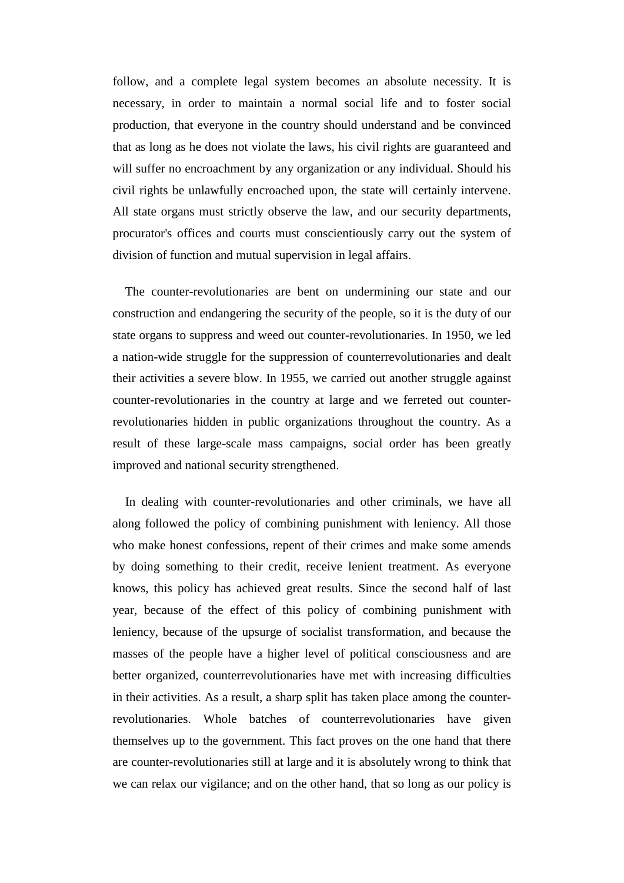follow, and a complete legal system becomes an absolute necessity. It is necessary, in order to maintain a normal social life and to foster social production, that everyone in the country should understand and be convinced that as long as he does not violate the laws, his civil rights are guaranteed and will suffer no encroachment by any organization or any individual. Should his civil rights be unlawfully encroached upon, the state will certainly intervene. All state organs must strictly observe the law, and our security departments, procurator's offices and courts must conscientiously carry out the system of division of function and mutual supervision in legal affairs.

The counter-revolutionaries are bent on undermining our state and our construction and endangering the security of the people, so it is the duty of our state organs to suppress and weed out counter-revolutionaries. In 1950, we led a nation-wide struggle for the suppression of counterrevolutionaries and dealt their activities a severe blow. In 1955, we carried out another struggle against counter-revolutionaries in the country at large and we ferreted out counter-revolutionaries hidden in public organizations throughout the country. As a result of these large-scale mass campaigns, social order has been greatly improved and national security strengthened.

In dealing with counter-revolutionaries and other criminals, we have all along followed the policy of combining punishment with leniency. All those who make honest confessions, repent of their crimes and make some amends by doing something to their credit, receive lenient treatment. As everyone knows, this policy has achieved great results. Since the second half of last year, because of the effect of this policy of combining punishment with leniency, because of the upsurge of socialist transformation, and because the masses of the people have a higher level of political consciousness and are better organized, counterrevolutionaries have met with increasing difficulties in their activities. As a result, a sharp split has taken place among the counter-revolutionaries. Whole batches of counterrevolutionaries have given themselves up to the government. This fact proves on the one hand that there are counter-revolutionaries still at large and it is absolutely wrong to think that we can relax our vigilance; and on the other hand, that so long as our policy is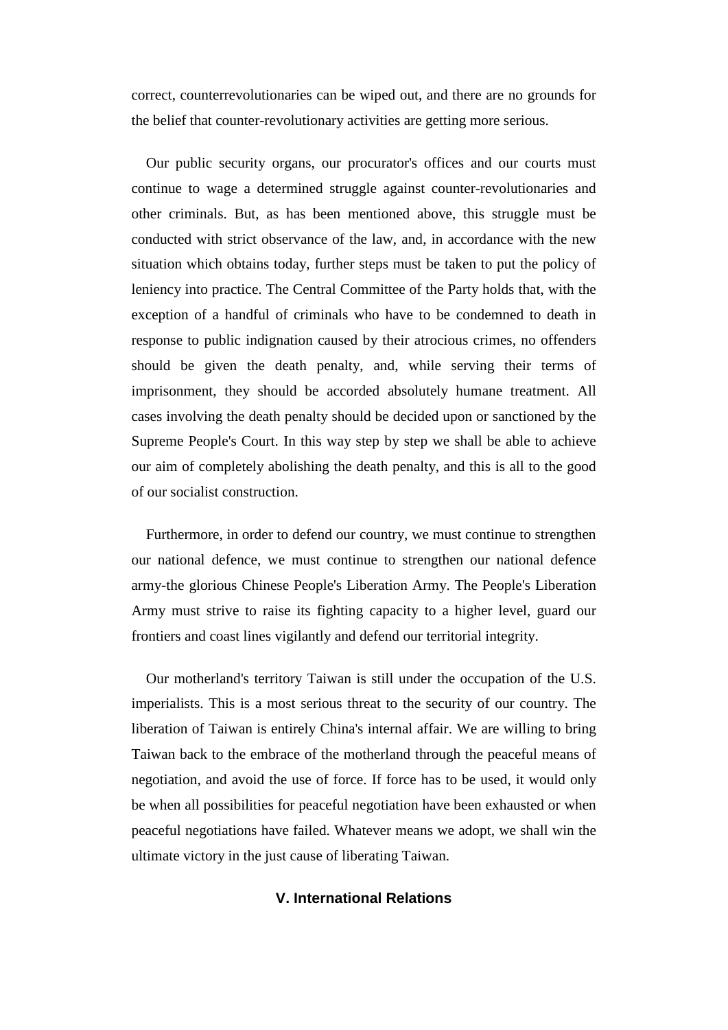correct, counterrevolutionaries can be wiped out, and there are no grounds for the belief that counter-revolutionary activities are getting more serious.

Our public security organs, our procurator's offices and our courts must continue to wage a determined struggle against counter-revolutionaries and other criminals. But, as has been mentioned above, this struggle must be conducted with strict observance of the law, and, in accordance with the new situation which obtains today, further steps must be taken to put the policy of leniency into practice. The Central Committee of the Party holds that, with the exception of a handful of criminals who have to be condemned to death in response to public indignation caused by their atrocious crimes, no offenders should be given the death penalty, and, while serving their terms of imprisonment, they should be accorded absolutely humane treatment. All cases involving the death penalty should be decided upon or sanctioned by the Supreme People's Court. In this way step by step we shall be able to achieve our aim of completely abolishing the death penalty, and this is all to the good of our socialist construction.

Furthermore, in order to defend our country, we must continue to strengthen our national defence, we must continue to strengthen our national defence army-the glorious Chinese People's Liberation Army. The People's Liberation Army must strive to raise its fighting capacity to a higher level, guard our frontiers and coast lines vigilantly and defend our territorial integrity.

Our motherland's territory Taiwan is still under the occupation of the U.S. imperialists. This is a most serious threat to the security of our country. The liberation of Taiwan is entirely China's internal affair. We are willing to bring Taiwan back to the embrace of the motherland through the peaceful means of negotiation, and avoid the use of force. If force has to be used, it would only be when all possibilities for peaceful negotiation have been exhausted or when peaceful negotiations have failed. Whatever means we adopt, we shall win the ultimate victory in the just cause of liberating Taiwan.

### V. International Relations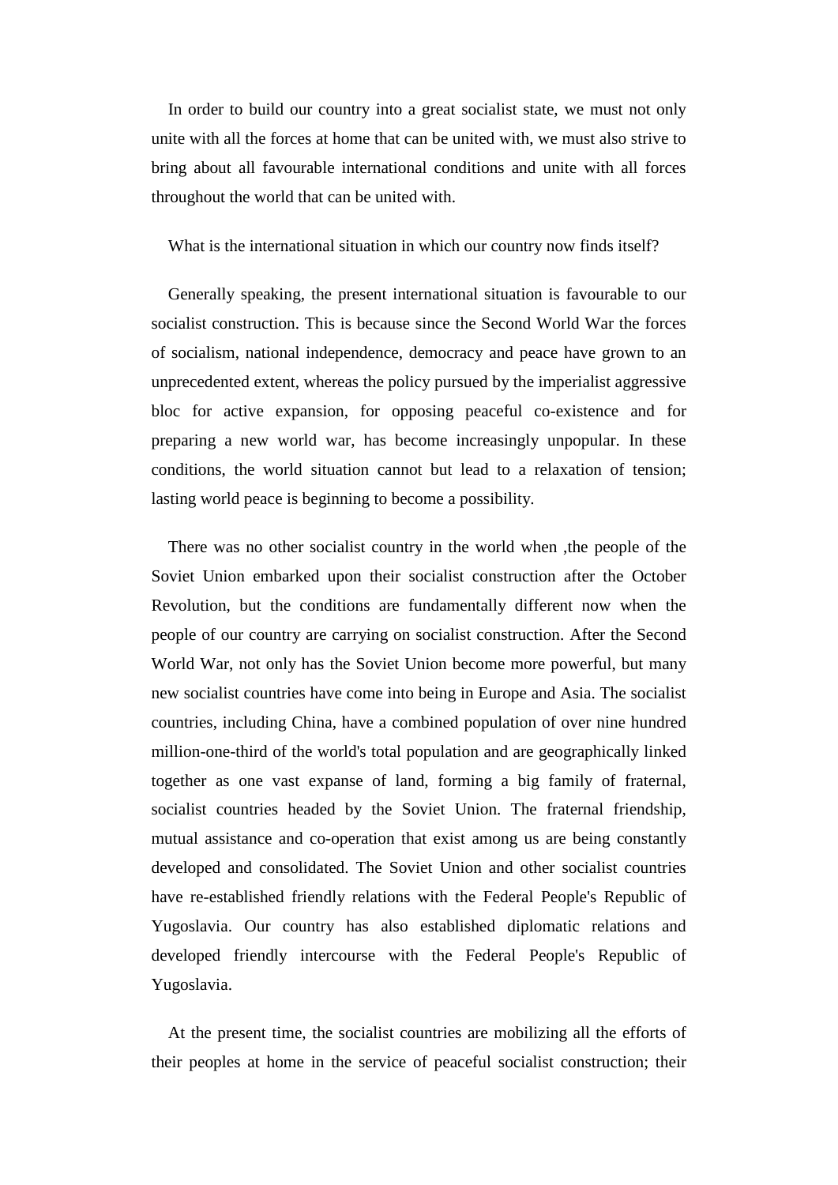In order to build our country into a great socialist state, we must not only unite with all the forces at home that can be united with, we must also strive to bring about all favourable international conditions and unite with all forces throughout the world that can be united with.

What is the international situation in which our country now finds itself?

Generally speaking, the present international situation is favourable to our socialist construction. This is because since the Second World War the forces of socialism, national independence, democracy and peace have grown to an unprecedented extent, whereas the policy pursued by the imperialist aggressive bloc for active expansion, for opposing peaceful co-existence and for preparing a new world war, has become increasingly unpopular. In these conditions, the world situation cannot but lead to a relaxation of tension; lasting world peace is beginning to become a possibility.

There was no other socialist country in the world when ,the people of the Soviet Union embarked upon their socialist construction after the October Revolution, but the conditions are fundamentally different now when the people of our country are carrying on socialist construction. After the Second World War, not only has the Soviet Union become more powerful, but many new socialist countries have come into being in Europe and Asia. The socialist countries, including China, have a combined population of over nine hundred million-one-third of the world's total population and are geographically linked together as one vast expanse of land, forming a big family of fraternal, socialist countries headed by the Soviet Union. The fraternal friendship, mutual assistance and co-operation that exist among us are being constantly developed and consolidated. The Soviet Union and other socialist countries have re-established friendly relations with the Federal People's Republic of Yugoslavia. Our country has also established diplomatic relations and developed friendly intercourse with the Federal People's Republic of Yugoslavia.

At the present time, the socialist countries are mobilizing all the efforts of their peoples at home in the service of peaceful socialist construction; their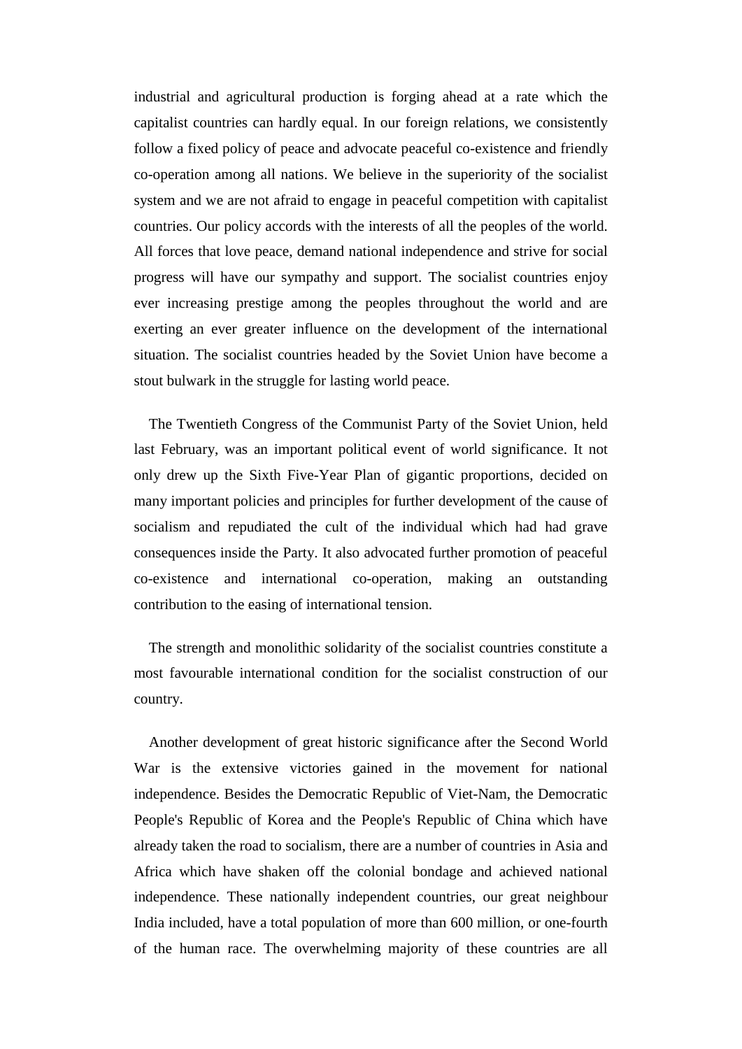industrial and agricultural production is forging ahead at a rate which the capitalist countries can hardly equal. In our foreign relations, we consistently follow a fixed policy of peace and advocate peaceful co-existence and friendly co-operation among all nations. We believe in the superiority of the socialist system and we are not afraid to engage in peaceful competition with capitalist countries. Our policy accords with the interests of all the peoples of the world. All forces that love peace, demand national independence and strive for social progress will have our sympathy and support. The socialist countries enjoy ever increasing prestige among the peoples throughout the world and are exerting an ever greater influence on the development of the international situation. The socialist countries headed by the Soviet Union have become a stout bulwark in the struggle for lasting world peace.

The Twentieth Congress of the Communist Party of the Soviet Union, held last February, was an important political event of world significance. It not only drew up the Sixth Five-Year Plan of gigantic proportions, decided on many important policies and principles for further development of the cause of socialism and repudiated the cult of the individual which had had grave consequences inside the Party. It also advocated further promotion of peaceful co-existence and international co-operation, making an outstanding contribution to the easing of international tension.

The strength and monolithic solidarity of the socialist countries constitute a most favourable international condition for the socialist construction of our country.

Another development of great historic significance after the Second World War is the extensive victories gained in the movement for national independence. Besides the Democratic Republic of Viet-Nam, the Democratic People's Republic of Korea and the People's Republic of China which have already taken the road to socialism, there are a number of countries in Asia and Africa which have shaken off the colonial bondage and achieved national independence. These nationally independent countries, our great neighbour India included, have a total population of more than 600 million, or one-fourth of the human race. The overwhelming majority of these countries are all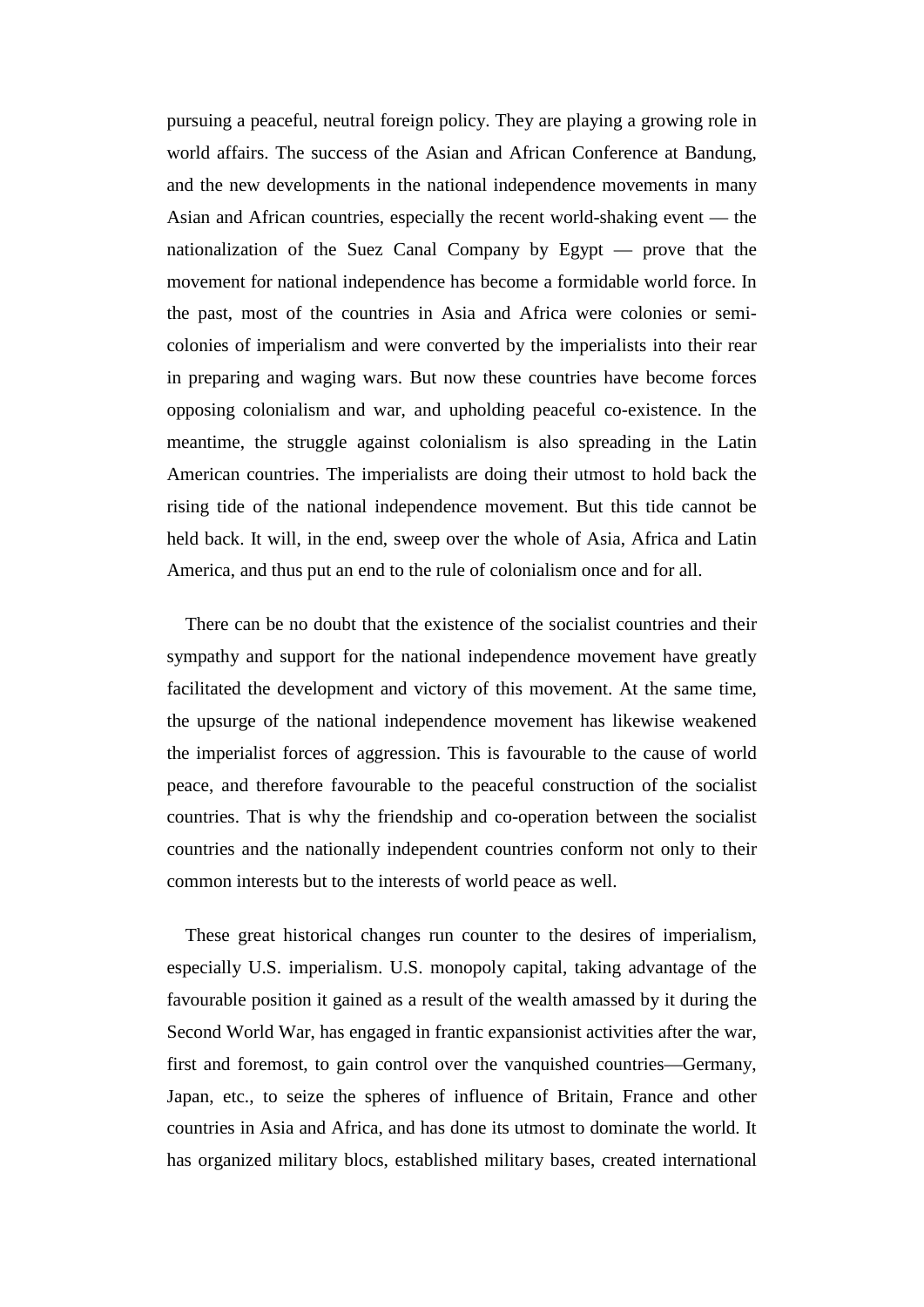pursuing a peaceful, neutral foreign policy. They are playing a growing role in world affairs. The success of the Asian and African Conference at Bandung, and the new developments in the national independence movements in many Asian and African countries, especially the recent world-shaking event — the nationalization of the Suez Canal Company by Egypt — prove that the movement for national independence has become a formidable world force. In the past, most of the countries in Asia and Africa were colonies or semi-colonies of imperialism and were converted by the imperialists into their rear in preparing and waging wars. But now these countries have become forces opposing colonialism and war, and upholding peaceful co-existence. In the meantime, the struggle against colonialism is also spreading in the Latin American countries. The imperialists are doing their utmost to hold back the rising tide of the national independence movement. But this tide cannot be held back. It will, in the end, sweep over the whole of Asia, Africa and Latin America, and thus put an end to the rule of colonialism once and for all.

There can be no doubt that the existence of the socialist countries and their sympathy and support for the national independence movement have greatly facilitated the development and victory of this movement. At the same time, the upsurge of the national independence movement has likewise weakened the imperialist forces of aggression. This is favourable to the cause of world peace, and therefore favourable to the peaceful construction of the socialist countries. That is why the friendship and co-operation between the socialist countries and the nationally independent countries conform not only to their common interests but to the interests of world peace as well.

These great historical changes run counter to the desires of imperialism, especially U.S. imperialism. U.S. monopoly capital, taking advantage of the favourable position it gained as a result of the wealth amassed by it during the Second World War, has engaged in frantic expansionist activities after the war, first and foremost, to gain control over the vanquished countries—Germany, Japan, etc., to seize the spheres of influence of Britain, France and other countries in Asia and Africa, and has done its utmost to dominate the world. It has organized military blocs, established military bases, created international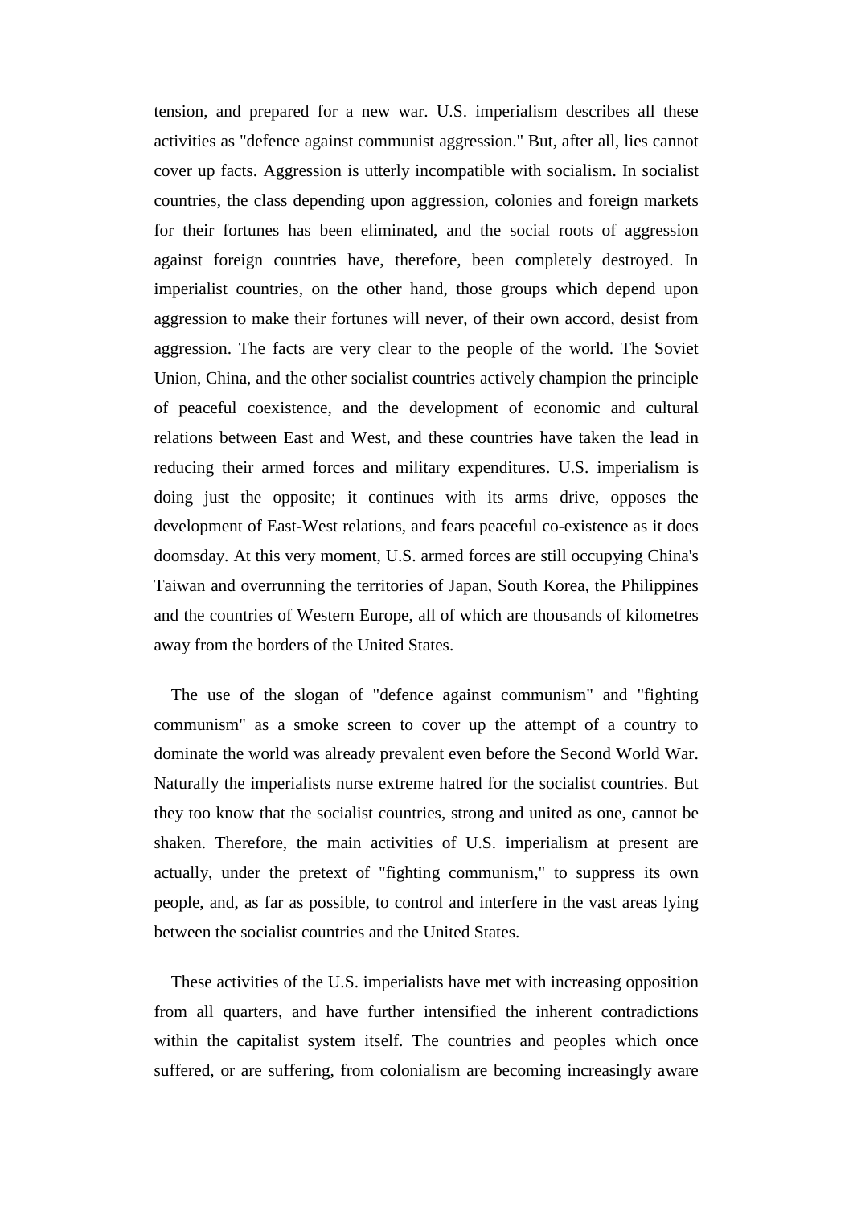tension, and prepared for a new war. U.S. imperialism describes all these activities as "defence against communist aggression." But, after all, lies cannot cover up facts. Aggression is utterly incompatible with socialism. In socialist countries, the class depending upon aggression, colonies and foreign markets for their fortunes has been eliminated, and the social roots of aggression against foreign countries have, therefore, been completely destroyed. In imperialist countries, on the other hand, those groups which depend upon aggression to make their fortunes will never, of their own accord, desist from aggression. The facts are very clear to the people of the world. The Soviet Union, China, and the other socialist countries actively champion the principle of peaceful coexistence, and the development of economic and cultural relations between East and West, and these countries have taken the lead in reducing their armed forces and military expenditures. U.S. imperialism is doing just the opposite; it continues with its arms drive, opposes the development of East-West relations, and fears peaceful co-existence as it does doomsday. At this very moment, U.S. armed forces are still occupying China's Taiwan and overrunning the territories of Japan, South Korea, the Philippines and the countries of Western Europe, all of which are thousands of kilometres away from the borders of the United States.

The use of the slogan of "defence against communism" and "fighting communism" as a smoke screen to cover up the attempt of a country to dominate the world was already prevalent even before the Second World War. Naturally the imperialists nurse extreme hatred for the socialist countries. But they too know that the socialist countries, strong and united as one, cannot be shaken. Therefore, the main activities of U.S. imperialism at present are actually, under the pretext of "fighting communism," to suppress its own people, and, as far as possible, to control and interfere in the vast areas lying between the socialist countries and the United States.

These activities of the U.S. imperialists have met with increasing opposition from all quarters, and have further intensified the inherent contradictions within the capitalist system itself. The countries and peoples which once suffered, or are suffering, from colonialism are becoming increasingly aware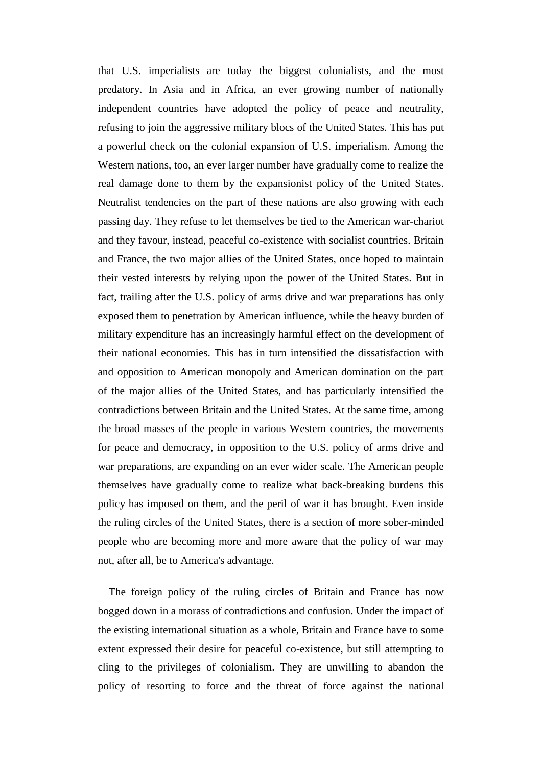that U.S. imperialists are today the biggest colonialists, and the most predatory. In Asia and in Africa, an ever growing number of nationally independent countries have adopted the policy of peace and neutrality, refusing to join the aggressive military blocs of the United States. This has put a powerful check on the colonial expansion of U.S. imperialism. Among the Western nations, too, an ever larger number have gradually come to realize the real damage done to them by the expansionist policy of the United States. Neutralist tendencies on the part of these nations are also growing with each passing day. They refuse to let themselves be tied to the American war-chariot and they favour, instead, peaceful co-existence with socialist countries. Britain and France, the two major allies of the United States, once hoped to maintain their vested interests by relying upon the power of the United States. But in fact, trailing after the U.S. policy of arms drive and war preparations has only exposed them to penetration by American influence, while the heavy burden of military expenditure has an increasingly harmful effect on the development of their national economies. This has in turn intensified the dissatisfaction with and opposition to American monopoly and American domination on the part of the major allies of the United States, and has particularly intensified the contradictions between Britain and the United States. At the same time, among the broad masses of the people in various Western countries, the movements for peace and democracy, in opposition to the U.S. policy of arms drive and war preparations, are expanding on an ever wider scale. The American people themselves have gradually come to realize what back-breaking burdens this policy has imposed on them, and the peril of war it has brought. Even inside the ruling circles of the United States, there is a section of more sober-minded people who are becoming more and more aware that the policy of war may not, after all, be to America's advantage.

The foreign policy of the ruling circles of Britain and France has now bogged down in a morass of contradictions and confusion. Under the impact of the existing international situation as a whole, Britain and France have to some extent expressed their desire for peaceful co-existence, but still attempting to cling to the privileges of colonialism. They are unwilling to abandon the policy of resorting to force and the threat of force against the national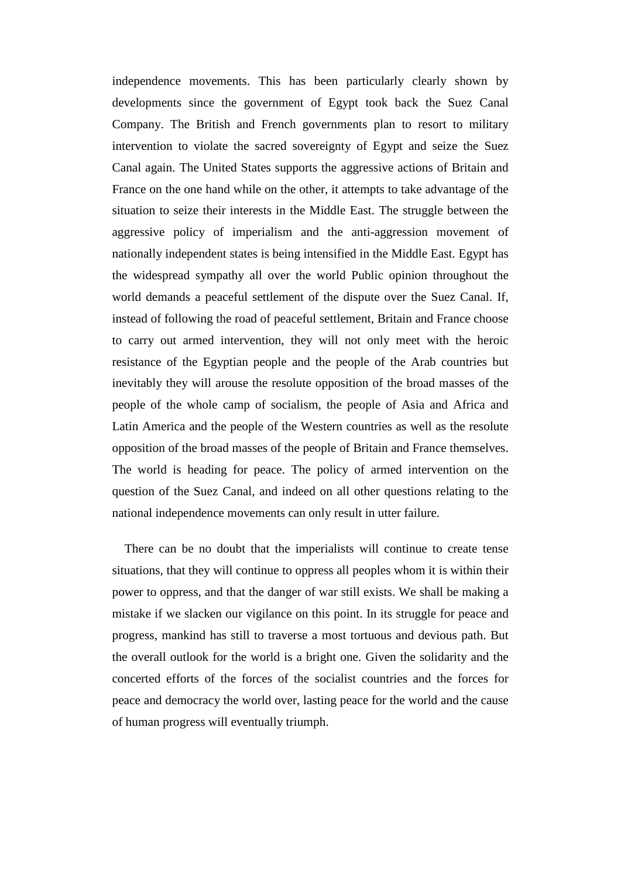independence movements. This has been particularly clearly shown by developments since the government of Egypt took back the Suez Canal Company. The British and French governments plan to resort to military intervention to violate the sacred sovereignty of Egypt and seize the Suez Canal again. The United States supports the aggressive actions of Britain and France on the one hand while on the other, it attempts to take advantage of the situation to seize their interests in the Middle East. The struggle between the aggressive policy of imperialism and the anti-aggression movement of nationally independent states is being intensified in the Middle East. Egypt has the widespread sympathy all over the world Public opinion throughout the world demands a peaceful settlement of the dispute over the Suez Canal. If, instead of following the road of peaceful settlement, Britain and France choose to carry out armed intervention, they will not only meet with the heroic resistance of the Egyptian people and the people of the Arab countries but inevitably they will arouse the resolute opposition of the broad masses of the people of the whole camp of socialism, the people of Asia and Africa and Latin America and the people of the Western countries as well as the resolute opposition of the broad masses of the people of Britain and France themselves. The world is heading for peace. The policy of armed intervention on the question of the Suez Canal, and indeed on all other questions relating to the national independence movements can only result in utter failure.

There can be no doubt that the imperialists will continue to create tense situations, that they will continue to oppress all peoples whom it is within their power to oppress, and that the danger of war still exists. We shall be making a mistake if we slacken our vigilance on this point. In its struggle for peace and progress, mankind has still to traverse a most tortuous and devious path. But the overall outlook for the world is a bright one. Given the solidarity and the concerted efforts of the forces of the socialist countries and the forces for peace and democracy the world over, lasting peace for the world and the cause of human progress will eventually triumph.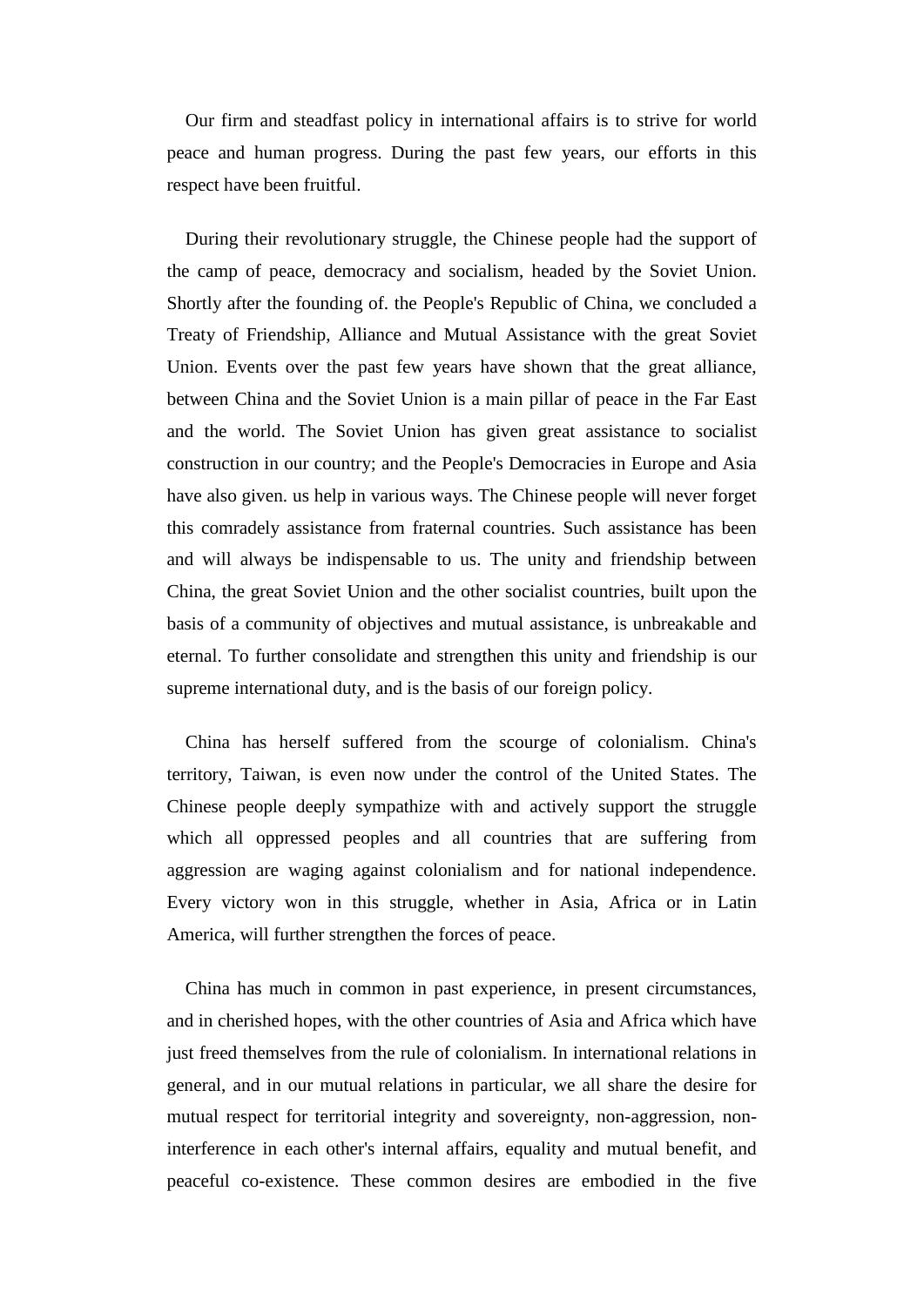Our firm and steadfast policy in international affairs is to strive for world peace and human progress. During the past few years, our efforts in this respect have been fruitful.

During their revolutionary struggle, the Chinese people had the support of the camp of peace, democracy and socialism, headed by the Soviet Union. Shortly after the founding of. the People's Republic of China, we concluded a Treaty of Friendship, Alliance and Mutual Assistance with the great Soviet Union. Events over the past few years have shown that the great alliance, between China and the Soviet Union is a main pillar of peace in the Far East and the world. The Soviet Union has given great assistance to socialist construction in our country; and the People's Democracies in Europe and Asia have also given. us help in various ways. The Chinese people will never forget this comradely assistance from fraternal countries. Such assistance has been and will always be indispensable to us. The unity and friendship between China, the great Soviet Union and the other socialist countries, built upon the basis of a community of objectives and mutual assistance, is unbreakable and eternal. To further consolidate and strengthen this unity and friendship is our supreme international duty, and is the basis of our foreign policy.

China has herself suffered from the scourge of colonialism. China's territory, Taiwan, is even now under the control of the United States. The Chinese people deeply sympathize with and actively support the struggle which all oppressed peoples and all countries that are suffering from aggression are waging against colonialism and for national independence. Every victory won in this struggle, whether in Asia, Africa or in Latin America, will further strengthen the forces of peace.

China has much in common in past experience, in present circumstances, and in cherished hopes, with the other countries of Asia and Africa which have just freed themselves from the rule of colonialism. In international relations in general, and in our mutual relations in particular, we all share the desire for mutual respect for territorial integrity and sovereignty, non-aggression, non-interference in each other's internal affairs, equality and mutual benefit, and peaceful co-existence. These common desires are embodied in the five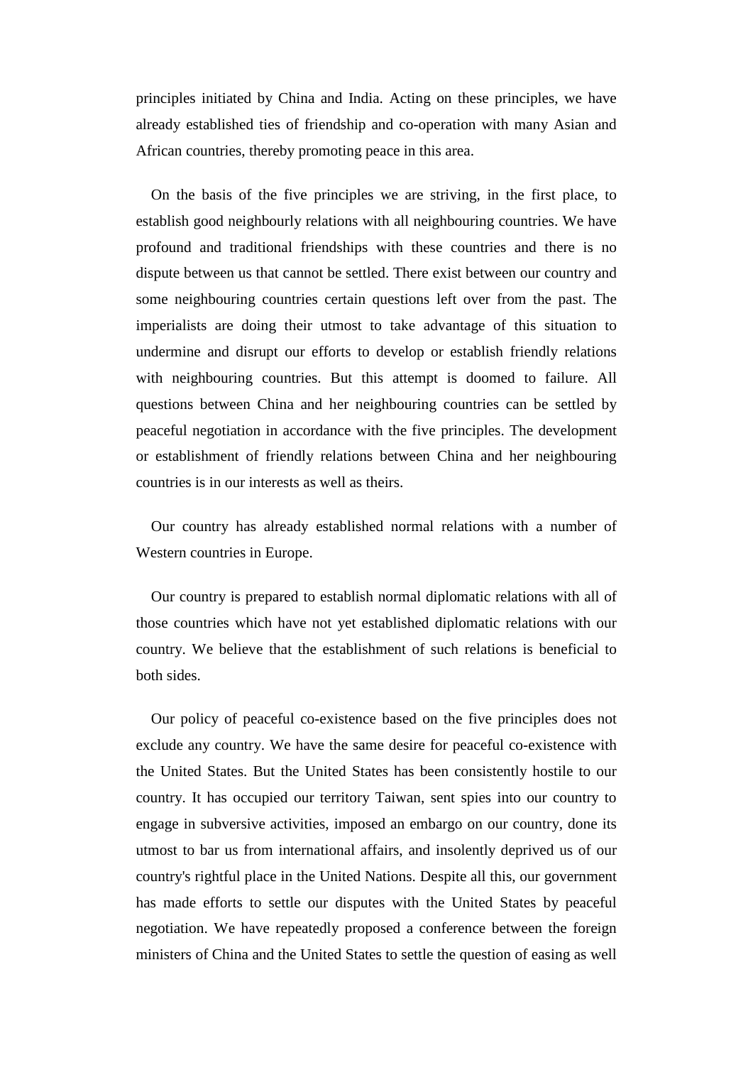principles initiated by China and India. Acting on these principles, we have already established ties of friendship and co-operation with many Asian and African countries, thereby promoting peace in this area.

On the basis of the five principles we are striving, in the first place, to establish good neighbourly relations with all neighbouring countries. We have profound and traditional friendships with these countries and there is no dispute between us that cannot be settled. There exist between our country and some neighbouring countries certain questions left over from the past. The imperialists are doing their utmost to take advantage of this situation to undermine and disrupt our efforts to develop or establish friendly relations with neighbouring countries. But this attempt is doomed to failure. All questions between China and her neighbouring countries can be settled by peaceful negotiation in accordance with the five principles. The development or establishment of friendly relations between China and her neighbouring countries is in our interests as well as theirs.

Our country has already established normal relations with a number of Western countries in Europe.

Our country is prepared to establish normal diplomatic relations with all of those countries which have not yet established diplomatic relations with our country. We believe that the establishment of such relations is beneficial to both sides.

Our policy of peaceful co-existence based on the five principles does not exclude any country. We have the same desire for peaceful co-existence with the United States. But the United States has been consistently hostile to our country. It has occupied our territory Taiwan, sent spies into our country to engage in subversive activities, imposed an embargo on our country, done its utmost to bar us from international affairs, and insolently deprived us of our country's rightful place in the United Nations. Despite all this, our government has made efforts to settle our disputes with the United States by peaceful negotiation. We have repeatedly proposed a conference between the foreign ministers of China and the United States to settle the question of easing as well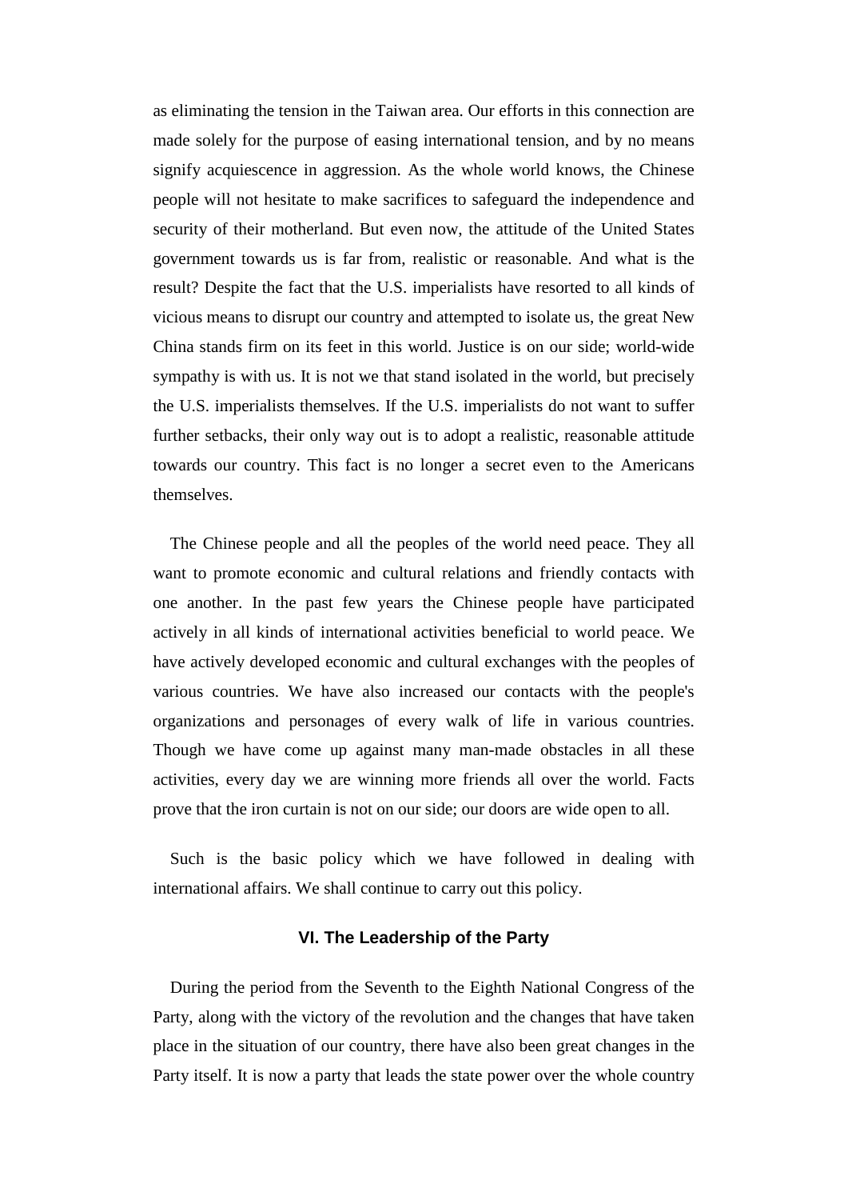as eliminating the tension in the Taiwan area. Our efforts in this connection are made solely for the purpose of easing international tension, and by no means signify acquiescence in aggression. As the whole world knows, the Chinese people will not hesitate to make sacrifices to safeguard the independence and security of their motherland. But even now, the attitude of the United States government towards us is far from, realistic or reasonable. And what is the result? Despite the fact that the U.S. imperialists have resorted to all kinds of vicious means to disrupt our country and attempted to isolate us, the great New China stands firm on its feet in this world. Justice is on our side; world-wide sympathy is with us. It is not we that stand isolated in the world, but precisely the U.S. imperialists themselves. If the U.S. imperialists do not want to suffer further setbacks, their only way out is to adopt a realistic, reasonable attitude towards our country. This fact is no longer a secret even to the Americans themselves.

The Chinese people and all the peoples of the world need peace. They all want to promote economic and cultural relations and friendly contacts with one another. In the past few years the Chinese people have participated actively in all kinds of international activities beneficial to world peace. We have actively developed economic and cultural exchanges with the peoples of various countries. We have also increased our contacts with the people's organizations and personages of every walk of life in various countries. Though we have come up against many man-made obstacles in all these activities, every day we are winning more friends all over the world. Facts prove that the iron curtain is not on our side; our doors are wide open to all.

Such is the basic policy which we have followed in dealing with international affairs. We shall continue to carry out this policy.

## VI. The Leadership of the Party

During the period from the Seventh to the Eighth National Congress of the Party, along with the victory of the revolution and the changes that have taken place in the situation of our country, there have also been great changes in the Party itself. It is now a party that leads the state power over the whole country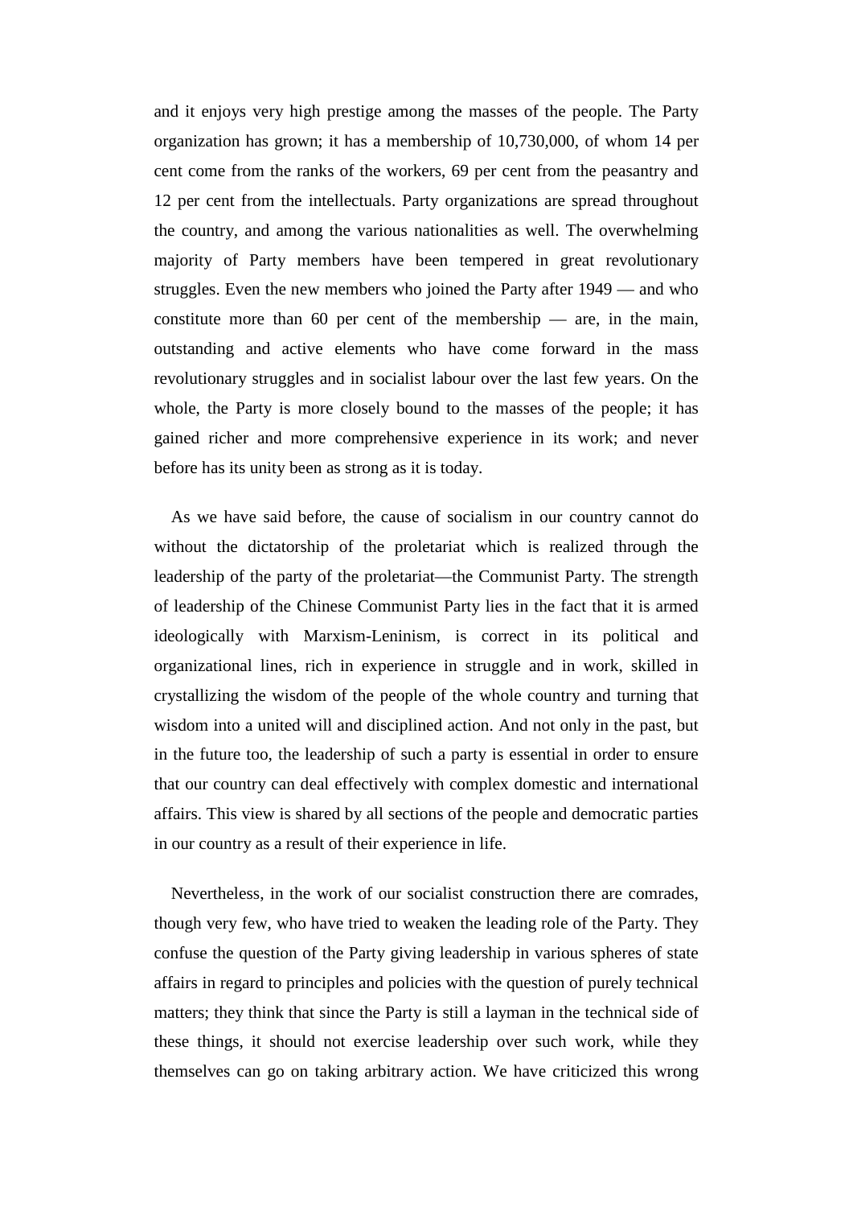and it enjoys very high prestige among the masses of the people. The Party organization has grown; it has a membership of 10,730,000, of whom 14 per cent come from the ranks of the workers, 69 per cent from the peasantry and 12 per cent from the intellectuals. Party organizations are spread throughout the country, and among the various nationalities as well. The overwhelming majority of Party members have been tempered in great revolutionary struggles. Even the new members who joined the Party after 1949 — and who constitute more than 60 per cent of the membership — are, in the main, outstanding and active elements who have come forward in the mass revolutionary struggles and in socialist labour over the last few years. On the whole, the Party is more closely bound to the masses of the people; it has gained richer and more comprehensive experience in its work; and never before has its unity been as strong as it is today.

As we have said before, the cause of socialism in our country cannot do without the dictatorship of the proletariat which is realized through the leadership of the party of the proletariat—the Communist Party. The strength of leadership of the Chinese Communist Party lies in the fact that it is armed ideologically with Marxism-Leninism, is correct in its political and organizational lines, rich in experience in struggle and in work, skilled in crystallizing the wisdom of the people of the whole country and turning that wisdom into a united will and disciplined action. And not only in the past, but in the future too, the leadership of such a party is essential in order to ensure that our country can deal effectively with complex domestic and international affairs. This view is shared by all sections of the people and democratic parties in our country as a result of their experience in life.

Nevertheless, in the work of our socialist construction there are comrades, though very few, who have tried to weaken the leading role of the Party. They confuse the question of the Party giving leadership in various spheres of state affairs in regard to principles and policies with the question of purely technical matters; they think that since the Party is still a layman in the technical side of these things, it should not exercise leadership over such work, while they themselves can go on taking arbitrary action. We have criticized this wrong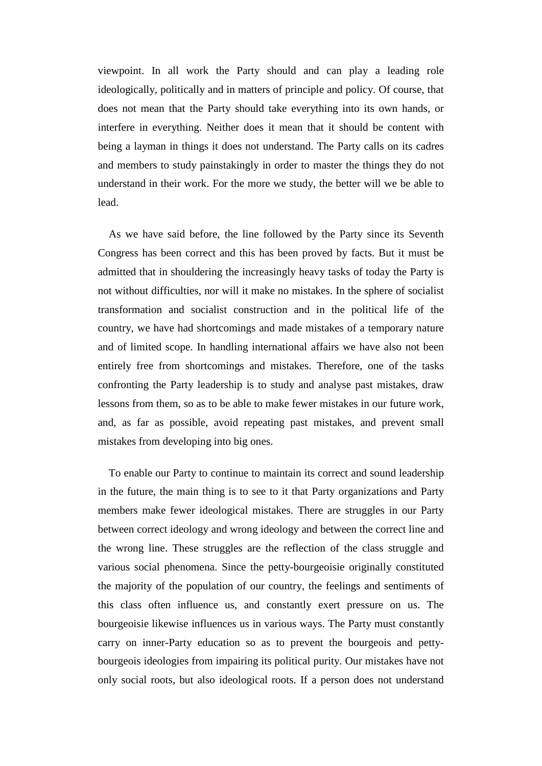viewpoint. In all work the Party should and can play a leading role ideologically, politically and in matters of principle and policy. Of course, that does not mean that the Party should take everything into its own hands, or interfere in everything. Neither does it mean that it should be content with being a layman in things it does not understand. The Party calls on its cadres and members to study painstakingly in order to master the things they do not understand in their work. For the more we study, the better will we be able to lead.

As we have said before, the line followed by the Party since its Seventh Congress has been correct and this has been proved by facts. But it must be admitted that in shouldering the increasingly heavy tasks of today the Party is not without difficulties, nor will it make no mistakes. In the sphere of socialist transformation and socialist construction and in the political life of the country, we have had shortcomings and made mistakes of a temporary nature and of limited scope. In handling international affairs we have also not been entirely free from shortcomings and mistakes. Therefore, one of the tasks confronting the Party leadership is to study and analyse past mistakes, draw lessons from them, so as to be able to make fewer mistakes in our future work, and, as far as possible, avoid repeating past mistakes, and prevent small mistakes from developing into big ones.

To enable our Party to continue to maintain its correct and sound leadership in the future, the main thing is to see to it that Party organizations and Party members make fewer ideological mistakes. There are struggles in our Party between correct ideology and wrong ideology and between the correct line and the wrong line. These struggles are the reflection of the class struggle and various social phenomena. Since the petty-bourgeoisie originally constituted the majority of the population of our country, the feelings and sentiments of this class often influence us, and constantly exert pressure on us. The bourgeoisie likewise influences us in various ways. The Party must constantly carry on inner-Party education so as to prevent the bourgeois and petty-bourgeois ideologies from impairing its political purity. Our mistakes have not only social roots, but also ideological roots. If a person does not understand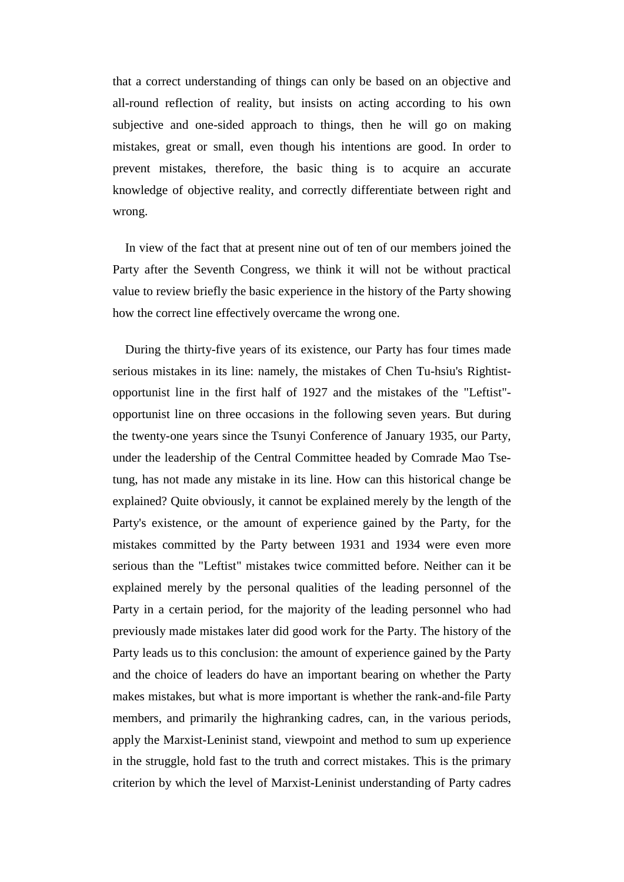that a correct understanding of things can only be based on an objective and all-round reflection of reality, but insists on acting according to his own subjective and one-sided approach to things, then he will go on making mistakes, great or small, even though his intentions are good. In order to prevent mistakes, therefore, the basic thing is to acquire an accurate knowledge of objective reality, and correctly differentiate between right and wrong.

In view of the fact that at present nine out of ten of our members joined the Party after the Seventh Congress, we think it will not be without practical value to review briefly the basic experience in the history of the Party showing how the correct line effectively overcame the wrong one.

During the thirty-five years of its existence, our Party has four times made serious mistakes in its line: namely, the mistakes of Chen Tu-hsiu's Rightist-opportunist line in the first half of 1927 and the mistakes of the "Leftist"-opportunist line on three occasions in the following seven years. But during the twenty-one years since the Tsunyi Conference of January 1935, our Party, under the leadership of the Central Committee headed by Comrade Mao Tse-tung, has not made any mistake in its line. How can this historical change be explained? Quite obviously, it cannot be explained merely by the length of the Party's existence, or the amount of experience gained by the Party, for the mistakes committed by the Party between 1931 and 1934 were even more serious than the "Leftist" mistakes twice committed before. Neither can it be explained merely by the personal qualities of the leading personnel of the Party in a certain period, for the majority of the leading personnel who had previously made mistakes later did good work for the Party. The history of the Party leads us to this conclusion: the amount of experience gained by the Party and the choice of leaders do have an important bearing on whether the Party makes mistakes, but what is more important is whether the rank-and-file Party members, and primarily the highranking cadres, can, in the various periods, apply the Marxist-Leninist stand, viewpoint and method to sum up experience in the struggle, hold fast to the truth and correct mistakes. This is the primary criterion by which the level of Marxist-Leninist understanding of Party cadres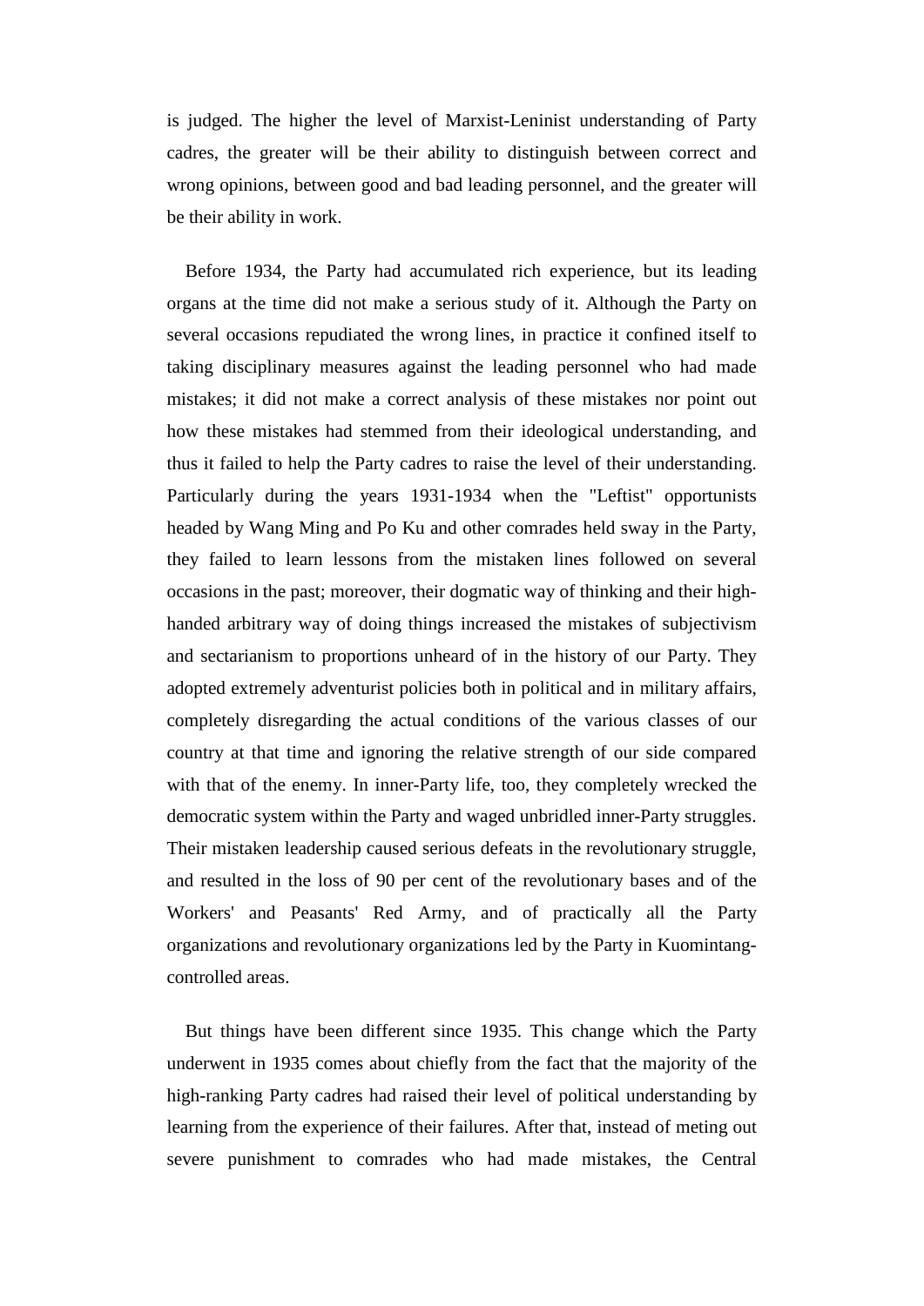is judged. The higher the level of Marxist-Leninist understanding of Party cadres, the greater will be their ability to distinguish between correct and wrong opinions, between good and bad leading personnel, and the greater will be their ability in work.

Before 1934, the Party had accumulated rich experience, but its leading organs at the time did not make a serious study of it. Although the Party on several occasions repudiated the wrong lines, in practice it confined itself to taking disciplinary measures against the leading personnel who had made mistakes; it did not make a correct analysis of these mistakes nor point out how these mistakes had stemmed from their ideological understanding, and thus it failed to help the Party cadres to raise the level of their understanding. Particularly during the years 1931-1934 when the "Leftist" opportunists headed by Wang Ming and Po Ku and other comrades held sway in the Party, they failed to learn lessons from the mistaken lines followed on several occasions in the past; moreover, their dogmatic way of thinking and their high-handed arbitrary way of doing things increased the mistakes of subjectivism and sectarianism to proportions unheard of in the history of our Party. They adopted extremely adventurist policies both in political and in military affairs, completely disregarding the actual conditions of the various classes of our country at that time and ignoring the relative strength of our side compared with that of the enemy. In inner-Party life, too, they completely wrecked the democratic system within the Party and waged unbridled inner-Party struggles. Their mistaken leadership caused serious defeats in the revolutionary struggle, and resulted in the loss of 90 per cent of the revolutionary bases and of the Workers' and Peasants' Red Army, and of practically all the Party organizations and revolutionary organizations led by the Party in Kuomintang-controlled areas.

But things have been different since 1935. This change which the Party underwent in 1935 comes about chiefly from the fact that the majority of the high-ranking Party cadres had raised their level of political understanding by learning from the experience of their failures. After that, instead of meting out severe punishment to comrades who had made mistakes, the Central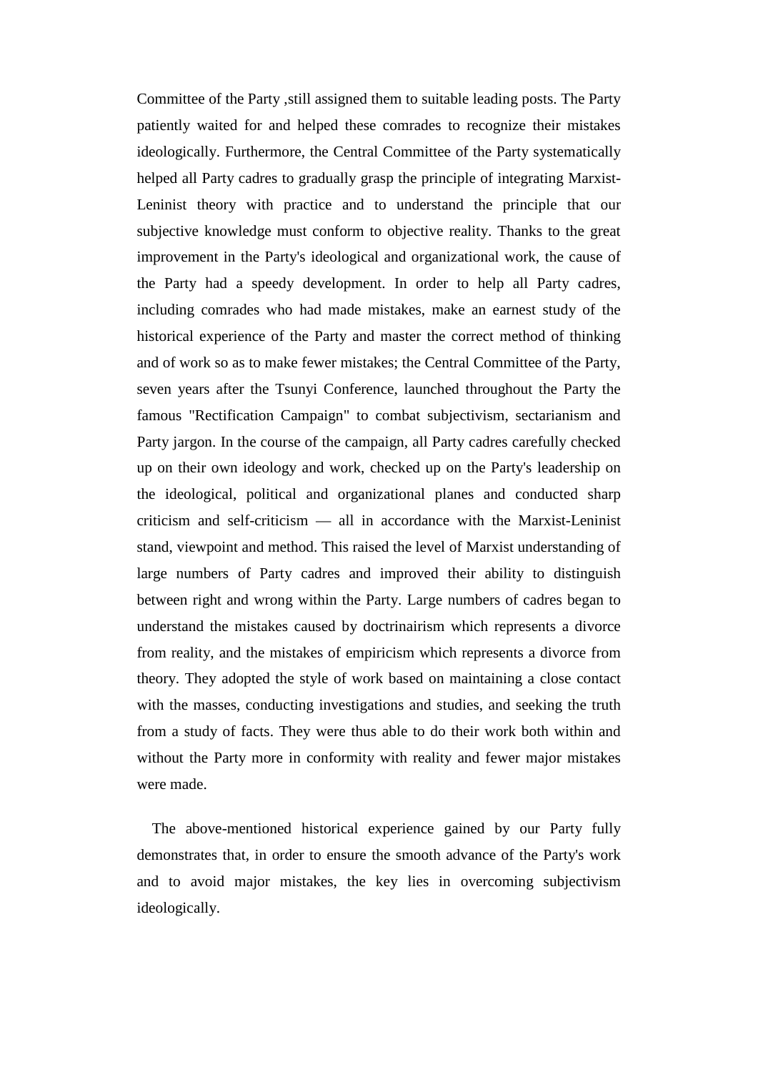Committee of the Party ,still assigned them to suitable leading posts. The Party patiently waited for and helped these comrades to recognize their mistakes ideologically. Furthermore, the Central Committee of the Party systematically helped all Party cadres to gradually grasp the principle of integrating Marxist-Leninist theory with practice and to understand the principle that our subjective knowledge must conform to objective reality. Thanks to the great improvement in the Party's ideological and organizational work, the cause of the Party had a speedy development. In order to help all Party cadres, including comrades who had made mistakes, make an earnest study of the historical experience of the Party and master the correct method of thinking and of work so as to make fewer mistakes; the Central Committee of the Party, seven years after the Tsunyi Conference, launched throughout the Party the famous "Rectification Campaign" to combat subjectivism, sectarianism and Party jargon. In the course of the campaign, all Party cadres carefully checked up on their own ideology and work, checked up on the Party's leadership on the ideological, political and organizational planes and conducted sharp criticism and self-criticism — all in accordance with the Marxist-Leninist stand, viewpoint and method. This raised the level of Marxist understanding of large numbers of Party cadres and improved their ability to distinguish between right and wrong within the Party. Large numbers of cadres began to understand the mistakes caused by doctrinairism which represents a divorce from reality, and the mistakes of empiricism which represents a divorce from theory. They adopted the style of work based on maintaining a close contact with the masses, conducting investigations and studies, and seeking the truth from a study of facts. They were thus able to do their work both within and without the Party more in conformity with reality and fewer major mistakes were made.

The above-mentioned historical experience gained by our Party fully demonstrates that, in order to ensure the smooth advance of the Party's work and to avoid major mistakes, the key lies in overcoming subjectivism ideologically.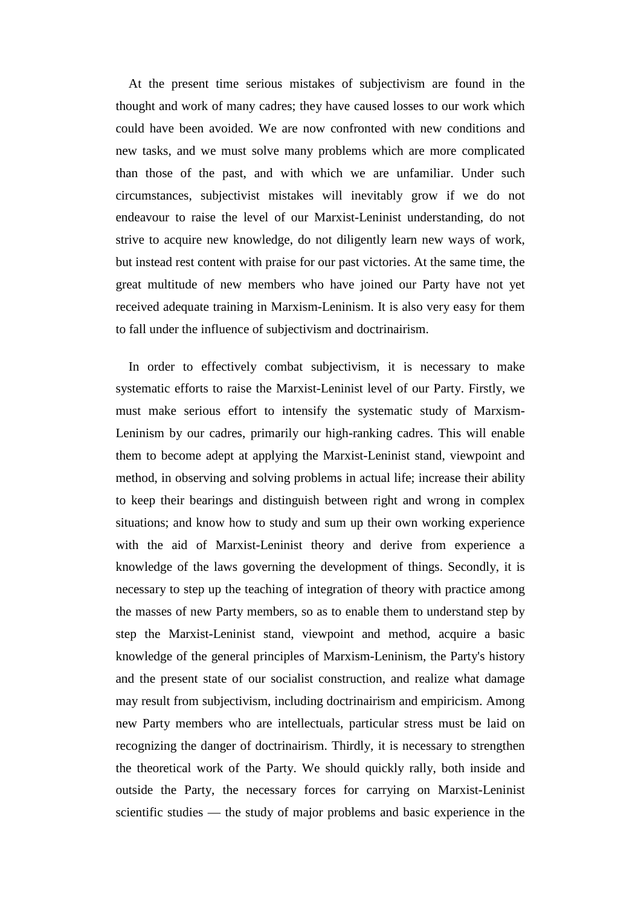At the present time serious mistakes of subjectivism are found in the thought and work of many cadres; they have caused losses to our work which could have been avoided. We are now confronted with new conditions and new tasks, and we must solve many problems which are more complicated than those of the past, and with which we are unfamiliar. Under such circumstances, subjectivist mistakes will inevitably grow if we do not endeavour to raise the level of our Marxist-Leninist understanding, do not strive to acquire new knowledge, do not diligently learn new ways of work, but instead rest content with praise for our past victories. At the same time, the great multitude of new members who have joined our Party have not yet received adequate training in Marxism-Leninism. It is also very easy for them to fall under the influence of subjectivism and doctrinairism.

In order to effectively combat subjectivism, it is necessary to make systematic efforts to raise the Marxist-Leninist level of our Party. Firstly, we must make serious effort to intensify the systematic study of Marxism-Leninism by our cadres, primarily our high-ranking cadres. This will enable them to become adept at applying the Marxist-Leninist stand, viewpoint and method, in observing and solving problems in actual life; increase their ability to keep their bearings and distinguish between right and wrong in complex situations; and know how to study and sum up their own working experience with the aid of Marxist-Leninist theory and derive from experience a knowledge of the laws governing the development of things. Secondly, it is necessary to step up the teaching of integration of theory with practice among the masses of new Party members, so as to enable them to understand step by step the Marxist-Leninist stand, viewpoint and method, acquire a basic knowledge of the general principles of Marxism-Leninism, the Party's history and the present state of our socialist construction, and realize what damage may result from subjectivism, including doctrinairism and empiricism. Among new Party members who are intellectuals, particular stress must be laid on recognizing the danger of doctrinairism. Thirdly, it is necessary to strengthen the theoretical work of the Party. We should quickly rally, both inside and outside the Party, the necessary forces for carrying on Marxist-Leninist scientific studies — the study of major problems and basic experience in the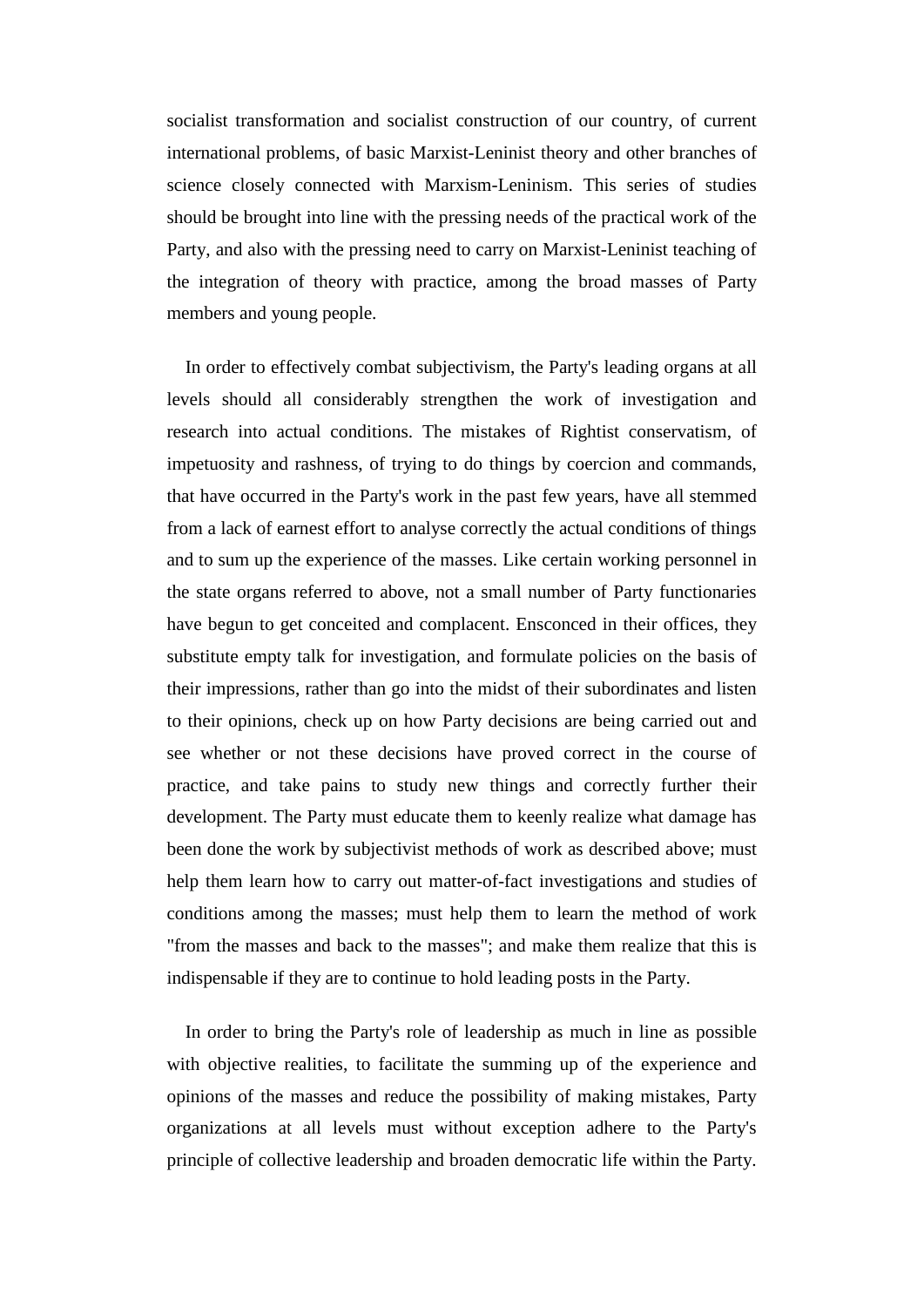socialist transformation and socialist construction of our country, of current international problems, of basic Marxist-Leninist theory and other branches of science closely connected with Marxism-Leninism. This series of studies should be brought into line with the pressing needs of the practical work of the Party, and also with the pressing need to carry on Marxist-Leninist teaching of the integration of theory with practice, among the broad masses of Party members and young people.

In order to effectively combat subjectivism, the Party's leading organs at all levels should all considerably strengthen the work of investigation and research into actual conditions. The mistakes of Rightist conservatism, of impetuosity and rashness, of trying to do things by coercion and commands, that have occurred in the Party's work in the past few years, have all stemmed from a lack of earnest effort to analyse correctly the actual conditions of things and to sum up the experience of the masses. Like certain working personnel in the state organs referred to above, not a small number of Party functionaries have begun to get conceited and complacent. Ensconced in their offices, they substitute empty talk for investigation, and formulate policies on the basis of their impressions, rather than go into the midst of their subordinates and listen to their opinions, check up on how Party decisions are being carried out and see whether or not these decisions have proved correct in the course of practice, and take pains to study new things and correctly further their development. The Party must educate them to keenly realize what damage has been done the work by subjectivist methods of work as described above; must help them learn how to carry out matter-of-fact investigations and studies of conditions among the masses; must help them to learn the method of work "from the masses and back to the masses"; and make them realize that this is indispensable if they are to continue to hold leading posts in the Party.

In order to bring the Party's role of leadership as much in line as possible with objective realities, to facilitate the summing up of the experience and opinions of the masses and reduce the possibility of making mistakes, Party organizations at all levels must without exception adhere to the Party's principle of collective leadership and broaden democratic life within the Party.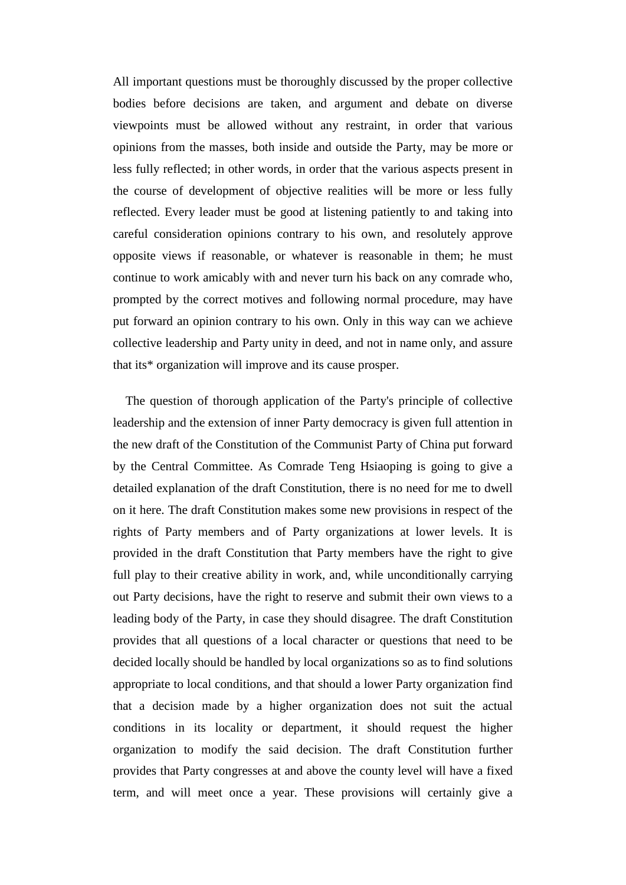All important questions must be thoroughly discussed by the proper collective bodies before decisions are taken, and argument and debate on diverse viewpoints must be allowed without any restraint, in order that various opinions from the masses, both inside and outside the Party, may be more or less fully reflected; in other words, in order that the various aspects present in the course of development of objective realities will be more or less fully reflected. Every leader must be good at listening patiently to and taking into careful consideration opinions contrary to his own, and resolutely approve opposite views if reasonable, or whatever is reasonable in them; he must continue to work amicably with and never turn his back on any comrade who, prompted by the correct motives and following normal procedure, may have put forward an opinion contrary to his own. Only in this way can we achieve collective leadership and Party unity in deed, and not in name only, and assure that its* organization will improve and its cause prosper.

The question of thorough application of the Party's principle of collective leadership and the extension of inner Party democracy is given full attention in the new draft of the Constitution of the Communist Party of China put forward by the Central Committee. As Comrade Teng Hsiaoping is going to give a detailed explanation of the draft Constitution, there is no need for me to dwell on it here. The draft Constitution makes some new provisions in respect of the rights of Party members and of Party organizations at lower levels. It is provided in the draft Constitution that Party members have the right to give full play to their creative ability in work, and, while unconditionally carrying out Party decisions, have the right to reserve and submit their own views to a leading body of the Party, in case they should disagree. The draft Constitution provides that all questions of a local character or questions that need to be decided locally should be handled by local organizations so as to find solutions appropriate to local conditions, and that should a lower Party organization find that a decision made by a higher organization does not suit the actual conditions in its locality or department, it should request the higher organization to modify the said decision. The draft Constitution further provides that Party congresses at and above the county level will have a fixed term, and will meet once a year. These provisions will certainly give a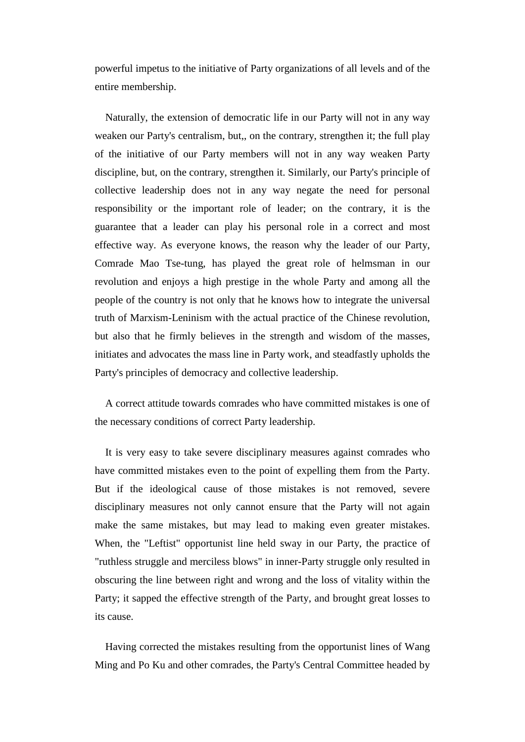powerful impetus to the initiative of Party organizations of all levels and of the entire membership.

Naturally, the extension of democratic life in our Party will not in any way weaken our Party's centralism, but,, on the contrary, strengthen it; the full play of the initiative of our Party members will not in any way weaken Party discipline, but, on the contrary, strengthen it. Similarly, our Party's principle of collective leadership does not in any way negate the need for personal responsibility or the important role of leader; on the contrary, it is the guarantee that a leader can play his personal role in a correct and most effective way. As everyone knows, the reason why the leader of our Party, Comrade Mao Tse-tung, has played the great role of helmsman in our revolution and enjoys a high prestige in the whole Party and among all the people of the country is not only that he knows how to integrate the universal truth of Marxism-Leninism with the actual practice of the Chinese revolution, but also that he firmly believes in the strength and wisdom of the masses, initiates and advocates the mass line in Party work, and steadfastly upholds the Party's principles of democracy and collective leadership.

A correct attitude towards comrades who have committed mistakes is one of the necessary conditions of correct Party leadership.

It is very easy to take severe disciplinary measures against comrades who have committed mistakes even to the point of expelling them from the Party. But if the ideological cause of those mistakes is not removed, severe disciplinary measures not only cannot ensure that the Party will not again make the same mistakes, but may lead to making even greater mistakes. When, the "Leftist" opportunist line held sway in our Party, the practice of "ruthless struggle and merciless blows" in inner-Party struggle only resulted in obscuring the line between right and wrong and the loss of vitality within the Party; it sapped the effective strength of the Party, and brought great losses to its cause.

Having corrected the mistakes resulting from the opportunist lines of Wang Ming and Po Ku and other comrades, the Party's Central Committee headed by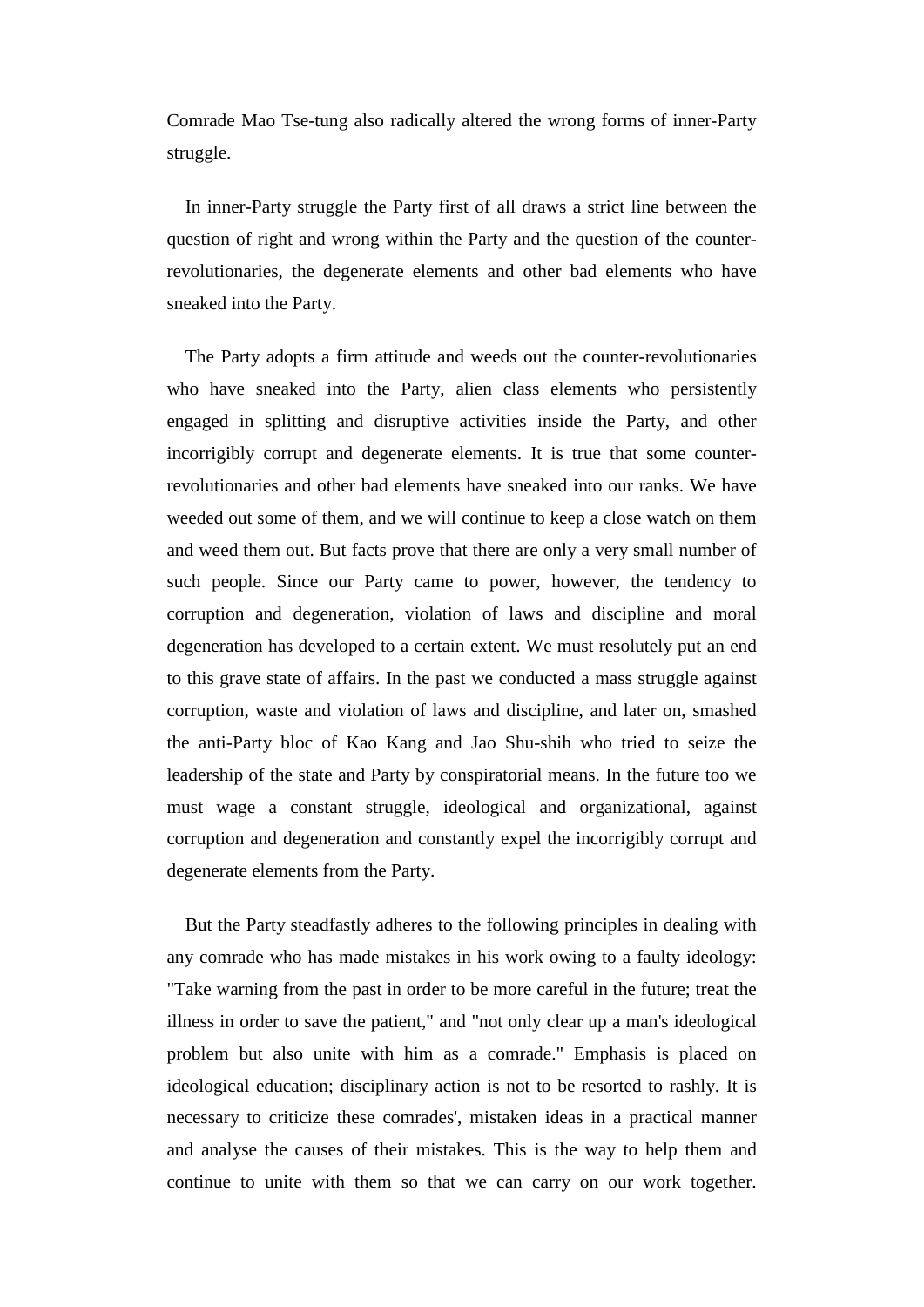Comrade Mao Tse-tung also radically altered the wrong forms of inner-Party struggle.

In inner-Party struggle the Party first of all draws a strict line between the question of right and wrong within the Party and the question of the counter-revolutionaries, the degenerate elements and other bad elements who have sneaked into the Party.

The Party adopts a firm attitude and weeds out the counter-revolutionaries who have sneaked into the Party, alien class elements who persistently engaged in splitting and disruptive activities inside the Party, and other incorrigibly corrupt and degenerate elements. It is true that some counter-revolutionaries and other bad elements have sneaked into our ranks. We have weeded out some of them, and we will continue to keep a close watch on them and weed them out. But facts prove that there are only a very small number of such people. Since our Party came to power, however, the tendency to corruption and degeneration, violation of laws and discipline and moral degeneration has developed to a certain extent. We must resolutely put an end to this grave state of affairs. In the past we conducted a mass struggle against corruption, waste and violation of laws and discipline, and later on, smashed the anti-Party bloc of Kao Kang and Jao Shu-shih who tried to seize the leadership of the state and Party by conspiratorial means. In the future too we must wage a constant struggle, ideological and organizational, against corruption and degeneration and constantly expel the incorrigibly corrupt and degenerate elements from the Party.

But the Party steadfastly adheres to the following principles in dealing with any comrade who has made mistakes in his work owing to a faulty ideology: "Take warning from the past in order to be more careful in the future; treat the illness in order to save the patient," and "not only clear up a man's ideological problem but also unite with him as a comrade." Emphasis is placed on ideological education; disciplinary action is not to be resorted to rashly. It is necessary to criticize these comrades', mistaken ideas in a practical manner and analyse the causes of their mistakes. This is the way to help them and continue to unite with them so that we can carry on our work together.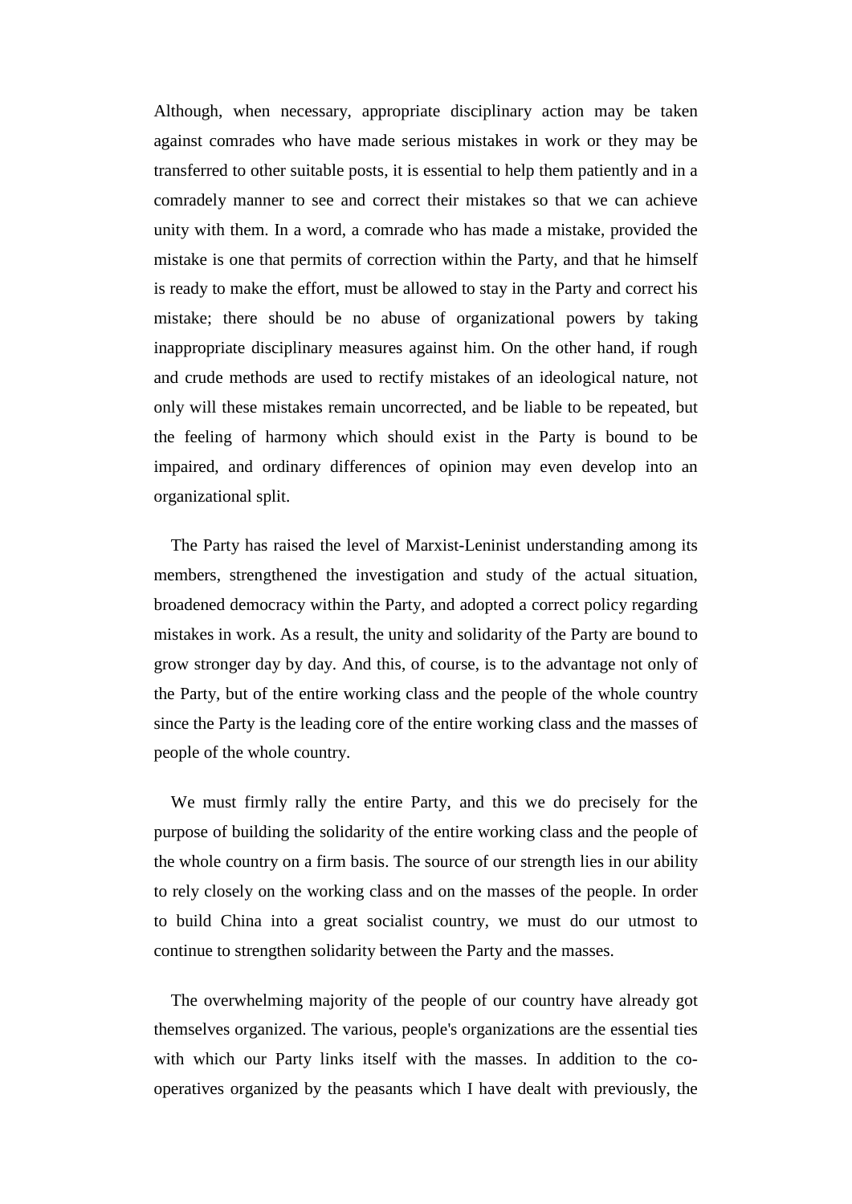Although, when necessary, appropriate disciplinary action may be taken against comrades who have made serious mistakes in work or they may be transferred to other suitable posts, it is essential to help them patiently and in a comradely manner to see and correct their mistakes so that we can achieve unity with them. In a word, a comrade who has made a mistake, provided the mistake is one that permits of correction within the Party, and that he himself is ready to make the effort, must be allowed to stay in the Party and correct his mistake; there should be no abuse of organizational powers by taking inappropriate disciplinary measures against him. On the other hand, if rough and crude methods are used to rectify mistakes of an ideological nature, not only will these mistakes remain uncorrected, and be liable to be repeated, but the feeling of harmony which should exist in the Party is bound to be impaired, and ordinary differences of opinion may even develop into an organizational split.

The Party has raised the level of Marxist-Leninist understanding among its members, strengthened the investigation and study of the actual situation, broadened democracy within the Party, and adopted a correct policy regarding mistakes in work. As a result, the unity and solidarity of the Party are bound to grow stronger day by day. And this, of course, is to the advantage not only of the Party, but of the entire working class and the people of the whole country since the Party is the leading core of the entire working class and the masses of people of the whole country.

We must firmly rally the entire Party, and this we do precisely for the purpose of building the solidarity of the entire working class and the people of the whole country on a firm basis. The source of our strength lies in our ability to rely closely on the working class and on the masses of the people. In order to build China into a great socialist country, we must do our utmost to continue to strengthen solidarity between the Party and the masses.

The overwhelming majority of the people of our country have already got themselves organized. The various, people's organizations are the essential ties with which our Party links itself with the masses. In addition to the co-operatives organized by the peasants which I have dealt with previously, the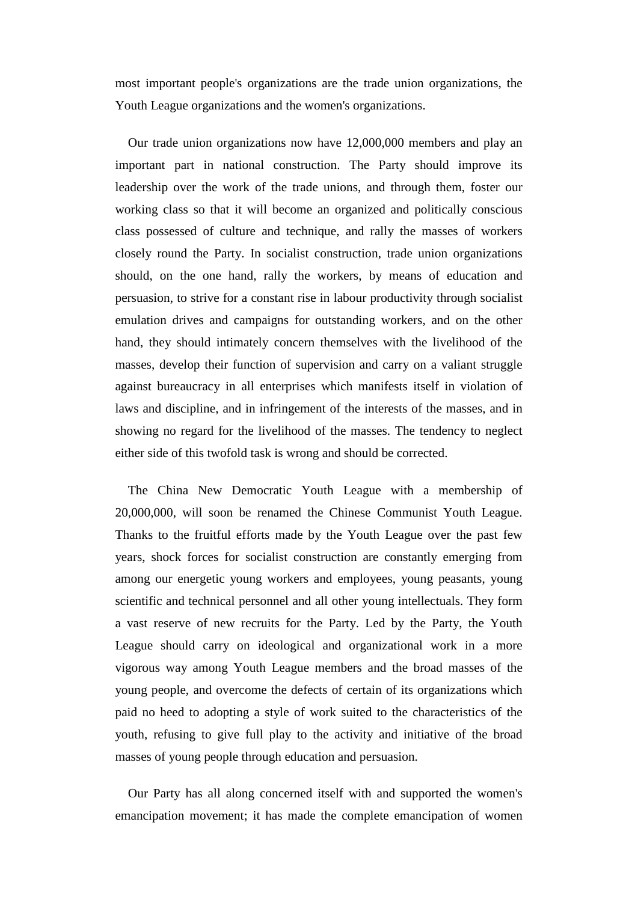most important people's organizations are the trade union organizations, the Youth League organizations and the women's organizations.

Our trade union organizations now have 12,000,000 members and play an important part in national construction. The Party should improve its leadership over the work of the trade unions, and through them, foster our working class so that it will become an organized and politically conscious class possessed of culture and technique, and rally the masses of workers closely round the Party. In socialist construction, trade union organizations should, on the one hand, rally the workers, by means of education and persuasion, to strive for a constant rise in labour productivity through socialist emulation drives and campaigns for outstanding workers, and on the other hand, they should intimately concern themselves with the livelihood of the masses, develop their function of supervision and carry on a valiant struggle against bureaucracy in all enterprises which manifests itself in violation of laws and discipline, and in infringement of the interests of the masses, and in showing no regard for the livelihood of the masses. The tendency to neglect either side of this twofold task is wrong and should be corrected.

The China New Democratic Youth League with a membership of 20,000,000, will soon be renamed the Chinese Communist Youth League. Thanks to the fruitful efforts made by the Youth League over the past few years, shock forces for socialist construction are constantly emerging from among our energetic young workers and employees, young peasants, young scientific and technical personnel and all other young intellectuals. They form a vast reserve of new recruits for the Party. Led by the Party, the Youth League should carry on ideological and organizational work in a more vigorous way among Youth League members and the broad masses of the young people, and overcome the defects of certain of its organizations which paid no heed to adopting a style of work suited to the characteristics of the youth, refusing to give full play to the activity and initiative of the broad masses of young people through education and persuasion.

Our Party has all along concerned itself with and supported the women's emancipation movement; it has made the complete emancipation of women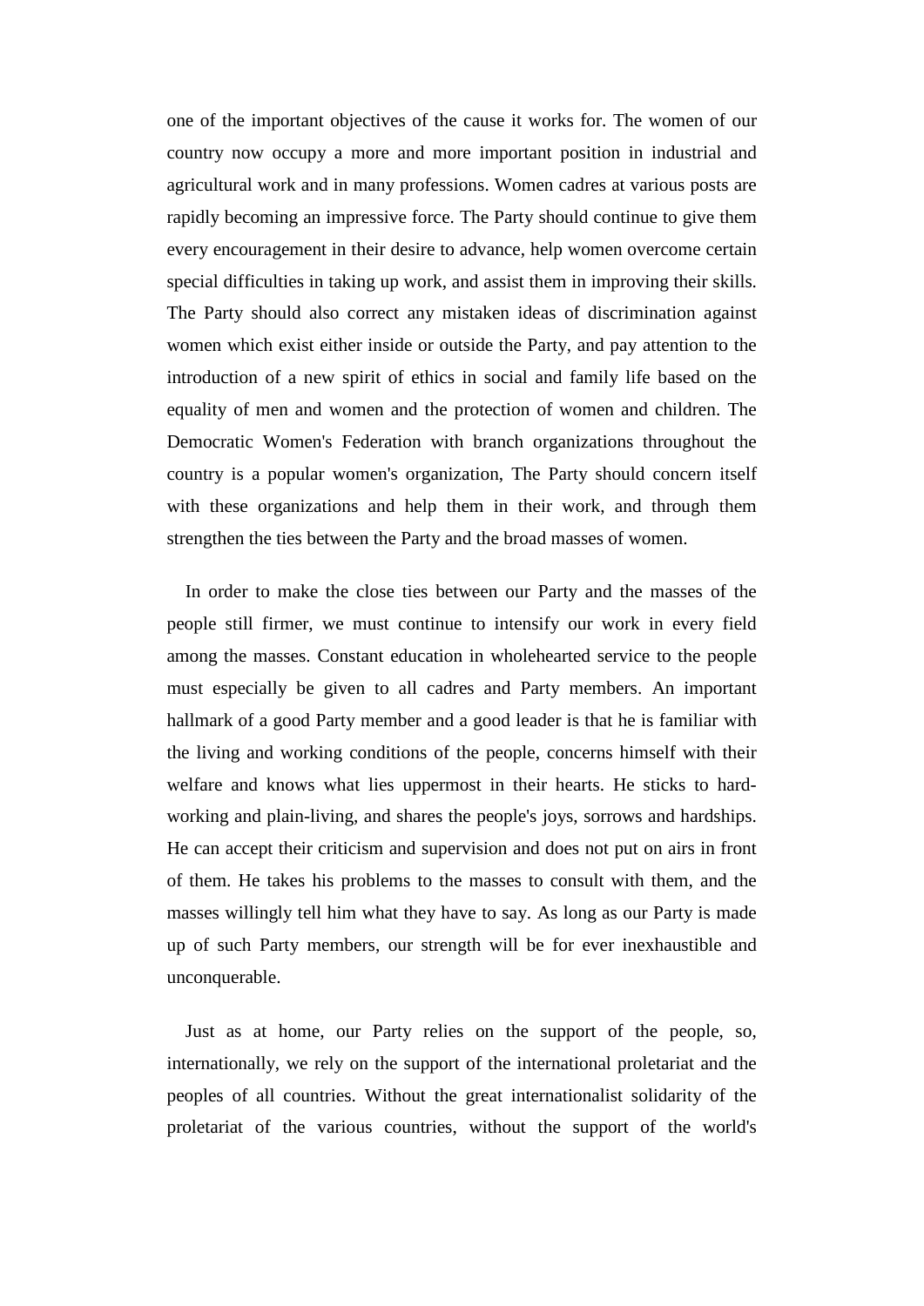one of the important objectives of the cause it works for. The women of our country now occupy a more and more important position in industrial and agricultural work and in many professions. Women cadres at various posts are rapidly becoming an impressive force. The Party should continue to give them every encouragement in their desire to advance, help women overcome certain special difficulties in taking up work, and assist them in improving their skills. The Party should also correct any mistaken ideas of discrimination against women which exist either inside or outside the Party, and pay attention to the introduction of a new spirit of ethics in social and family life based on the equality of men and women and the protection of women and children. The Democratic Women's Federation with branch organizations throughout the country is a popular women's organization, The Party should concern itself with these organizations and help them in their work, and through them strengthen the ties between the Party and the broad masses of women.

In order to make the close ties between our Party and the masses of the people still firmer, we must continue to intensify our work in every field among the masses. Constant education in wholehearted service to the people must especially be given to all cadres and Party members. An important hallmark of a good Party member and a good leader is that he is familiar with the living and working conditions of the people, concerns himself with their welfare and knows what lies uppermost in their hearts. He sticks to hard-working and plain-living, and shares the people's joys, sorrows and hardships. He can accept their criticism and supervision and does not put on airs in front of them. He takes his problems to the masses to consult with them, and the masses willingly tell him what they have to say. As long as our Party is made up of such Party members, our strength will be for ever inexhaustible and unconquerable.

Just as at home, our Party relies on the support of the people, so, internationally, we rely on the support of the international proletariat and the peoples of all countries. Without the great internationalist solidarity of the proletariat of the various countries, without the support of the world's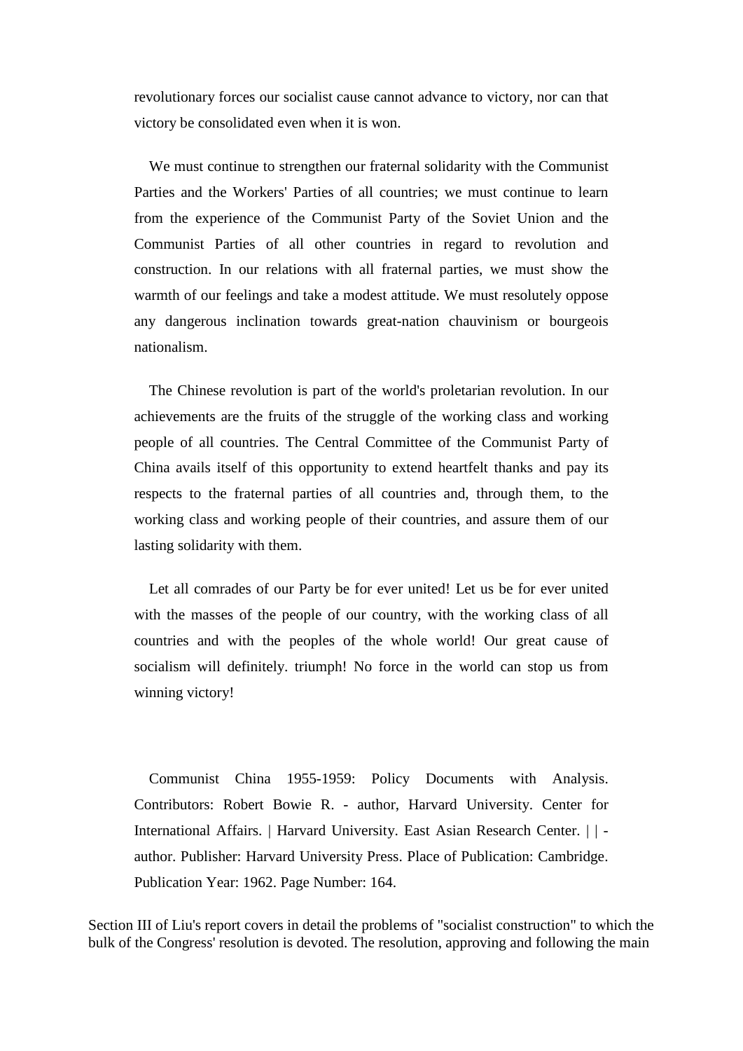revolutionary forces our socialist cause cannot advance to victory, nor can that victory be consolidated even when it is won.

We must continue to strengthen our fraternal solidarity with the Communist Parties and the Workers' Parties of all countries; we must continue to learn from the experience of the Communist Party of the Soviet Union and the Communist Parties of all other countries in regard to revolution and construction. In our relations with all fraternal parties, we must show the warmth of our feelings and take a modest attitude. We must resolutely oppose any dangerous inclination towards great-nation chauvinism or bourgeois nationalism.

The Chinese revolution is part of the world's proletarian revolution. In our achievements are the fruits of the struggle of the working class and working people of all countries. The Central Committee of the Communist Party of China avails itself of this opportunity to extend heartfelt thanks and pay its respects to the fraternal parties of all countries and, through them, to the working class and working people of their countries, and assure them of our lasting solidarity with them.

Let all comrades of our Party be for ever united! Let us be for ever united with the masses of the people of our country, with the working class of all countries and with the peoples of the whole world! Our great cause of socialism will definitely. triumph! No force in the world can stop us from winning victory!

Communist China 1955-1959: Policy Documents with Analysis. Contributors: Robert Bowie R. - author, Harvard University. Center for International Affairs. | Harvard University. East Asian Research Center. | | - author. Publisher: Harvard University Press. Place of Publication: Cambridge. Publication Year: 1962. Page Number: 164.

Section III of Liu's report covers in detail the problems of "socialist construction" to which the bulk of the Congress' resolution is devoted. The resolution, approving and following the main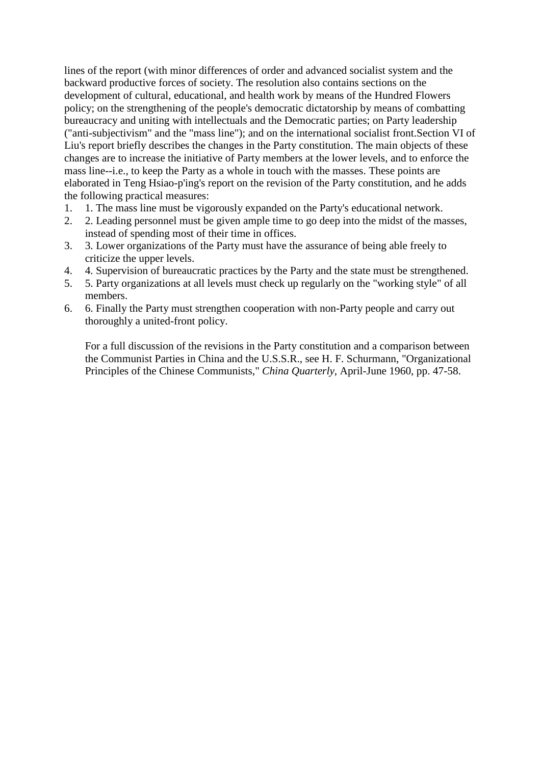lines of the report (with minor differences of order and advanced socialist system and the backward productive forces of society. The resolution also contains sections on the development of cultural, educational, and health work by means of the Hundred Flowers policy; on the strengthening of the people's democratic dictatorship by means of combatting bureaucracy and uniting with intellectuals and the Democratic parties; on Party leadership ("anti-subjectivism" and the "mass line"); and on the international socialist front.Section VI of Liu's report briefly describes the changes in the Party constitution. The main objects of these changes are to increase the initiative of Party members at the lower levels, and to enforce the mass line--i.e., to keep the Party as a whole in touch with the masses. These points are elaborated in Teng Hsiao-p'ing's report on the revision of the Party constitution, and he adds the following practical measures:

1. 1. The mass line must be vigorously expanded on the Party's educational network.
2. 2. Leading personnel must be given ample time to go deep into the midst of the masses, instead of spending most of their time in offices.
3. 3. Lower organizations of the Party must have the assurance of being able freely to criticize the upper levels.
4. 4. Supervision of bureaucratic practices by the Party and the state must be strengthened.
5. 5. Party organizations at all levels must check up regularly on the "working style" of all members.
6. 6. Finally the Party must strengthen cooperation with non-Party people and carry out thoroughly a united-front policy.

   For a full discussion of the revisions in the Party constitution and a comparison between the Communist Parties in China and the U.S.S.R., see H. F. Schurmann, "Organizational Principles of the Chinese Communists," *China Quarterly*, April-June 1960, pp. 47-58.